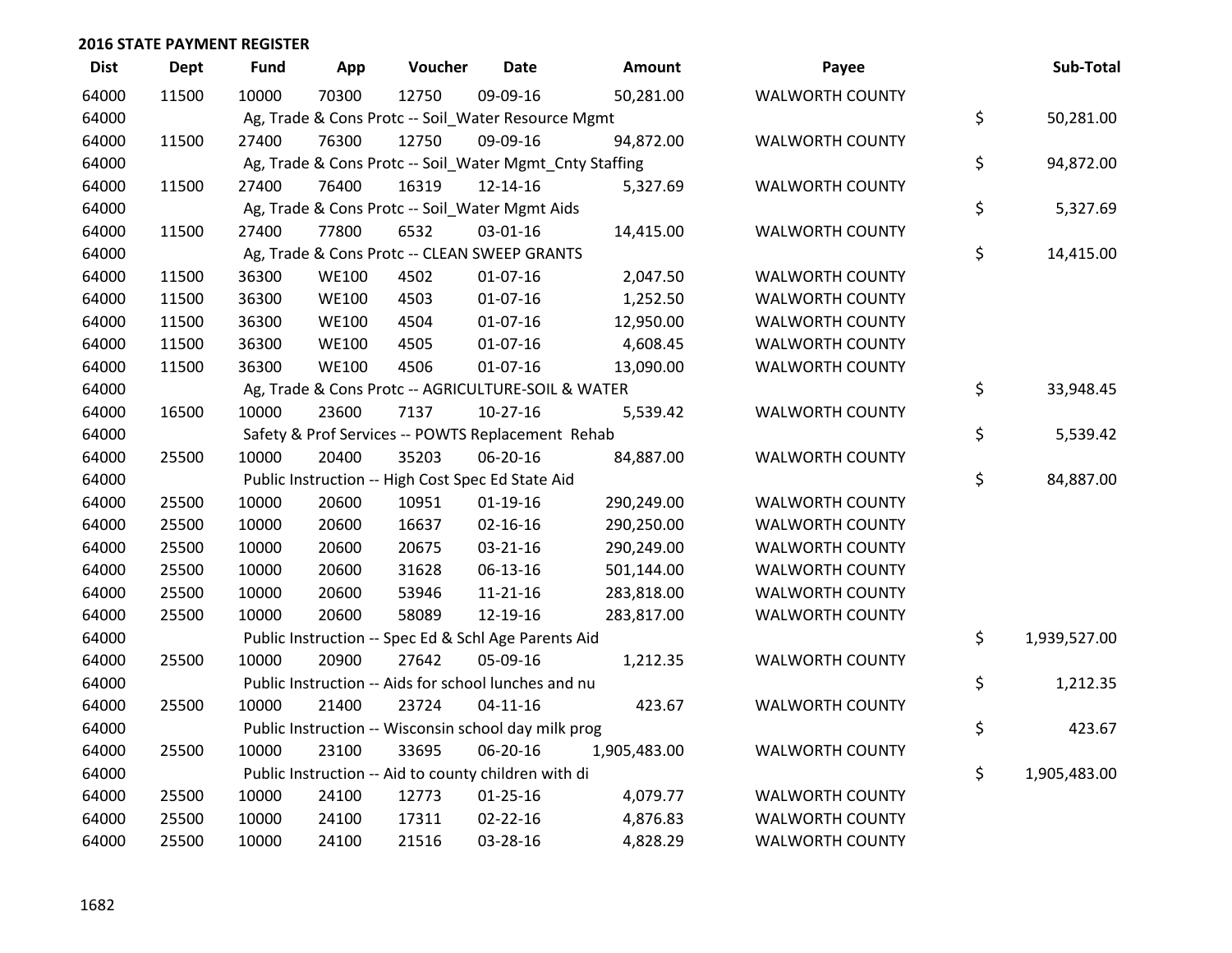# 2016 STATE PAYMENT REGISTER

| Dist | Dept | Fund | App | Voucher | Date | Amount | Payee | Sub-Total |
|---|---|---|---|---|---|---|---|---|
| 64000 | 11500 | 10000 | 70300 | 12750 | 09-09-16 | 50,281.00 | WALWORTH COUNTY | |
| 64000 | | Ag, Trade & Cons Protc -- Soil_Water Resource Mgmt | | | | | | $ 50,281.00 |
| 64000 | 11500 | 27400 | 76300 | 12750 | 09-09-16 | 94,872.00 | WALWORTH COUNTY | |
| 64000 | | Ag, Trade & Cons Protc -- Soil_Water Mgmt_Cnty Staffing | | | | | | $ 94,872.00 |
| 64000 | 11500 | 27400 | 76400 | 16319 | 12-14-16 | 5,327.69 | WALWORTH COUNTY | |
| 64000 | | Ag, Trade & Cons Protc -- Soil_Water Mgmt Aids | | | | | | $ 5,327.69 |
| 64000 | 11500 | 27400 | 77800 | 6532 | 03-01-16 | 14,415.00 | WALWORTH COUNTY | |
| 64000 | | Ag, Trade & Cons Protc -- CLEAN SWEEP GRANTS | | | | | | $ 14,415.00 |
| 64000 | 11500 | 36300 | WE100 | 4502 | 01-07-16 | 2,047.50 | WALWORTH COUNTY | |
| 64000 | 11500 | 36300 | WE100 | 4503 | 01-07-16 | 1,252.50 | WALWORTH COUNTY | |
| 64000 | 11500 | 36300 | WE100 | 4504 | 01-07-16 | 12,950.00 | WALWORTH COUNTY | |
| 64000 | 11500 | 36300 | WE100 | 4505 | 01-07-16 | 4,608.45 | WALWORTH COUNTY | |
| 64000 | 11500 | 36300 | WE100 | 4506 | 01-07-16 | 13,090.00 | WALWORTH COUNTY | |
| 64000 | | Ag, Trade & Cons Protc -- AGRICULTURE-SOIL & WATER | | | | | | $ 33,948.45 |
| 64000 | 16500 | 10000 | 23600 | 7137 | 10-27-16 | 5,539.42 | WALWORTH COUNTY | |
| 64000 | | Safety & Prof Services -- POWTS Replacement Rehab | | | | | | $ 5,539.42 |
| 64000 | 25500 | 10000 | 20400 | 35203 | 06-20-16 | 84,887.00 | WALWORTH COUNTY | |
| 64000 | | Public Instruction -- High Cost Spec Ed State Aid | | | | | | $ 84,887.00 |
| 64000 | 25500 | 10000 | 20600 | 10951 | 01-19-16 | 290,249.00 | WALWORTH COUNTY | |
| 64000 | 25500 | 10000 | 20600 | 16637 | 02-16-16 | 290,250.00 | WALWORTH COUNTY | |
| 64000 | 25500 | 10000 | 20600 | 20675 | 03-21-16 | 290,249.00 | WALWORTH COUNTY | |
| 64000 | 25500 | 10000 | 20600 | 31628 | 06-13-16 | 501,144.00 | WALWORTH COUNTY | |
| 64000 | 25500 | 10000 | 20600 | 53946 | 11-21-16 | 283,818.00 | WALWORTH COUNTY | |
| 64000 | 25500 | 10000 | 20600 | 58089 | 12-19-16 | 283,817.00 | WALWORTH COUNTY | |
| 64000 | | Public Instruction -- Spec Ed & Schl Age Parents Aid | | | | | | $ 1,939,527.00 |
| 64000 | 25500 | 10000 | 20900 | 27642 | 05-09-16 | 1,212.35 | WALWORTH COUNTY | |
| 64000 | | Public Instruction -- Aids for school lunches and nu | | | | | | $ 1,212.35 |
| 64000 | 25500 | 10000 | 21400 | 23724 | 04-11-16 | 423.67 | WALWORTH COUNTY | |
| 64000 | | Public Instruction -- Wisconsin school day milk prog | | | | | | $ 423.67 |
| 64000 | 25500 | 10000 | 23100 | 33695 | 06-20-16 | 1,905,483.00 | WALWORTH COUNTY | |
| 64000 | | Public Instruction -- Aid to county children with di | | | | | | $ 1,905,483.00 |
| 64000 | 25500 | 10000 | 24100 | 12773 | 01-25-16 | 4,079.77 | WALWORTH COUNTY | |
| 64000 | 25500 | 10000 | 24100 | 17311 | 02-22-16 | 4,876.83 | WALWORTH COUNTY | |
| 64000 | 25500 | 10000 | 24100 | 21516 | 03-28-16 | 4,828.29 | WALWORTH COUNTY | |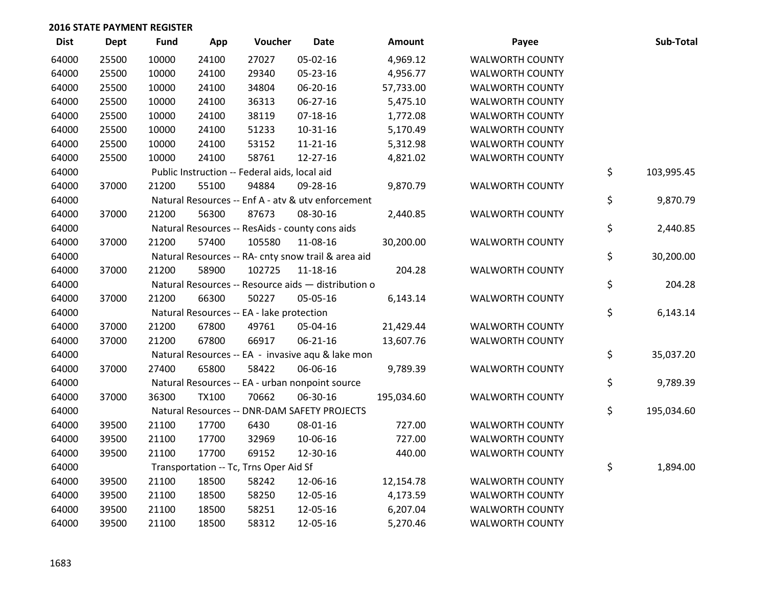**2016 STATE PAYMENT REGISTER**

| Dist | Dept | Fund | App | Voucher | Date | Amount | Payee | Sub-Total |
|---|---|---|---|---|---|---|---|---|
| 64000 | 25500 | 10000 | 24100 | 27027 | 05-02-16 | 4,969.12 | WALWORTH COUNTY | |
| 64000 | 25500 | 10000 | 24100 | 29340 | 05-23-16 | 4,956.77 | WALWORTH COUNTY | |
| 64000 | 25500 | 10000 | 24100 | 34804 | 06-20-16 | 57,733.00 | WALWORTH COUNTY | |
| 64000 | 25500 | 10000 | 24100 | 36313 | 06-27-16 | 5,475.10 | WALWORTH COUNTY | |
| 64000 | 25500 | 10000 | 24100 | 38119 | 07-18-16 | 1,772.08 | WALWORTH COUNTY | |
| 64000 | 25500 | 10000 | 24100 | 51233 | 10-31-16 | 5,170.49 | WALWORTH COUNTY | |
| 64000 | 25500 | 10000 | 24100 | 53152 | 11-21-16 | 5,312.98 | WALWORTH COUNTY | |
| 64000 | 25500 | 10000 | 24100 | 58761 | 12-27-16 | 4,821.02 | WALWORTH COUNTY | |
| 64000 | | Public Instruction -- Federal aids, local aid | | | | | | $ 103,995.45 |
| 64000 | 37000 | 21200 | 55100 | 94884 | 09-28-16 | 9,870.79 | WALWORTH COUNTY | |
| 64000 | | Natural Resources -- Enf A - atv & utv enforcement | | | | | | $ 9,870.79 |
| 64000 | 37000 | 21200 | 56300 | 87673 | 08-30-16 | 2,440.85 | WALWORTH COUNTY | |
| 64000 | | Natural Resources -- ResAids - county cons aids | | | | | | $ 2,440.85 |
| 64000 | 37000 | 21200 | 57400 | 105580 | 11-08-16 | 30,200.00 | WALWORTH COUNTY | |
| 64000 | | Natural Resources -- RA- cnty snow trail & area aid | | | | | | $ 30,200.00 |
| 64000 | 37000 | 21200 | 58900 | 102725 | 11-18-16 | 204.28 | WALWORTH COUNTY | |
| 64000 | | Natural Resources -- Resource aids — distribution o | | | | | | $ 204.28 |
| 64000 | 37000 | 21200 | 66300 | 50227 | 05-05-16 | 6,143.14 | WALWORTH COUNTY | |
| 64000 | | Natural Resources -- EA - lake protection | | | | | | $ 6,143.14 |
| 64000 | 37000 | 21200 | 67800 | 49761 | 05-04-16 | 21,429.44 | WALWORTH COUNTY | |
| 64000 | 37000 | 21200 | 67800 | 66917 | 06-21-16 | 13,607.76 | WALWORTH COUNTY | |
| 64000 | | Natural Resources -- EA - invasive aqu & lake mon | | | | | | $ 35,037.20 |
| 64000 | 37000 | 27400 | 65800 | 58422 | 06-06-16 | 9,789.39 | WALWORTH COUNTY | |
| 64000 | | Natural Resources -- EA - urban nonpoint source | | | | | | $ 9,789.39 |
| 64000 | 37000 | 36300 | TX100 | 70662 | 06-30-16 | 195,034.60 | WALWORTH COUNTY | |
| 64000 | | Natural Resources -- DNR-DAM SAFETY PROJECTS | | | | | | $ 195,034.60 |
| 64000 | 39500 | 21100 | 17700 | 6430 | 08-01-16 | 727.00 | WALWORTH COUNTY | |
| 64000 | 39500 | 21100 | 17700 | 32969 | 10-06-16 | 727.00 | WALWORTH COUNTY | |
| 64000 | 39500 | 21100 | 17700 | 69152 | 12-30-16 | 440.00 | WALWORTH COUNTY | |
| 64000 | | Transportation -- Tc, Trns Oper Aid Sf | | | | | | $ 1,894.00 |
| 64000 | 39500 | 21100 | 18500 | 58242 | 12-06-16 | 12,154.78 | WALWORTH COUNTY | |
| 64000 | 39500 | 21100 | 18500 | 58250 | 12-05-16 | 4,173.59 | WALWORTH COUNTY | |
| 64000 | 39500 | 21100 | 18500 | 58251 | 12-05-16 | 6,207.04 | WALWORTH COUNTY | |
| 64000 | 39500 | 21100 | 18500 | 58312 | 12-05-16 | 5,270.46 | WALWORTH COUNTY | |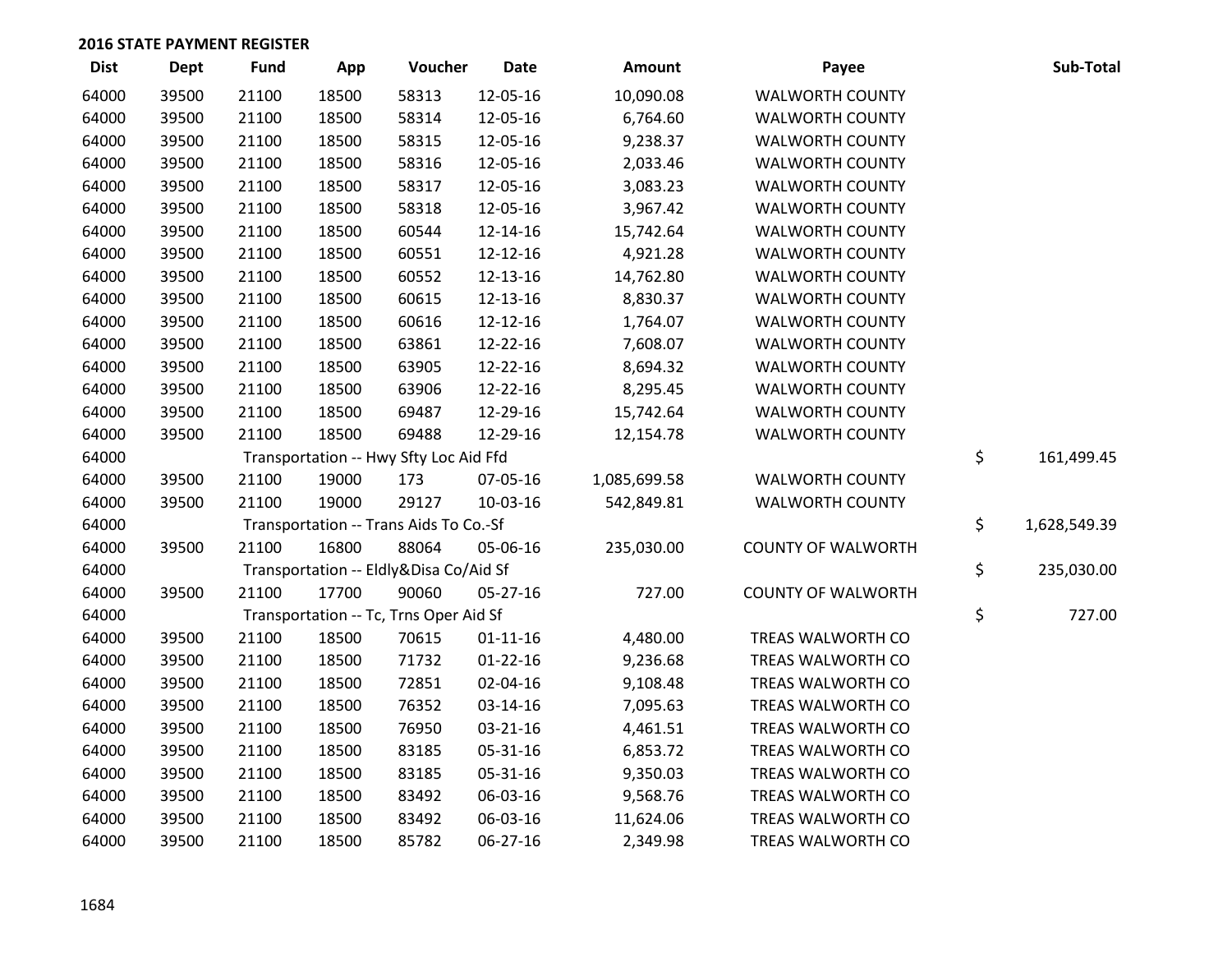**2016 STATE PAYMENT REGISTER**

| Dist | Dept | Fund | App | Voucher | Date | Amount | Payee | Sub-Total |
|---|---|---|---|---|---|---|---|---|
| 64000 | 39500 | 21100 | 18500 | 58313 | 12-05-16 | 10,090.08 | WALWORTH COUNTY | |
| 64000 | 39500 | 21100 | 18500 | 58314 | 12-05-16 | 6,764.60 | WALWORTH COUNTY | |
| 64000 | 39500 | 21100 | 18500 | 58315 | 12-05-16 | 9,238.37 | WALWORTH COUNTY | |
| 64000 | 39500 | 21100 | 18500 | 58316 | 12-05-16 | 2,033.46 | WALWORTH COUNTY | |
| 64000 | 39500 | 21100 | 18500 | 58317 | 12-05-16 | 3,083.23 | WALWORTH COUNTY | |
| 64000 | 39500 | 21100 | 18500 | 58318 | 12-05-16 | 3,967.42 | WALWORTH COUNTY | |
| 64000 | 39500 | 21100 | 18500 | 60544 | 12-14-16 | 15,742.64 | WALWORTH COUNTY | |
| 64000 | 39500 | 21100 | 18500 | 60551 | 12-12-16 | 4,921.28 | WALWORTH COUNTY | |
| 64000 | 39500 | 21100 | 18500 | 60552 | 12-13-16 | 14,762.80 | WALWORTH COUNTY | |
| 64000 | 39500 | 21100 | 18500 | 60615 | 12-13-16 | 8,830.37 | WALWORTH COUNTY | |
| 64000 | 39500 | 21100 | 18500 | 60616 | 12-12-16 | 1,764.07 | WALWORTH COUNTY | |
| 64000 | 39500 | 21100 | 18500 | 63861 | 12-22-16 | 7,608.07 | WALWORTH COUNTY | |
| 64000 | 39500 | 21100 | 18500 | 63905 | 12-22-16 | 8,694.32 | WALWORTH COUNTY | |
| 64000 | 39500 | 21100 | 18500 | 63906 | 12-22-16 | 8,295.45 | WALWORTH COUNTY | |
| 64000 | 39500 | 21100 | 18500 | 69487 | 12-29-16 | 15,742.64 | WALWORTH COUNTY | |
| 64000 | 39500 | 21100 | 18500 | 69488 | 12-29-16 | 12,154.78 | WALWORTH COUNTY | |
| 64000 | | Transportation -- Hwy Sfty Loc Aid Ffd | | | | | | $ 161,499.45 |
| 64000 | 39500 | 21100 | 19000 | 173 | 07-05-16 | 1,085,699.58 | WALWORTH COUNTY | |
| 64000 | 39500 | 21100 | 19000 | 29127 | 10-03-16 | 542,849.81 | WALWORTH COUNTY | |
| 64000 | | Transportation -- Trans Aids To Co.-Sf | | | | | | $ 1,628,549.39 |
| 64000 | 39500 | 21100 | 16800 | 88064 | 05-06-16 | 235,030.00 | COUNTY OF WALWORTH | |
| 64000 | | Transportation -- Eldly&Disa Co/Aid Sf | | | | | | $ 235,030.00 |
| 64000 | 39500 | 21100 | 17700 | 90060 | 05-27-16 | 727.00 | COUNTY OF WALWORTH | |
| 64000 | | Transportation -- Tc, Trns Oper Aid Sf | | | | | | $ 727.00 |
| 64000 | 39500 | 21100 | 18500 | 70615 | 01-11-16 | 4,480.00 | TREAS WALWORTH CO | |
| 64000 | 39500 | 21100 | 18500 | 71732 | 01-22-16 | 9,236.68 | TREAS WALWORTH CO | |
| 64000 | 39500 | 21100 | 18500 | 72851 | 02-04-16 | 9,108.48 | TREAS WALWORTH CO | |
| 64000 | 39500 | 21100 | 18500 | 76352 | 03-14-16 | 7,095.63 | TREAS WALWORTH CO | |
| 64000 | 39500 | 21100 | 18500 | 76950 | 03-21-16 | 4,461.51 | TREAS WALWORTH CO | |
| 64000 | 39500 | 21100 | 18500 | 83185 | 05-31-16 | 6,853.72 | TREAS WALWORTH CO | |
| 64000 | 39500 | 21100 | 18500 | 83185 | 05-31-16 | 9,350.03 | TREAS WALWORTH CO | |
| 64000 | 39500 | 21100 | 18500 | 83492 | 06-03-16 | 9,568.76 | TREAS WALWORTH CO | |
| 64000 | 39500 | 21100 | 18500 | 83492 | 06-03-16 | 11,624.06 | TREAS WALWORTH CO | |
| 64000 | 39500 | 21100 | 18500 | 85782 | 06-27-16 | 2,349.98 | TREAS WALWORTH CO | |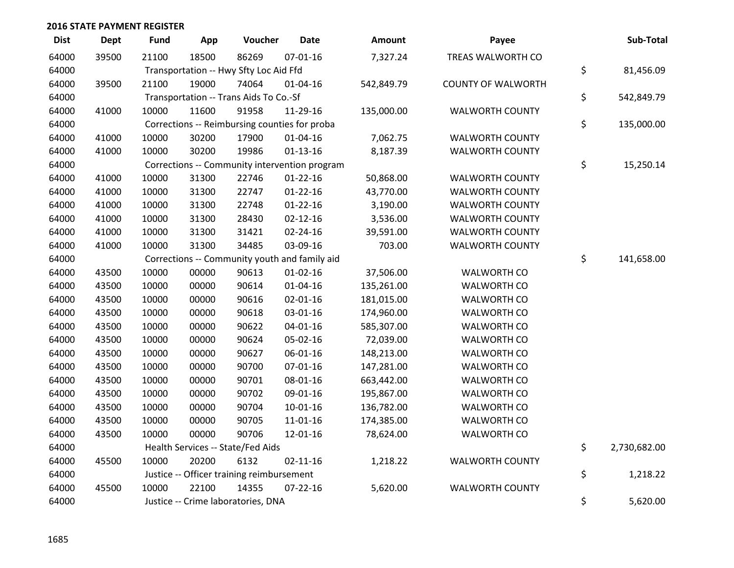## 2016 STATE PAYMENT REGISTER

| Dist | Dept | Fund | App | Voucher | Date | Amount | Payee | Sub-Total |
|---|---|---|---|---|---|---|---|---|
| 64000 | 39500 | 21100 | 18500 | 86269 | 07-01-16 | 7,327.24 | TREAS WALWORTH CO | |
| 64000 | | Transportation -- Hwy Sfty Loc Aid Ffd | | | | | | $ 81,456.09 |
| 64000 | 39500 | 21100 | 19000 | 74064 | 01-04-16 | 542,849.79 | COUNTY OF WALWORTH | |
| 64000 | | Transportation -- Trans Aids To Co.-Sf | | | | | | $ 542,849.79 |
| 64000 | 41000 | 10000 | 11600 | 91958 | 11-29-16 | 135,000.00 | WALWORTH COUNTY | |
| 64000 | | Corrections -- Reimbursing counties for proba | | | | | | $ 135,000.00 |
| 64000 | 41000 | 10000 | 30200 | 17900 | 01-04-16 | 7,062.75 | WALWORTH COUNTY | |
| 64000 | 41000 | 10000 | 30200 | 19986 | 01-13-16 | 8,187.39 | WALWORTH COUNTY | |
| 64000 | | Corrections -- Community intervention program | | | | | | $ 15,250.14 |
| 64000 | 41000 | 10000 | 31300 | 22746 | 01-22-16 | 50,868.00 | WALWORTH COUNTY | |
| 64000 | 41000 | 10000 | 31300 | 22747 | 01-22-16 | 43,770.00 | WALWORTH COUNTY | |
| 64000 | 41000 | 10000 | 31300 | 22748 | 01-22-16 | 3,190.00 | WALWORTH COUNTY | |
| 64000 | 41000 | 10000 | 31300 | 28430 | 02-12-16 | 3,536.00 | WALWORTH COUNTY | |
| 64000 | 41000 | 10000 | 31300 | 31421 | 02-24-16 | 39,591.00 | WALWORTH COUNTY | |
| 64000 | 41000 | 10000 | 31300 | 34485 | 03-09-16 | 703.00 | WALWORTH COUNTY | |
| 64000 | | Corrections -- Community youth and family aid | | | | | | $ 141,658.00 |
| 64000 | 43500 | 10000 | 00000 | 90613 | 01-02-16 | 37,506.00 | WALWORTH CO | |
| 64000 | 43500 | 10000 | 00000 | 90614 | 01-04-16 | 135,261.00 | WALWORTH CO | |
| 64000 | 43500 | 10000 | 00000 | 90616 | 02-01-16 | 181,015.00 | WALWORTH CO | |
| 64000 | 43500 | 10000 | 00000 | 90618 | 03-01-16 | 174,960.00 | WALWORTH CO | |
| 64000 | 43500 | 10000 | 00000 | 90622 | 04-01-16 | 585,307.00 | WALWORTH CO | |
| 64000 | 43500 | 10000 | 00000 | 90624 | 05-02-16 | 72,039.00 | WALWORTH CO | |
| 64000 | 43500 | 10000 | 00000 | 90627 | 06-01-16 | 148,213.00 | WALWORTH CO | |
| 64000 | 43500 | 10000 | 00000 | 90700 | 07-01-16 | 147,281.00 | WALWORTH CO | |
| 64000 | 43500 | 10000 | 00000 | 90701 | 08-01-16 | 663,442.00 | WALWORTH CO | |
| 64000 | 43500 | 10000 | 00000 | 90702 | 09-01-16 | 195,867.00 | WALWORTH CO | |
| 64000 | 43500 | 10000 | 00000 | 90704 | 10-01-16 | 136,782.00 | WALWORTH CO | |
| 64000 | 43500 | 10000 | 00000 | 90705 | 11-01-16 | 174,385.00 | WALWORTH CO | |
| 64000 | 43500 | 10000 | 00000 | 90706 | 12-01-16 | 78,624.00 | WALWORTH CO | |
| 64000 | | Health Services -- State/Fed Aids | | | | | | $ 2,730,682.00 |
| 64000 | 45500 | 10000 | 20200 | 6132 | 02-11-16 | 1,218.22 | WALWORTH COUNTY | |
| 64000 | | Justice -- Officer training reimbursement | | | | | | $ 1,218.22 |
| 64000 | 45500 | 10000 | 22100 | 14355 | 07-22-16 | 5,620.00 | WALWORTH COUNTY | |
| 64000 | | Justice -- Crime laboratories, DNA | | | | | | $ 5,620.00 |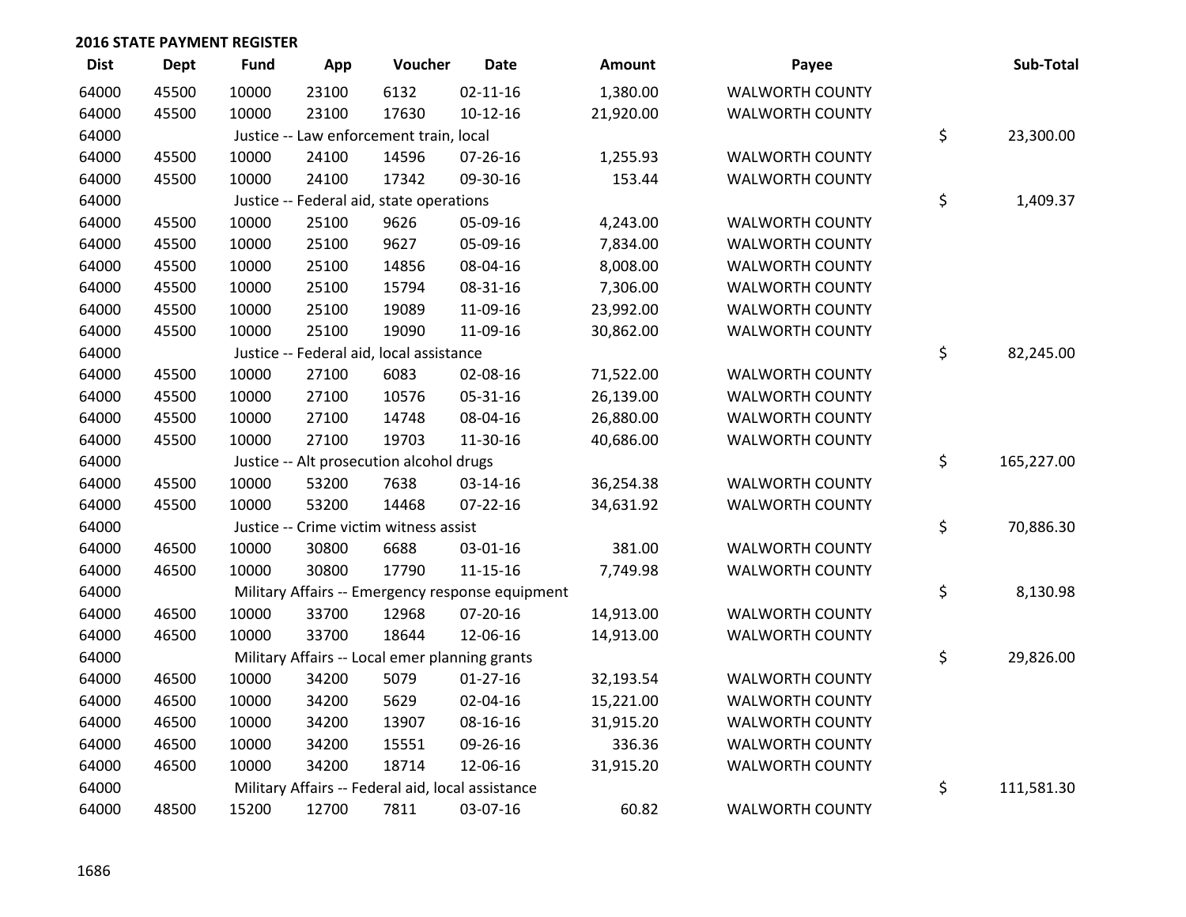## 2016 STATE PAYMENT REGISTER

| Dist | Dept | Fund | App | Voucher | Date | Amount | Payee | Sub-Total |
|---|---|---|---|---|---|---|---|---|
| 64000 | 45500 | 10000 | 23100 | 6132 | 02-11-16 | 1,380.00 | WALWORTH COUNTY | |
| 64000 | 45500 | 10000 | 23100 | 17630 | 10-12-16 | 21,920.00 | WALWORTH COUNTY | |
| 64000 | | Justice -- Law enforcement train, local | | | | | | $ 23,300.00 |
| 64000 | 45500 | 10000 | 24100 | 14596 | 07-26-16 | 1,255.93 | WALWORTH COUNTY | |
| 64000 | 45500 | 10000 | 24100 | 17342 | 09-30-16 | 153.44 | WALWORTH COUNTY | |
| 64000 | | Justice -- Federal aid, state operations | | | | | | $ 1,409.37 |
| 64000 | 45500 | 10000 | 25100 | 9626 | 05-09-16 | 4,243.00 | WALWORTH COUNTY | |
| 64000 | 45500 | 10000 | 25100 | 9627 | 05-09-16 | 7,834.00 | WALWORTH COUNTY | |
| 64000 | 45500 | 10000 | 25100 | 14856 | 08-04-16 | 8,008.00 | WALWORTH COUNTY | |
| 64000 | 45500 | 10000 | 25100 | 15794 | 08-31-16 | 7,306.00 | WALWORTH COUNTY | |
| 64000 | 45500 | 10000 | 25100 | 19089 | 11-09-16 | 23,992.00 | WALWORTH COUNTY | |
| 64000 | 45500 | 10000 | 25100 | 19090 | 11-09-16 | 30,862.00 | WALWORTH COUNTY | |
| 64000 | | Justice -- Federal aid, local assistance | | | | | | $ 82,245.00 |
| 64000 | 45500 | 10000 | 27100 | 6083 | 02-08-16 | 71,522.00 | WALWORTH COUNTY | |
| 64000 | 45500 | 10000 | 27100 | 10576 | 05-31-16 | 26,139.00 | WALWORTH COUNTY | |
| 64000 | 45500 | 10000 | 27100 | 14748 | 08-04-16 | 26,880.00 | WALWORTH COUNTY | |
| 64000 | 45500 | 10000 | 27100 | 19703 | 11-30-16 | 40,686.00 | WALWORTH COUNTY | |
| 64000 | | Justice -- Alt prosecution alcohol drugs | | | | | | $ 165,227.00 |
| 64000 | 45500 | 10000 | 53200 | 7638 | 03-14-16 | 36,254.38 | WALWORTH COUNTY | |
| 64000 | 45500 | 10000 | 53200 | 14468 | 07-22-16 | 34,631.92 | WALWORTH COUNTY | |
| 64000 | | Justice -- Crime victim witness assist | | | | | | $ 70,886.30 |
| 64000 | 46500 | 10000 | 30800 | 6688 | 03-01-16 | 381.00 | WALWORTH COUNTY | |
| 64000 | 46500 | 10000 | 30800 | 17790 | 11-15-16 | 7,749.98 | WALWORTH COUNTY | |
| 64000 | | Military Affairs -- Emergency response equipment | | | | | | $ 8,130.98 |
| 64000 | 46500 | 10000 | 33700 | 12968 | 07-20-16 | 14,913.00 | WALWORTH COUNTY | |
| 64000 | 46500 | 10000 | 33700 | 18644 | 12-06-16 | 14,913.00 | WALWORTH COUNTY | |
| 64000 | | Military Affairs -- Local emer planning grants | | | | | | $ 29,826.00 |
| 64000 | 46500 | 10000 | 34200 | 5079 | 01-27-16 | 32,193.54 | WALWORTH COUNTY | |
| 64000 | 46500 | 10000 | 34200 | 5629 | 02-04-16 | 15,221.00 | WALWORTH COUNTY | |
| 64000 | 46500 | 10000 | 34200 | 13907 | 08-16-16 | 31,915.20 | WALWORTH COUNTY | |
| 64000 | 46500 | 10000 | 34200 | 15551 | 09-26-16 | 336.36 | WALWORTH COUNTY | |
| 64000 | 46500 | 10000 | 34200 | 18714 | 12-06-16 | 31,915.20 | WALWORTH COUNTY | |
| 64000 | | Military Affairs -- Federal aid, local assistance | | | | | | $ 111,581.30 |
| 64000 | 48500 | 15200 | 12700 | 7811 | 03-07-16 | 60.82 | WALWORTH COUNTY | |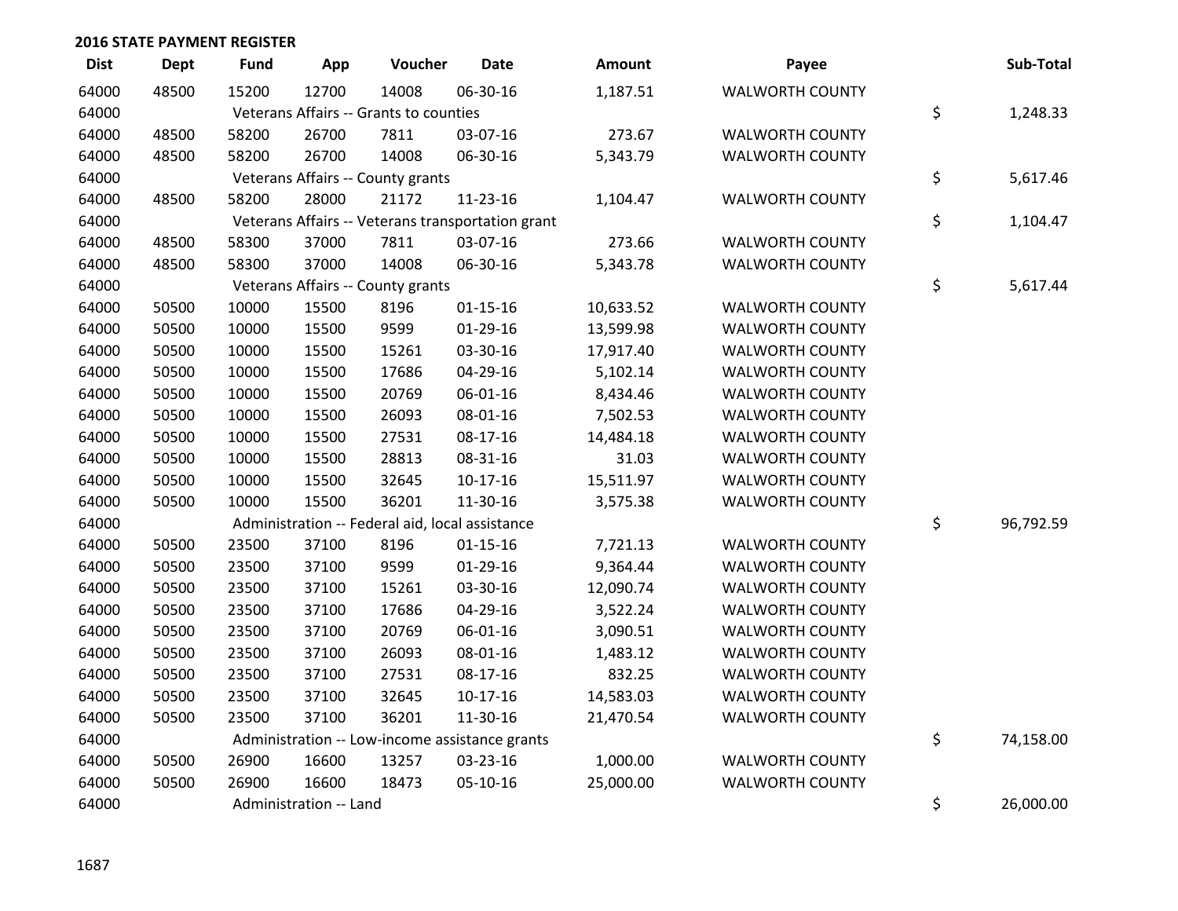## 2016 STATE PAYMENT REGISTER

| Dist | Dept | Fund | App | Voucher | Date | Amount | Payee | Sub-Total |
|---|---|---|---|---|---|---|---|---|
| 64000 | 48500 | 15200 | 12700 | 14008 | 06-30-16 | 1,187.51 | WALWORTH COUNTY | |
| 64000 | | Veterans Affairs -- Grants to counties | | | | | | $ 1,248.33 |
| 64000 | 48500 | 58200 | 26700 | 7811 | 03-07-16 | 273.67 | WALWORTH COUNTY | |
| 64000 | 48500 | 58200 | 26700 | 14008 | 06-30-16 | 5,343.79 | WALWORTH COUNTY | |
| 64000 | | Veterans Affairs -- County grants | | | | | | $ 5,617.46 |
| 64000 | 48500 | 58200 | 28000 | 21172 | 11-23-16 | 1,104.47 | WALWORTH COUNTY | |
| 64000 | | Veterans Affairs -- Veterans transportation grant | | | | | | $ 1,104.47 |
| 64000 | 48500 | 58300 | 37000 | 7811 | 03-07-16 | 273.66 | WALWORTH COUNTY | |
| 64000 | 48500 | 58300 | 37000 | 14008 | 06-30-16 | 5,343.78 | WALWORTH COUNTY | |
| 64000 | | Veterans Affairs -- County grants | | | | | | $ 5,617.44 |
| 64000 | 50500 | 10000 | 15500 | 8196 | 01-15-16 | 10,633.52 | WALWORTH COUNTY | |
| 64000 | 50500 | 10000 | 15500 | 9599 | 01-29-16 | 13,599.98 | WALWORTH COUNTY | |
| 64000 | 50500 | 10000 | 15500 | 15261 | 03-30-16 | 17,917.40 | WALWORTH COUNTY | |
| 64000 | 50500 | 10000 | 15500 | 17686 | 04-29-16 | 5,102.14 | WALWORTH COUNTY | |
| 64000 | 50500 | 10000 | 15500 | 20769 | 06-01-16 | 8,434.46 | WALWORTH COUNTY | |
| 64000 | 50500 | 10000 | 15500 | 26093 | 08-01-16 | 7,502.53 | WALWORTH COUNTY | |
| 64000 | 50500 | 10000 | 15500 | 27531 | 08-17-16 | 14,484.18 | WALWORTH COUNTY | |
| 64000 | 50500 | 10000 | 15500 | 28813 | 08-31-16 | 31.03 | WALWORTH COUNTY | |
| 64000 | 50500 | 10000 | 15500 | 32645 | 10-17-16 | 15,511.97 | WALWORTH COUNTY | |
| 64000 | 50500 | 10000 | 15500 | 36201 | 11-30-16 | 3,575.38 | WALWORTH COUNTY | |
| 64000 | | Administration -- Federal aid, local assistance | | | | | | $ 96,792.59 |
| 64000 | 50500 | 23500 | 37100 | 8196 | 01-15-16 | 7,721.13 | WALWORTH COUNTY | |
| 64000 | 50500 | 23500 | 37100 | 9599 | 01-29-16 | 9,364.44 | WALWORTH COUNTY | |
| 64000 | 50500 | 23500 | 37100 | 15261 | 03-30-16 | 12,090.74 | WALWORTH COUNTY | |
| 64000 | 50500 | 23500 | 37100 | 17686 | 04-29-16 | 3,522.24 | WALWORTH COUNTY | |
| 64000 | 50500 | 23500 | 37100 | 20769 | 06-01-16 | 3,090.51 | WALWORTH COUNTY | |
| 64000 | 50500 | 23500 | 37100 | 26093 | 08-01-16 | 1,483.12 | WALWORTH COUNTY | |
| 64000 | 50500 | 23500 | 37100 | 27531 | 08-17-16 | 832.25 | WALWORTH COUNTY | |
| 64000 | 50500 | 23500 | 37100 | 32645 | 10-17-16 | 14,583.03 | WALWORTH COUNTY | |
| 64000 | 50500 | 23500 | 37100 | 36201 | 11-30-16 | 21,470.54 | WALWORTH COUNTY | |
| 64000 | | Administration -- Low-income assistance grants | | | | | | $ 74,158.00 |
| 64000 | 50500 | 26900 | 16600 | 13257 | 03-23-16 | 1,000.00 | WALWORTH COUNTY | |
| 64000 | 50500 | 26900 | 16600 | 18473 | 05-10-16 | 25,000.00 | WALWORTH COUNTY | |
| 64000 | | Administration -- Land | | | | | | $ 26,000.00 |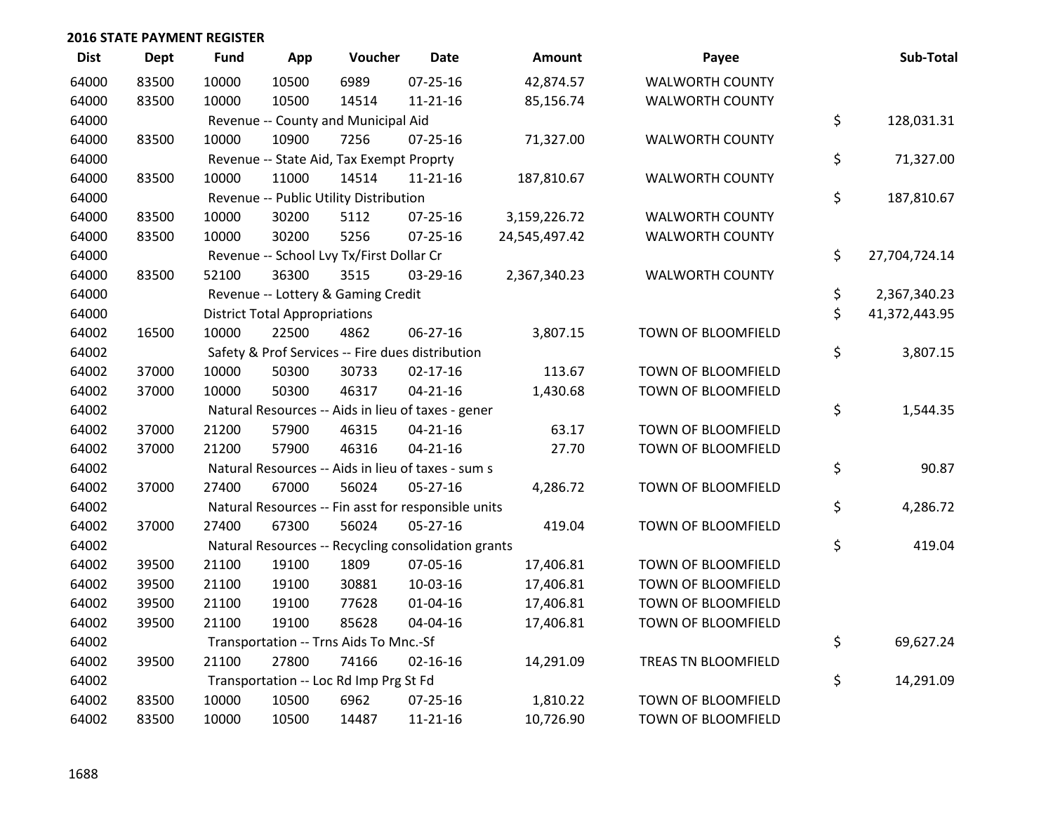## 2016 STATE PAYMENT REGISTER

| Dist | Dept | Fund | App | Voucher | Date | Amount | Payee | Sub-Total |
|---|---|---|---|---|---|---|---|---|
| 64000 | 83500 | 10000 | 10500 | 6989 | 07-25-16 | 42,874.57 | WALWORTH COUNTY | |
| 64000 | 83500 | 10000 | 10500 | 14514 | 11-21-16 | 85,156.74 | WALWORTH COUNTY | |
| 64000 | | Revenue -- County and Municipal Aid | | | | | | $ 128,031.31 |
| 64000 | 83500 | 10000 | 10900 | 7256 | 07-25-16 | 71,327.00 | WALWORTH COUNTY | |
| 64000 | | Revenue -- State Aid, Tax Exempt Proprty | | | | | | $ 71,327.00 |
| 64000 | 83500 | 10000 | 11000 | 14514 | 11-21-16 | 187,810.67 | WALWORTH COUNTY | |
| 64000 | | Revenue -- Public Utility Distribution | | | | | | $ 187,810.67 |
| 64000 | 83500 | 10000 | 30200 | 5112 | 07-25-16 | 3,159,226.72 | WALWORTH COUNTY | |
| 64000 | 83500 | 10000 | 30200 | 5256 | 07-25-16 | 24,545,497.42 | WALWORTH COUNTY | |
| 64000 | | Revenue -- School Lvy Tx/First Dollar Cr | | | | | | $ 27,704,724.14 |
| 64000 | 83500 | 52100 | 36300 | 3515 | 03-29-16 | 2,367,340.23 | WALWORTH COUNTY | |
| 64000 | | Revenue -- Lottery & Gaming Credit | | | | | | $ 2,367,340.23 |
| 64000 | | District Total Appropriations | | | | | | $ 41,372,443.95 |
| 64002 | 16500 | 10000 | 22500 | 4862 | 06-27-16 | 3,807.15 | TOWN OF BLOOMFIELD | |
| 64002 | | Safety & Prof Services -- Fire dues distribution | | | | | | $ 3,807.15 |
| 64002 | 37000 | 10000 | 50300 | 30733 | 02-17-16 | 113.67 | TOWN OF BLOOMFIELD | |
| 64002 | 37000 | 10000 | 50300 | 46317 | 04-21-16 | 1,430.68 | TOWN OF BLOOMFIELD | |
| 64002 | | Natural Resources -- Aids in lieu of taxes - gener | | | | | | $ 1,544.35 |
| 64002 | 37000 | 21200 | 57900 | 46315 | 04-21-16 | 63.17 | TOWN OF BLOOMFIELD | |
| 64002 | 37000 | 21200 | 57900 | 46316 | 04-21-16 | 27.70 | TOWN OF BLOOMFIELD | |
| 64002 | | Natural Resources -- Aids in lieu of taxes - sum s | | | | | | $ 90.87 |
| 64002 | 37000 | 27400 | 67000 | 56024 | 05-27-16 | 4,286.72 | TOWN OF BLOOMFIELD | |
| 64002 | | Natural Resources -- Fin asst for responsible units | | | | | | $ 4,286.72 |
| 64002 | 37000 | 27400 | 67300 | 56024 | 05-27-16 | 419.04 | TOWN OF BLOOMFIELD | |
| 64002 | | Natural Resources -- Recycling consolidation grants | | | | | | $ 419.04 |
| 64002 | 39500 | 21100 | 19100 | 1809 | 07-05-16 | 17,406.81 | TOWN OF BLOOMFIELD | |
| 64002 | 39500 | 21100 | 19100 | 30881 | 10-03-16 | 17,406.81 | TOWN OF BLOOMFIELD | |
| 64002 | 39500 | 21100 | 19100 | 77628 | 01-04-16 | 17,406.81 | TOWN OF BLOOMFIELD | |
| 64002 | 39500 | 21100 | 19100 | 85628 | 04-04-16 | 17,406.81 | TOWN OF BLOOMFIELD | |
| 64002 | | Transportation -- Trns Aids To Mnc.-Sf | | | | | | $ 69,627.24 |
| 64002 | 39500 | 21100 | 27800 | 74166 | 02-16-16 | 14,291.09 | TREAS TN BLOOMFIELD | |
| 64002 | | Transportation -- Loc Rd Imp Prg St Fd | | | | | | $ 14,291.09 |
| 64002 | 83500 | 10000 | 10500 | 6962 | 07-25-16 | 1,810.22 | TOWN OF BLOOMFIELD | |
| 64002 | 83500 | 10000 | 10500 | 14487 | 11-21-16 | 10,726.90 | TOWN OF BLOOMFIELD | |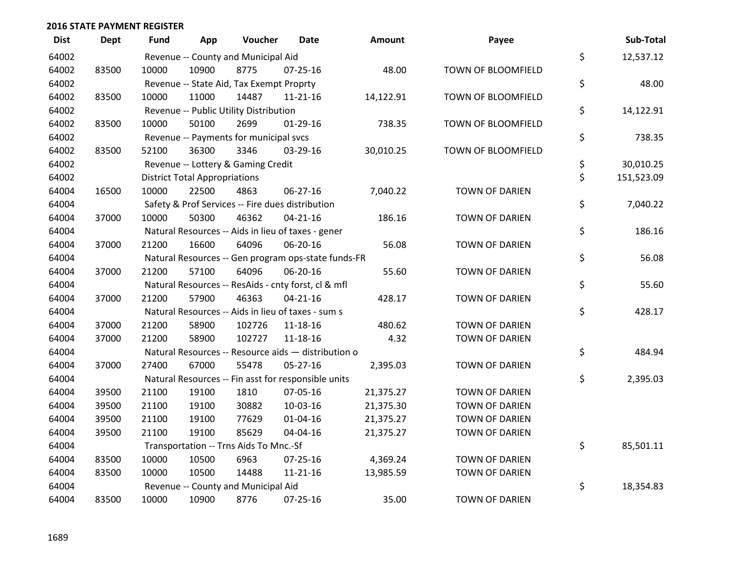## 2016 STATE PAYMENT REGISTER

| Dist | Dept | Fund | App | Voucher | Date | Amount | Payee | | Sub-Total |
|---|---|---|---|---|---|---|---|---|---|
| 64002 | | Revenue -- County and Municipal Aid | | | | | | $ | 12,537.12 |
| 64002 | 83500 | 10000 | 10900 | 8775 | 07-25-16 | 48.00 | TOWN OF BLOOMFIELD | | |
| 64002 | | Revenue -- State Aid, Tax Exempt Proprty | | | | | | $ | 48.00 |
| 64002 | 83500 | 10000 | 11000 | 14487 | 11-21-16 | 14,122.91 | TOWN OF BLOOMFIELD | | |
| 64002 | | Revenue -- Public Utility Distribution | | | | | | $ | 14,122.91 |
| 64002 | 83500 | 10000 | 50100 | 2699 | 01-29-16 | 738.35 | TOWN OF BLOOMFIELD | | |
| 64002 | | Revenue -- Payments for municipal svcs | | | | | | $ | 738.35 |
| 64002 | 83500 | 52100 | 36300 | 3346 | 03-29-16 | 30,010.25 | TOWN OF BLOOMFIELD | | |
| 64002 | | Revenue -- Lottery & Gaming Credit | | | | | | $ | 30,010.25 |
| 64002 | | District Total Appropriations | | | | | | $ | 151,523.09 |
| 64004 | 16500 | 10000 | 22500 | 4863 | 06-27-16 | 7,040.22 | TOWN OF DARIEN | | |
| 64004 | | Safety & Prof Services -- Fire dues distribution | | | | | | $ | 7,040.22 |
| 64004 | 37000 | 10000 | 50300 | 46362 | 04-21-16 | 186.16 | TOWN OF DARIEN | | |
| 64004 | | Natural Resources -- Aids in lieu of taxes - gener | | | | | | $ | 186.16 |
| 64004 | 37000 | 21200 | 16600 | 64096 | 06-20-16 | 56.08 | TOWN OF DARIEN | | |
| 64004 | | Natural Resources -- Gen program ops-state funds-FR | | | | | | $ | 56.08 |
| 64004 | 37000 | 21200 | 57100 | 64096 | 06-20-16 | 55.60 | TOWN OF DARIEN | | |
| 64004 | | Natural Resources -- ResAids - cnty forst, cl & mfl | | | | | | $ | 55.60 |
| 64004 | 37000 | 21200 | 57900 | 46363 | 04-21-16 | 428.17 | TOWN OF DARIEN | | |
| 64004 | | Natural Resources -- Aids in lieu of taxes - sum s | | | | | | $ | 428.17 |
| 64004 | 37000 | 21200 | 58900 | 102726 | 11-18-16 | 480.62 | TOWN OF DARIEN | | |
| 64004 | 37000 | 21200 | 58900 | 102727 | 11-18-16 | 4.32 | TOWN OF DARIEN | | |
| 64004 | | Natural Resources -- Resource aids — distribution o | | | | | | $ | 484.94 |
| 64004 | 37000 | 27400 | 67000 | 55478 | 05-27-16 | 2,395.03 | TOWN OF DARIEN | | |
| 64004 | | Natural Resources -- Fin asst for responsible units | | | | | | $ | 2,395.03 |
| 64004 | 39500 | 21100 | 19100 | 1810 | 07-05-16 | 21,375.27 | TOWN OF DARIEN | | |
| 64004 | 39500 | 21100 | 19100 | 30882 | 10-03-16 | 21,375.30 | TOWN OF DARIEN | | |
| 64004 | 39500 | 21100 | 19100 | 77629 | 01-04-16 | 21,375.27 | TOWN OF DARIEN | | |
| 64004 | 39500 | 21100 | 19100 | 85629 | 04-04-16 | 21,375.27 | TOWN OF DARIEN | | |
| 64004 | | Transportation -- Trns Aids To Mnc.-Sf | | | | | | $ | 85,501.11 |
| 64004 | 83500 | 10000 | 10500 | 6963 | 07-25-16 | 4,369.24 | TOWN OF DARIEN | | |
| 64004 | 83500 | 10000 | 10500 | 14488 | 11-21-16 | 13,985.59 | TOWN OF DARIEN | | |
| 64004 | | Revenue -- County and Municipal Aid | | | | | | $ | 18,354.83 |
| 64004 | 83500 | 10000 | 10900 | 8776 | 07-25-16 | 35.00 | TOWN OF DARIEN | | |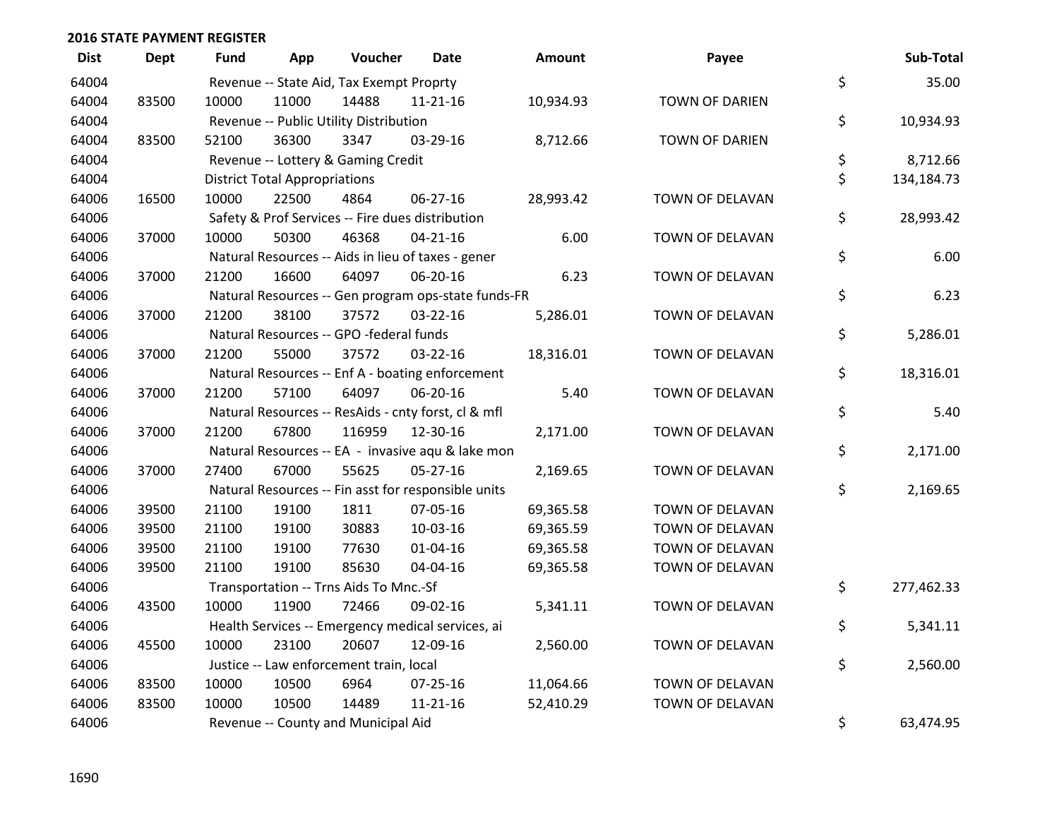## 2016 STATE PAYMENT REGISTER

| Dist | Dept | Fund | App | Voucher | Date | Amount | Payee | | Sub-Total |
|---|---|---|---|---|---|---|---|---|---|
| 64004 | | Revenue -- State Aid, Tax Exempt Proprty | | | | | | $ | 35.00 |
| 64004 | 83500 | 10000 | 11000 | 14488 | 11-21-16 | 10,934.93 | TOWN OF DARIEN | | |
| 64004 | | Revenue -- Public Utility Distribution | | | | | | $ | 10,934.93 |
| 64004 | 83500 | 52100 | 36300 | 3347 | 03-29-16 | 8,712.66 | TOWN OF DARIEN | | |
| 64004 | | Revenue -- Lottery & Gaming Credit | | | | | | $ | 8,712.66 |
| 64004 | | District Total Appropriations | | | | | | $ | 134,184.73 |
| 64006 | 16500 | 10000 | 22500 | 4864 | 06-27-16 | 28,993.42 | TOWN OF DELAVAN | | |
| 64006 | | Safety & Prof Services -- Fire dues distribution | | | | | | $ | 28,993.42 |
| 64006 | 37000 | 10000 | 50300 | 46368 | 04-21-16 | 6.00 | TOWN OF DELAVAN | | |
| 64006 | | Natural Resources -- Aids in lieu of taxes - gener | | | | | | $ | 6.00 |
| 64006 | 37000 | 21200 | 16600 | 64097 | 06-20-16 | 6.23 | TOWN OF DELAVAN | | |
| 64006 | | Natural Resources -- Gen program ops-state funds-FR | | | | | | $ | 6.23 |
| 64006 | 37000 | 21200 | 38100 | 37572 | 03-22-16 | 5,286.01 | TOWN OF DELAVAN | | |
| 64006 | | Natural Resources -- GPO -federal funds | | | | | | $ | 5,286.01 |
| 64006 | 37000 | 21200 | 55000 | 37572 | 03-22-16 | 18,316.01 | TOWN OF DELAVAN | | |
| 64006 | | Natural Resources -- Enf A - boating enforcement | | | | | | $ | 18,316.01 |
| 64006 | 37000 | 21200 | 57100 | 64097 | 06-20-16 | 5.40 | TOWN OF DELAVAN | | |
| 64006 | | Natural Resources -- ResAids - cnty forst, cl & mfl | | | | | | $ | 5.40 |
| 64006 | 37000 | 21200 | 67800 | 116959 | 12-30-16 | 2,171.00 | TOWN OF DELAVAN | | |
| 64006 | | Natural Resources -- EA - invasive aqu & lake mon | | | | | | $ | 2,171.00 |
| 64006 | 37000 | 27400 | 67000 | 55625 | 05-27-16 | 2,169.65 | TOWN OF DELAVAN | | |
| 64006 | | Natural Resources -- Fin asst for responsible units | | | | | | $ | 2,169.65 |
| 64006 | 39500 | 21100 | 19100 | 1811 | 07-05-16 | 69,365.58 | TOWN OF DELAVAN | | |
| 64006 | 39500 | 21100 | 19100 | 30883 | 10-03-16 | 69,365.59 | TOWN OF DELAVAN | | |
| 64006 | 39500 | 21100 | 19100 | 77630 | 01-04-16 | 69,365.58 | TOWN OF DELAVAN | | |
| 64006 | 39500 | 21100 | 19100 | 85630 | 04-04-16 | 69,365.58 | TOWN OF DELAVAN | | |
| 64006 | | Transportation -- Trns Aids To Mnc.-Sf | | | | | | $ | 277,462.33 |
| 64006 | 43500 | 10000 | 11900 | 72466 | 09-02-16 | 5,341.11 | TOWN OF DELAVAN | | |
| 64006 | | Health Services -- Emergency medical services, ai | | | | | | $ | 5,341.11 |
| 64006 | 45500 | 10000 | 23100 | 20607 | 12-09-16 | 2,560.00 | TOWN OF DELAVAN | | |
| 64006 | | Justice -- Law enforcement train, local | | | | | | $ | 2,560.00 |
| 64006 | 83500 | 10000 | 10500 | 6964 | 07-25-16 | 11,064.66 | TOWN OF DELAVAN | | |
| 64006 | 83500 | 10000 | 10500 | 14489 | 11-21-16 | 52,410.29 | TOWN OF DELAVAN | | |
| 64006 | | Revenue -- County and Municipal Aid | | | | | | $ | 63,474.95 |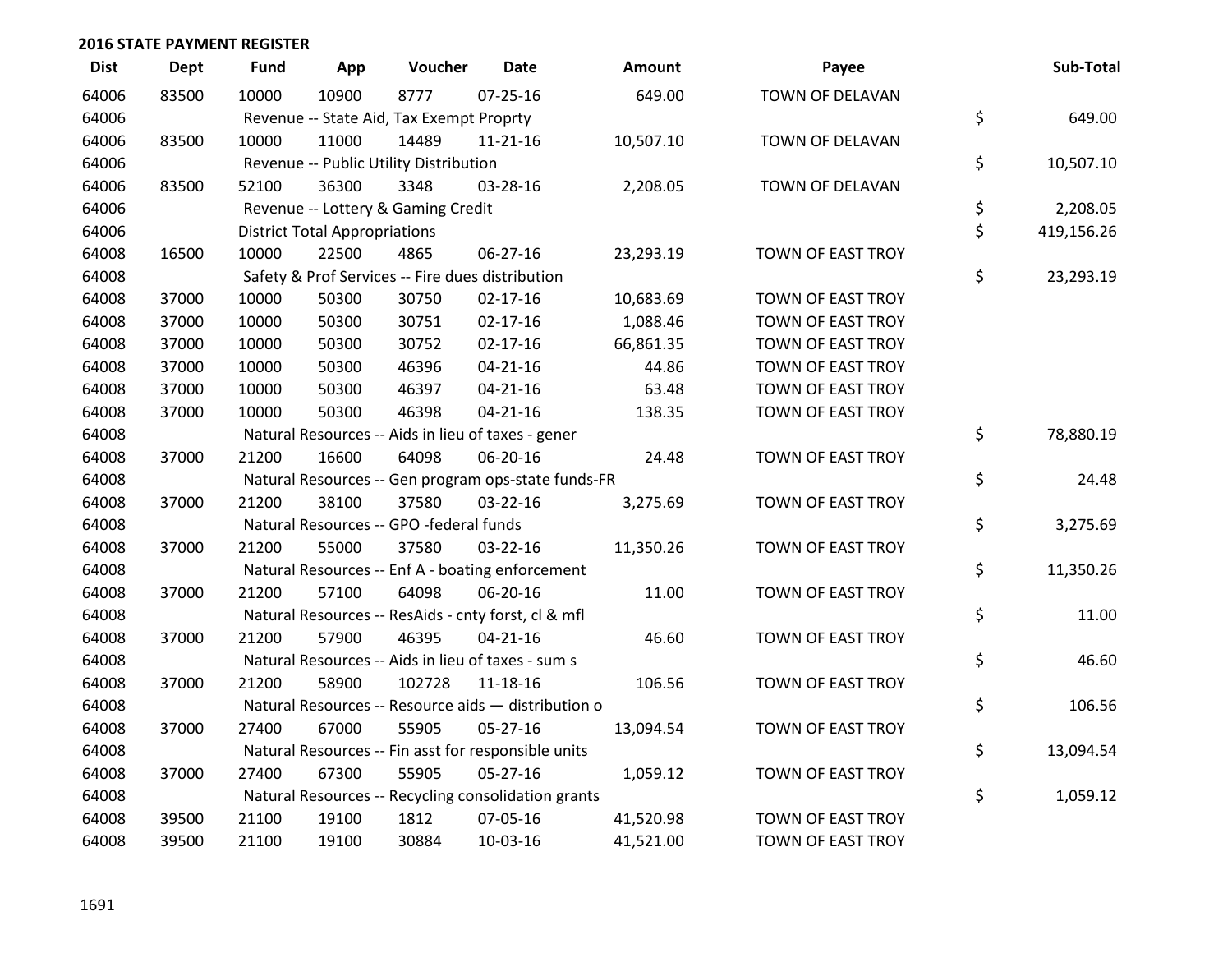## 2016 STATE PAYMENT REGISTER

| Dist | Dept | Fund | App | Voucher | Date | Amount | Payee | Sub-Total |
|---|---|---|---|---|---|---|---|---|
| 64006 | 83500 | 10000 | 10900 | 8777 | 07-25-16 | 649.00 | TOWN OF DELAVAN | |
| 64006 | | Revenue -- State Aid, Tax Exempt Proprty | | | | | | $ 649.00 |
| 64006 | 83500 | 10000 | 11000 | 14489 | 11-21-16 | 10,507.10 | TOWN OF DELAVAN | |
| 64006 | | Revenue -- Public Utility Distribution | | | | | | $ 10,507.10 |
| 64006 | 83500 | 52100 | 36300 | 3348 | 03-28-16 | 2,208.05 | TOWN OF DELAVAN | |
| 64006 | | Revenue -- Lottery & Gaming Credit | | | | | | $ 2,208.05 |
| 64006 | | District Total Appropriations | | | | | | $ 419,156.26 |
| 64008 | 16500 | 10000 | 22500 | 4865 | 06-27-16 | 23,293.19 | TOWN OF EAST TROY | |
| 64008 | | Safety & Prof Services -- Fire dues distribution | | | | | | $ 23,293.19 |
| 64008 | 37000 | 10000 | 50300 | 30750 | 02-17-16 | 10,683.69 | TOWN OF EAST TROY | |
| 64008 | 37000 | 10000 | 50300 | 30751 | 02-17-16 | 1,088.46 | TOWN OF EAST TROY | |
| 64008 | 37000 | 10000 | 50300 | 30752 | 02-17-16 | 66,861.35 | TOWN OF EAST TROY | |
| 64008 | 37000 | 10000 | 50300 | 46396 | 04-21-16 | 44.86 | TOWN OF EAST TROY | |
| 64008 | 37000 | 10000 | 50300 | 46397 | 04-21-16 | 63.48 | TOWN OF EAST TROY | |
| 64008 | 37000 | 10000 | 50300 | 46398 | 04-21-16 | 138.35 | TOWN OF EAST TROY | |
| 64008 | | Natural Resources -- Aids in lieu of taxes - gener | | | | | | $ 78,880.19 |
| 64008 | 37000 | 21200 | 16600 | 64098 | 06-20-16 | 24.48 | TOWN OF EAST TROY | |
| 64008 | | Natural Resources -- Gen program ops-state funds-FR | | | | | | $ 24.48 |
| 64008 | 37000 | 21200 | 38100 | 37580 | 03-22-16 | 3,275.69 | TOWN OF EAST TROY | |
| 64008 | | Natural Resources -- GPO -federal funds | | | | | | $ 3,275.69 |
| 64008 | 37000 | 21200 | 55000 | 37580 | 03-22-16 | 11,350.26 | TOWN OF EAST TROY | |
| 64008 | | Natural Resources -- Enf A - boating enforcement | | | | | | $ 11,350.26 |
| 64008 | 37000 | 21200 | 57100 | 64098 | 06-20-16 | 11.00 | TOWN OF EAST TROY | |
| 64008 | | Natural Resources -- ResAids - cnty forst, cl & mfl | | | | | | $ 11.00 |
| 64008 | 37000 | 21200 | 57900 | 46395 | 04-21-16 | 46.60 | TOWN OF EAST TROY | |
| 64008 | | Natural Resources -- Aids in lieu of taxes - sum s | | | | | | $ 46.60 |
| 64008 | 37000 | 21200 | 58900 | 102728 | 11-18-16 | 106.56 | TOWN OF EAST TROY | |
| 64008 | | Natural Resources -- Resource aids — distribution o | | | | | | $ 106.56 |
| 64008 | 37000 | 27400 | 67000 | 55905 | 05-27-16 | 13,094.54 | TOWN OF EAST TROY | |
| 64008 | | Natural Resources -- Fin asst for responsible units | | | | | | $ 13,094.54 |
| 64008 | 37000 | 27400 | 67300 | 55905 | 05-27-16 | 1,059.12 | TOWN OF EAST TROY | |
| 64008 | | Natural Resources -- Recycling consolidation grants | | | | | | $ 1,059.12 |
| 64008 | 39500 | 21100 | 19100 | 1812 | 07-05-16 | 41,520.98 | TOWN OF EAST TROY | |
| 64008 | 39500 | 21100 | 19100 | 30884 | 10-03-16 | 41,521.00 | TOWN OF EAST TROY | |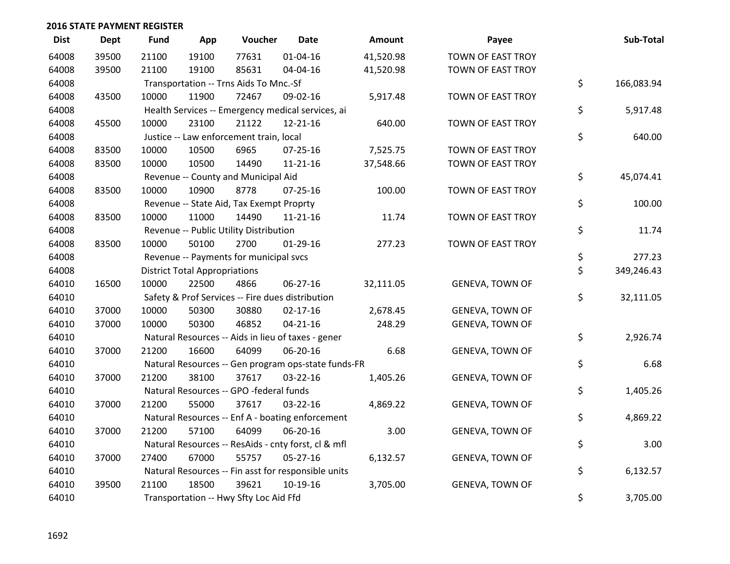## 2016 STATE PAYMENT REGISTER

| Dist | Dept | Fund | App | Voucher | Date | Amount | Payee | Sub-Total |
|---|---|---|---|---|---|---|---|---|
| 64008 | 39500 | 21100 | 19100 | 77631 | 01-04-16 | 41,520.98 | TOWN OF EAST TROY | |
| 64008 | 39500 | 21100 | 19100 | 85631 | 04-04-16 | 41,520.98 | TOWN OF EAST TROY | |
| 64008 | | Transportation -- Trns Aids To Mnc.-Sf | | | | | | $ 166,083.94 |
| 64008 | 43500 | 10000 | 11900 | 72467 | 09-02-16 | 5,917.48 | TOWN OF EAST TROY | |
| 64008 | | Health Services -- Emergency medical services, ai | | | | | | $ 5,917.48 |
| 64008 | 45500 | 10000 | 23100 | 21122 | 12-21-16 | 640.00 | TOWN OF EAST TROY | |
| 64008 | | Justice -- Law enforcement train, local | | | | | | $ 640.00 |
| 64008 | 83500 | 10000 | 10500 | 6965 | 07-25-16 | 7,525.75 | TOWN OF EAST TROY | |
| 64008 | 83500 | 10000 | 10500 | 14490 | 11-21-16 | 37,548.66 | TOWN OF EAST TROY | |
| 64008 | | Revenue -- County and Municipal Aid | | | | | | $ 45,074.41 |
| 64008 | 83500 | 10000 | 10900 | 8778 | 07-25-16 | 100.00 | TOWN OF EAST TROY | |
| 64008 | | Revenue -- State Aid, Tax Exempt Proprty | | | | | | $ 100.00 |
| 64008 | 83500 | 10000 | 11000 | 14490 | 11-21-16 | 11.74 | TOWN OF EAST TROY | |
| 64008 | | Revenue -- Public Utility Distribution | | | | | | $ 11.74 |
| 64008 | 83500 | 10000 | 50100 | 2700 | 01-29-16 | 277.23 | TOWN OF EAST TROY | |
| 64008 | | Revenue -- Payments for municipal svcs | | | | | | $ 277.23 |
| 64008 | | District Total Appropriations | | | | | | $ 349,246.43 |
| 64010 | 16500 | 10000 | 22500 | 4866 | 06-27-16 | 32,111.05 | GENEVA, TOWN OF | |
| 64010 | | Safety & Prof Services -- Fire dues distribution | | | | | | $ 32,111.05 |
| 64010 | 37000 | 10000 | 50300 | 30880 | 02-17-16 | 2,678.45 | GENEVA, TOWN OF | |
| 64010 | 37000 | 10000 | 50300 | 46852 | 04-21-16 | 248.29 | GENEVA, TOWN OF | |
| 64010 | | Natural Resources -- Aids in lieu of taxes - gener | | | | | | $ 2,926.74 |
| 64010 | 37000 | 21200 | 16600 | 64099 | 06-20-16 | 6.68 | GENEVA, TOWN OF | |
| 64010 | | Natural Resources -- Gen program ops-state funds-FR | | | | | | $ 6.68 |
| 64010 | 37000 | 21200 | 38100 | 37617 | 03-22-16 | 1,405.26 | GENEVA, TOWN OF | |
| 64010 | | Natural Resources -- GPO -federal funds | | | | | | $ 1,405.26 |
| 64010 | 37000 | 21200 | 55000 | 37617 | 03-22-16 | 4,869.22 | GENEVA, TOWN OF | |
| 64010 | | Natural Resources -- Enf A - boating enforcement | | | | | | $ 4,869.22 |
| 64010 | 37000 | 21200 | 57100 | 64099 | 06-20-16 | 3.00 | GENEVA, TOWN OF | |
| 64010 | | Natural Resources -- ResAids - cnty forst, cl & mfl | | | | | | $ 3.00 |
| 64010 | 37000 | 27400 | 67000 | 55757 | 05-27-16 | 6,132.57 | GENEVA, TOWN OF | |
| 64010 | | Natural Resources -- Fin asst for responsible units | | | | | | $ 6,132.57 |
| 64010 | 39500 | 21100 | 18500 | 39621 | 10-19-16 | 3,705.00 | GENEVA, TOWN OF | |
| 64010 | | Transportation -- Hwy Sfty Loc Aid Ffd | | | | | | $ 3,705.00 |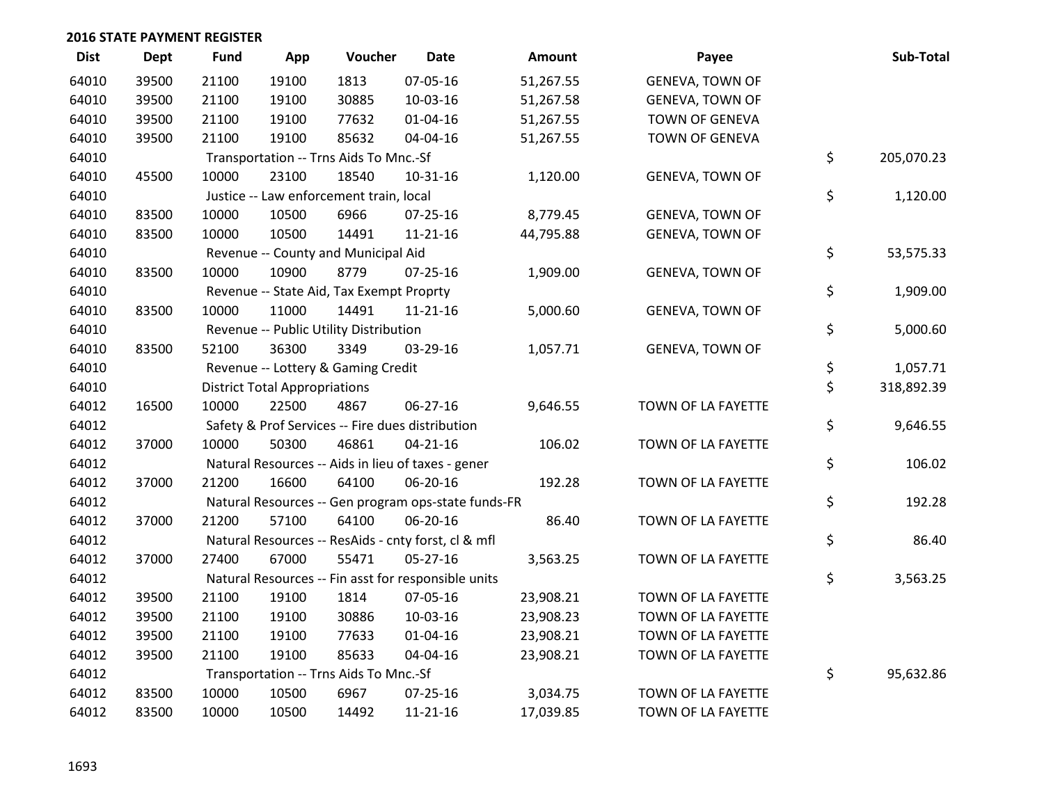## 2016 STATE PAYMENT REGISTER

| Dist | Dept | Fund | App | Voucher | Date | Amount | Payee | Sub-Total |
|---|---|---|---|---|---|---|---|---|
| 64010 | 39500 | 21100 | 19100 | 1813 | 07-05-16 | 51,267.55 | GENEVA, TOWN OF | |
| 64010 | 39500 | 21100 | 19100 | 30885 | 10-03-16 | 51,267.58 | GENEVA, TOWN OF | |
| 64010 | 39500 | 21100 | 19100 | 77632 | 01-04-16 | 51,267.55 | TOWN OF GENEVA | |
| 64010 | 39500 | 21100 | 19100 | 85632 | 04-04-16 | 51,267.55 | TOWN OF GENEVA | |
| 64010 | | Transportation -- Trns Aids To Mnc.-Sf | | | | | | $ 205,070.23 |
| 64010 | 45500 | 10000 | 23100 | 18540 | 10-31-16 | 1,120.00 | GENEVA, TOWN OF | |
| 64010 | | Justice -- Law enforcement train, local | | | | | | $ 1,120.00 |
| 64010 | 83500 | 10000 | 10500 | 6966 | 07-25-16 | 8,779.45 | GENEVA, TOWN OF | |
| 64010 | 83500 | 10000 | 10500 | 14491 | 11-21-16 | 44,795.88 | GENEVA, TOWN OF | |
| 64010 | | Revenue -- County and Municipal Aid | | | | | | $ 53,575.33 |
| 64010 | 83500 | 10000 | 10900 | 8779 | 07-25-16 | 1,909.00 | GENEVA, TOWN OF | |
| 64010 | | Revenue -- State Aid, Tax Exempt Proprty | | | | | | $ 1,909.00 |
| 64010 | 83500 | 10000 | 11000 | 14491 | 11-21-16 | 5,000.60 | GENEVA, TOWN OF | |
| 64010 | | Revenue -- Public Utility Distribution | | | | | | $ 5,000.60 |
| 64010 | 83500 | 52100 | 36300 | 3349 | 03-29-16 | 1,057.71 | GENEVA, TOWN OF | |
| 64010 | | Revenue -- Lottery & Gaming Credit | | | | | | $ 1,057.71 |
| 64010 | | District Total Appropriations | | | | | | $ 318,892.39 |
| 64012 | 16500 | 10000 | 22500 | 4867 | 06-27-16 | 9,646.55 | TOWN OF LA FAYETTE | |
| 64012 | | Safety & Prof Services -- Fire dues distribution | | | | | | $ 9,646.55 |
| 64012 | 37000 | 10000 | 50300 | 46861 | 04-21-16 | 106.02 | TOWN OF LA FAYETTE | |
| 64012 | | Natural Resources -- Aids in lieu of taxes - gener | | | | | | $ 106.02 |
| 64012 | 37000 | 21200 | 16600 | 64100 | 06-20-16 | 192.28 | TOWN OF LA FAYETTE | |
| 64012 | | Natural Resources -- Gen program ops-state funds-FR | | | | | | $ 192.28 |
| 64012 | 37000 | 21200 | 57100 | 64100 | 06-20-16 | 86.40 | TOWN OF LA FAYETTE | |
| 64012 | | Natural Resources -- ResAids - cnty forst, cl & mfl | | | | | | $ 86.40 |
| 64012 | 37000 | 27400 | 67000 | 55471 | 05-27-16 | 3,563.25 | TOWN OF LA FAYETTE | |
| 64012 | | Natural Resources -- Fin asst for responsible units | | | | | | $ 3,563.25 |
| 64012 | 39500 | 21100 | 19100 | 1814 | 07-05-16 | 23,908.21 | TOWN OF LA FAYETTE | |
| 64012 | 39500 | 21100 | 19100 | 30886 | 10-03-16 | 23,908.23 | TOWN OF LA FAYETTE | |
| 64012 | 39500 | 21100 | 19100 | 77633 | 01-04-16 | 23,908.21 | TOWN OF LA FAYETTE | |
| 64012 | 39500 | 21100 | 19100 | 85633 | 04-04-16 | 23,908.21 | TOWN OF LA FAYETTE | |
| 64012 | | Transportation -- Trns Aids To Mnc.-Sf | | | | | | $ 95,632.86 |
| 64012 | 83500 | 10000 | 10500 | 6967 | 07-25-16 | 3,034.75 | TOWN OF LA FAYETTE | |
| 64012 | 83500 | 10000 | 10500 | 14492 | 11-21-16 | 17,039.85 | TOWN OF LA FAYETTE | |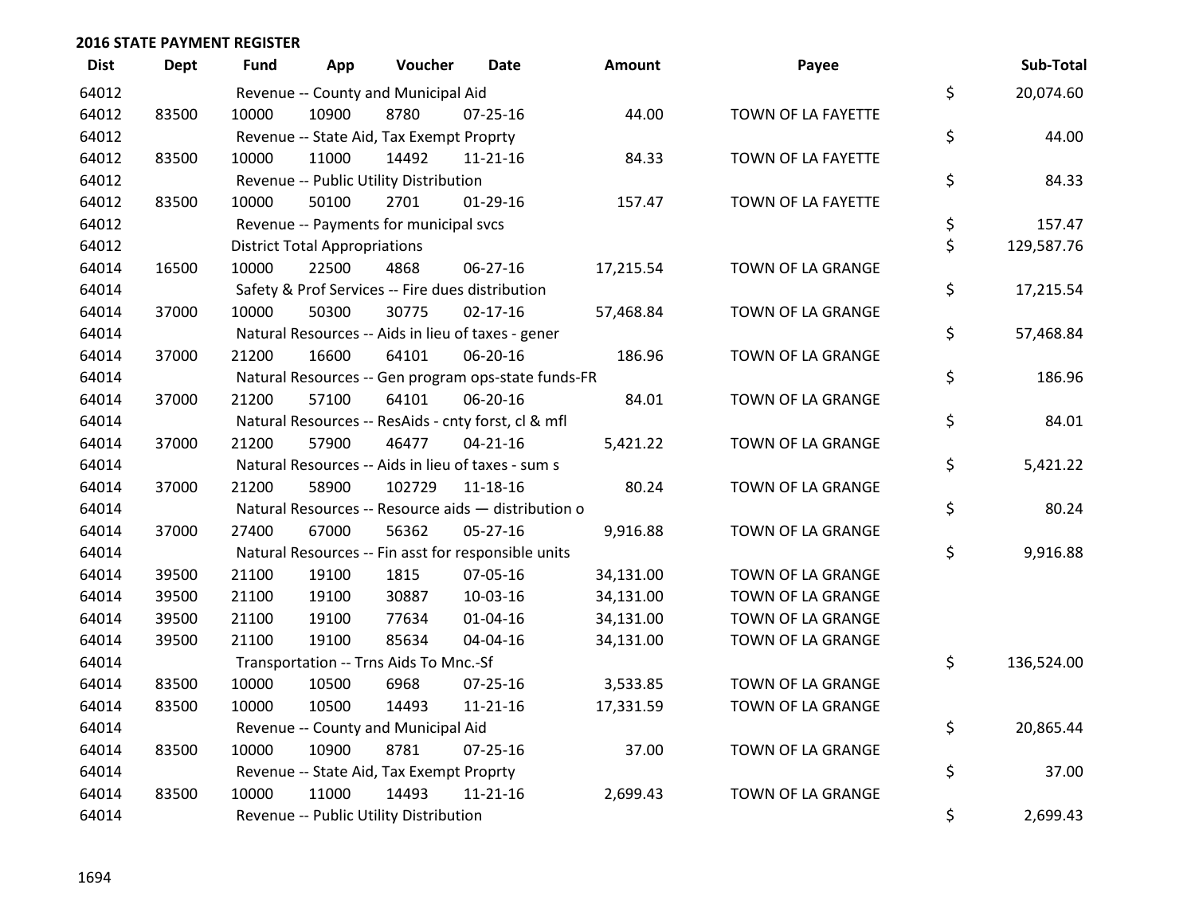## 2016 STATE PAYMENT REGISTER

| Dist | Dept | Fund | App | Voucher | Date | Amount | Payee | | Sub-Total |
|---|---|---|---|---|---|---|---|---|---|
| 64012 | | Revenue -- County and Municipal Aid | | | | | | $ | 20,074.60 |
| 64012 | 83500 | 10000 | 10900 | 8780 | 07-25-16 | 44.00 | TOWN OF LA FAYETTE | | |
| 64012 | | Revenue -- State Aid, Tax Exempt Proprty | | | | | | $ | 44.00 |
| 64012 | 83500 | 10000 | 11000 | 14492 | 11-21-16 | 84.33 | TOWN OF LA FAYETTE | | |
| 64012 | | Revenue -- Public Utility Distribution | | | | | | $ | 84.33 |
| 64012 | 83500 | 10000 | 50100 | 2701 | 01-29-16 | 157.47 | TOWN OF LA FAYETTE | | |
| 64012 | | Revenue -- Payments for municipal svcs | | | | | | $ | 157.47 |
| 64012 | | District Total Appropriations | | | | | | $ | 129,587.76 |
| 64014 | 16500 | 10000 | 22500 | 4868 | 06-27-16 | 17,215.54 | TOWN OF LA GRANGE | | |
| 64014 | | Safety & Prof Services -- Fire dues distribution | | | | | | $ | 17,215.54 |
| 64014 | 37000 | 10000 | 50300 | 30775 | 02-17-16 | 57,468.84 | TOWN OF LA GRANGE | | |
| 64014 | | Natural Resources -- Aids in lieu of taxes - gener | | | | | | $ | 57,468.84 |
| 64014 | 37000 | 21200 | 16600 | 64101 | 06-20-16 | 186.96 | TOWN OF LA GRANGE | | |
| 64014 | | Natural Resources -- Gen program ops-state funds-FR | | | | | | $ | 186.96 |
| 64014 | 37000 | 21200 | 57100 | 64101 | 06-20-16 | 84.01 | TOWN OF LA GRANGE | | |
| 64014 | | Natural Resources -- ResAids - cnty forst, cl & mfl | | | | | | $ | 84.01 |
| 64014 | 37000 | 21200 | 57900 | 46477 | 04-21-16 | 5,421.22 | TOWN OF LA GRANGE | | |
| 64014 | | Natural Resources -- Aids in lieu of taxes - sum s | | | | | | $ | 5,421.22 |
| 64014 | 37000 | 21200 | 58900 | 102729 | 11-18-16 | 80.24 | TOWN OF LA GRANGE | | |
| 64014 | | Natural Resources -- Resource aids — distribution o | | | | | | $ | 80.24 |
| 64014 | 37000 | 27400 | 67000 | 56362 | 05-27-16 | 9,916.88 | TOWN OF LA GRANGE | | |
| 64014 | | Natural Resources -- Fin asst for responsible units | | | | | | $ | 9,916.88 |
| 64014 | 39500 | 21100 | 19100 | 1815 | 07-05-16 | 34,131.00 | TOWN OF LA GRANGE | | |
| 64014 | 39500 | 21100 | 19100 | 30887 | 10-03-16 | 34,131.00 | TOWN OF LA GRANGE | | |
| 64014 | 39500 | 21100 | 19100 | 77634 | 01-04-16 | 34,131.00 | TOWN OF LA GRANGE | | |
| 64014 | 39500 | 21100 | 19100 | 85634 | 04-04-16 | 34,131.00 | TOWN OF LA GRANGE | | |
| 64014 | | Transportation -- Trns Aids To Mnc.-Sf | | | | | | $ | 136,524.00 |
| 64014 | 83500 | 10000 | 10500 | 6968 | 07-25-16 | 3,533.85 | TOWN OF LA GRANGE | | |
| 64014 | 83500 | 10000 | 10500 | 14493 | 11-21-16 | 17,331.59 | TOWN OF LA GRANGE | | |
| 64014 | | Revenue -- County and Municipal Aid | | | | | | $ | 20,865.44 |
| 64014 | 83500 | 10000 | 10900 | 8781 | 07-25-16 | 37.00 | TOWN OF LA GRANGE | | |
| 64014 | | Revenue -- State Aid, Tax Exempt Proprty | | | | | | $ | 37.00 |
| 64014 | 83500 | 10000 | 11000 | 14493 | 11-21-16 | 2,699.43 | TOWN OF LA GRANGE | | |
| 64014 | | Revenue -- Public Utility Distribution | | | | | | $ | 2,699.43 |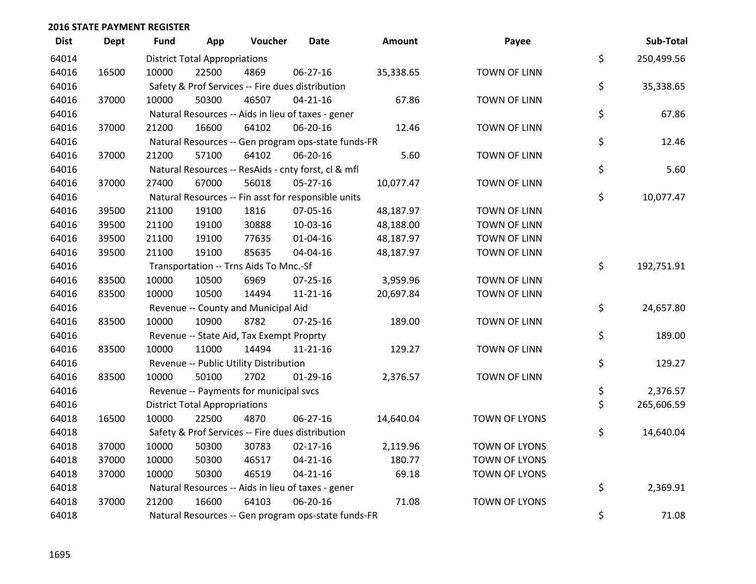**2016 STATE PAYMENT REGISTER**

| Dist | Dept | Fund | App | Voucher | Date | Amount | Payee | | Sub-Total |
|---|---|---|---|---|---|---|---|---|---|
| 64014 | | District Total Appropriations | | | | | | $ | 250,499.56 |
| 64016 | 16500 | 10000 | 22500 | 4869 | 06-27-16 | 35,338.65 | TOWN OF LINN | | |
| 64016 | | Safety & Prof Services -- Fire dues distribution | | | | | | $ | 35,338.65 |
| 64016 | 37000 | 10000 | 50300 | 46507 | 04-21-16 | 67.86 | TOWN OF LINN | | |
| 64016 | | Natural Resources -- Aids in lieu of taxes - gener | | | | | | $ | 67.86 |
| 64016 | 37000 | 21200 | 16600 | 64102 | 06-20-16 | 12.46 | TOWN OF LINN | | |
| 64016 | | Natural Resources -- Gen program ops-state funds-FR | | | | | | $ | 12.46 |
| 64016 | 37000 | 21200 | 57100 | 64102 | 06-20-16 | 5.60 | TOWN OF LINN | | |
| 64016 | | Natural Resources -- ResAids - cnty forst, cl & mfl | | | | | | $ | 5.60 |
| 64016 | 37000 | 27400 | 67000 | 56018 | 05-27-16 | 10,077.47 | TOWN OF LINN | | |
| 64016 | | Natural Resources -- Fin asst for responsible units | | | | | | $ | 10,077.47 |
| 64016 | 39500 | 21100 | 19100 | 1816 | 07-05-16 | 48,187.97 | TOWN OF LINN | | |
| 64016 | 39500 | 21100 | 19100 | 30888 | 10-03-16 | 48,188.00 | TOWN OF LINN | | |
| 64016 | 39500 | 21100 | 19100 | 77635 | 01-04-16 | 48,187.97 | TOWN OF LINN | | |
| 64016 | 39500 | 21100 | 19100 | 85635 | 04-04-16 | 48,187.97 | TOWN OF LINN | | |
| 64016 | | Transportation -- Trns Aids To Mnc.-Sf | | | | | | $ | 192,751.91 |
| 64016 | 83500 | 10000 | 10500 | 6969 | 07-25-16 | 3,959.96 | TOWN OF LINN | | |
| 64016 | 83500 | 10000 | 10500 | 14494 | 11-21-16 | 20,697.84 | TOWN OF LINN | | |
| 64016 | | Revenue -- County and Municipal Aid | | | | | | $ | 24,657.80 |
| 64016 | 83500 | 10000 | 10900 | 8782 | 07-25-16 | 189.00 | TOWN OF LINN | | |
| 64016 | | Revenue -- State Aid, Tax Exempt Proprty | | | | | | $ | 189.00 |
| 64016 | 83500 | 10000 | 11000 | 14494 | 11-21-16 | 129.27 | TOWN OF LINN | | |
| 64016 | | Revenue -- Public Utility Distribution | | | | | | $ | 129.27 |
| 64016 | 83500 | 10000 | 50100 | 2702 | 01-29-16 | 2,376.57 | TOWN OF LINN | | |
| 64016 | | Revenue -- Payments for municipal svcs | | | | | | $ | 2,376.57 |
| 64016 | | District Total Appropriations | | | | | | $ | 265,606.59 |
| 64018 | 16500 | 10000 | 22500 | 4870 | 06-27-16 | 14,640.04 | TOWN OF LYONS | | |
| 64018 | | Safety & Prof Services -- Fire dues distribution | | | | | | $ | 14,640.04 |
| 64018 | 37000 | 10000 | 50300 | 30783 | 02-17-16 | 2,119.96 | TOWN OF LYONS | | |
| 64018 | 37000 | 10000 | 50300 | 46517 | 04-21-16 | 180.77 | TOWN OF LYONS | | |
| 64018 | 37000 | 10000 | 50300 | 46519 | 04-21-16 | 69.18 | TOWN OF LYONS | | |
| 64018 | | Natural Resources -- Aids in lieu of taxes - gener | | | | | | $ | 2,369.91 |
| 64018 | 37000 | 21200 | 16600 | 64103 | 06-20-16 | 71.08 | TOWN OF LYONS | | |
| 64018 | | Natural Resources -- Gen program ops-state funds-FR | | | | | | $ | 71.08 |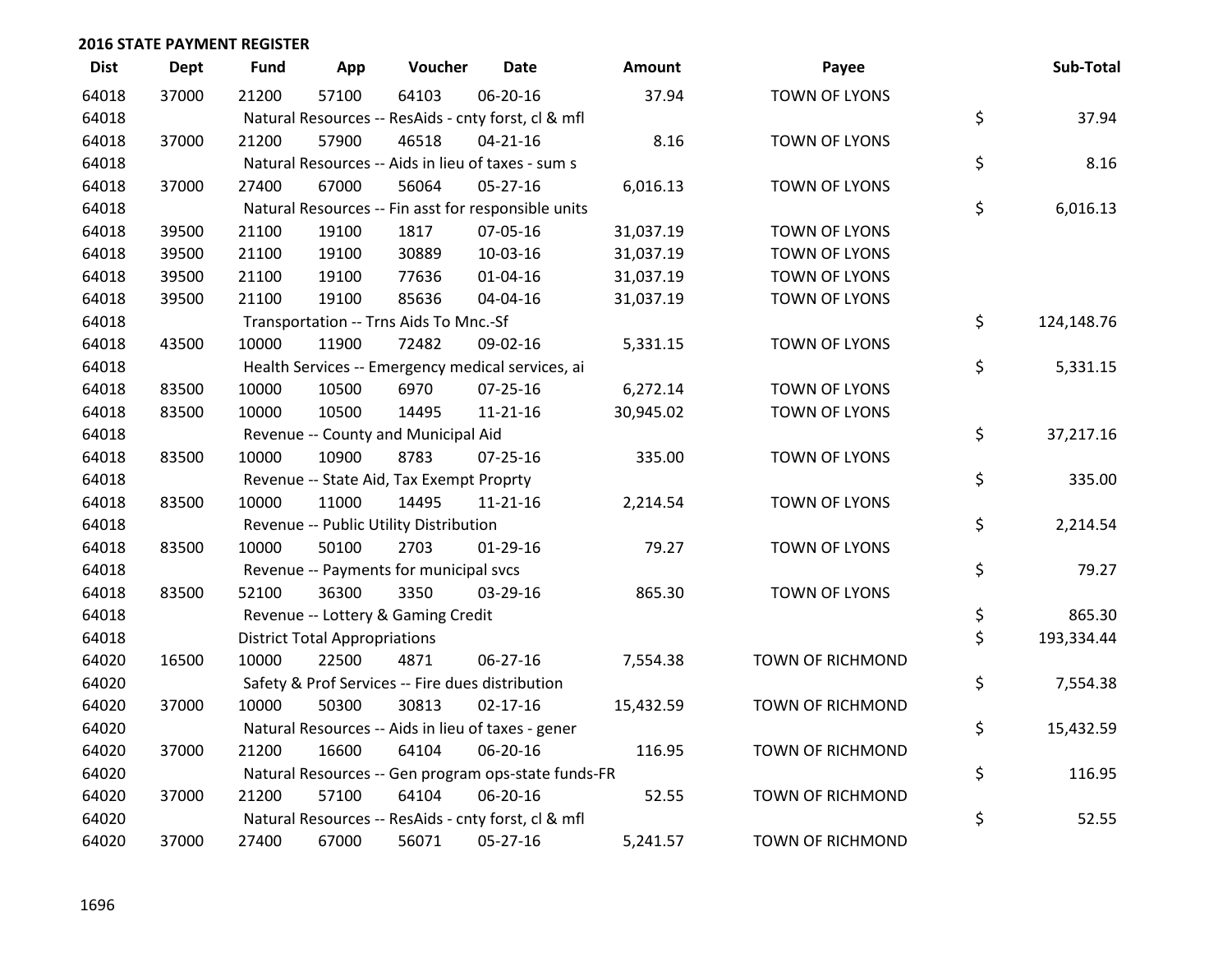## 2016 STATE PAYMENT REGISTER

| Dist | Dept | Fund | App | Voucher | Date | Amount | Payee | Sub-Total |
|---|---|---|---|---|---|---|---|---|
| 64018 | 37000 | 21200 | 57100 | 64103 | 06-20-16 | 37.94 | TOWN OF LYONS | |
| 64018 | | Natural Resources -- ResAids - cnty forst, cl & mfl | | | | | | $ 37.94 |
| 64018 | 37000 | 21200 | 57900 | 46518 | 04-21-16 | 8.16 | TOWN OF LYONS | |
| 64018 | | Natural Resources -- Aids in lieu of taxes - sum s | | | | | | $ 8.16 |
| 64018 | 37000 | 27400 | 67000 | 56064 | 05-27-16 | 6,016.13 | TOWN OF LYONS | |
| 64018 | | Natural Resources -- Fin asst for responsible units | | | | | | $ 6,016.13 |
| 64018 | 39500 | 21100 | 19100 | 1817 | 07-05-16 | 31,037.19 | TOWN OF LYONS | |
| 64018 | 39500 | 21100 | 19100 | 30889 | 10-03-16 | 31,037.19 | TOWN OF LYONS | |
| 64018 | 39500 | 21100 | 19100 | 77636 | 01-04-16 | 31,037.19 | TOWN OF LYONS | |
| 64018 | 39500 | 21100 | 19100 | 85636 | 04-04-16 | 31,037.19 | TOWN OF LYONS | |
| 64018 | | Transportation -- Trns Aids To Mnc.-Sf | | | | | | $ 124,148.76 |
| 64018 | 43500 | 10000 | 11900 | 72482 | 09-02-16 | 5,331.15 | TOWN OF LYONS | |
| 64018 | | Health Services -- Emergency medical services, ai | | | | | | $ 5,331.15 |
| 64018 | 83500 | 10000 | 10500 | 6970 | 07-25-16 | 6,272.14 | TOWN OF LYONS | |
| 64018 | 83500 | 10000 | 10500 | 14495 | 11-21-16 | 30,945.02 | TOWN OF LYONS | |
| 64018 | | Revenue -- County and Municipal Aid | | | | | | $ 37,217.16 |
| 64018 | 83500 | 10000 | 10900 | 8783 | 07-25-16 | 335.00 | TOWN OF LYONS | |
| 64018 | | Revenue -- State Aid, Tax Exempt Proprty | | | | | | $ 335.00 |
| 64018 | 83500 | 10000 | 11000 | 14495 | 11-21-16 | 2,214.54 | TOWN OF LYONS | |
| 64018 | | Revenue -- Public Utility Distribution | | | | | | $ 2,214.54 |
| 64018 | 83500 | 10000 | 50100 | 2703 | 01-29-16 | 79.27 | TOWN OF LYONS | |
| 64018 | | Revenue -- Payments for municipal svcs | | | | | | $ 79.27 |
| 64018 | 83500 | 52100 | 36300 | 3350 | 03-29-16 | 865.30 | TOWN OF LYONS | |
| 64018 | | Revenue -- Lottery & Gaming Credit | | | | | | $ 865.30 |
| 64018 | | District Total Appropriations | | | | | | $ 193,334.44 |
| 64020 | 16500 | 10000 | 22500 | 4871 | 06-27-16 | 7,554.38 | TOWN OF RICHMOND | |
| 64020 | | Safety & Prof Services -- Fire dues distribution | | | | | | $ 7,554.38 |
| 64020 | 37000 | 10000 | 50300 | 30813 | 02-17-16 | 15,432.59 | TOWN OF RICHMOND | |
| 64020 | | Natural Resources -- Aids in lieu of taxes - gener | | | | | | $ 15,432.59 |
| 64020 | 37000 | 21200 | 16600 | 64104 | 06-20-16 | 116.95 | TOWN OF RICHMOND | |
| 64020 | | Natural Resources -- Gen program ops-state funds-FR | | | | | | $ 116.95 |
| 64020 | 37000 | 21200 | 57100 | 64104 | 06-20-16 | 52.55 | TOWN OF RICHMOND | |
| 64020 | | Natural Resources -- ResAids - cnty forst, cl & mfl | | | | | | $ 52.55 |
| 64020 | 37000 | 27400 | 67000 | 56071 | 05-27-16 | 5,241.57 | TOWN OF RICHMOND | |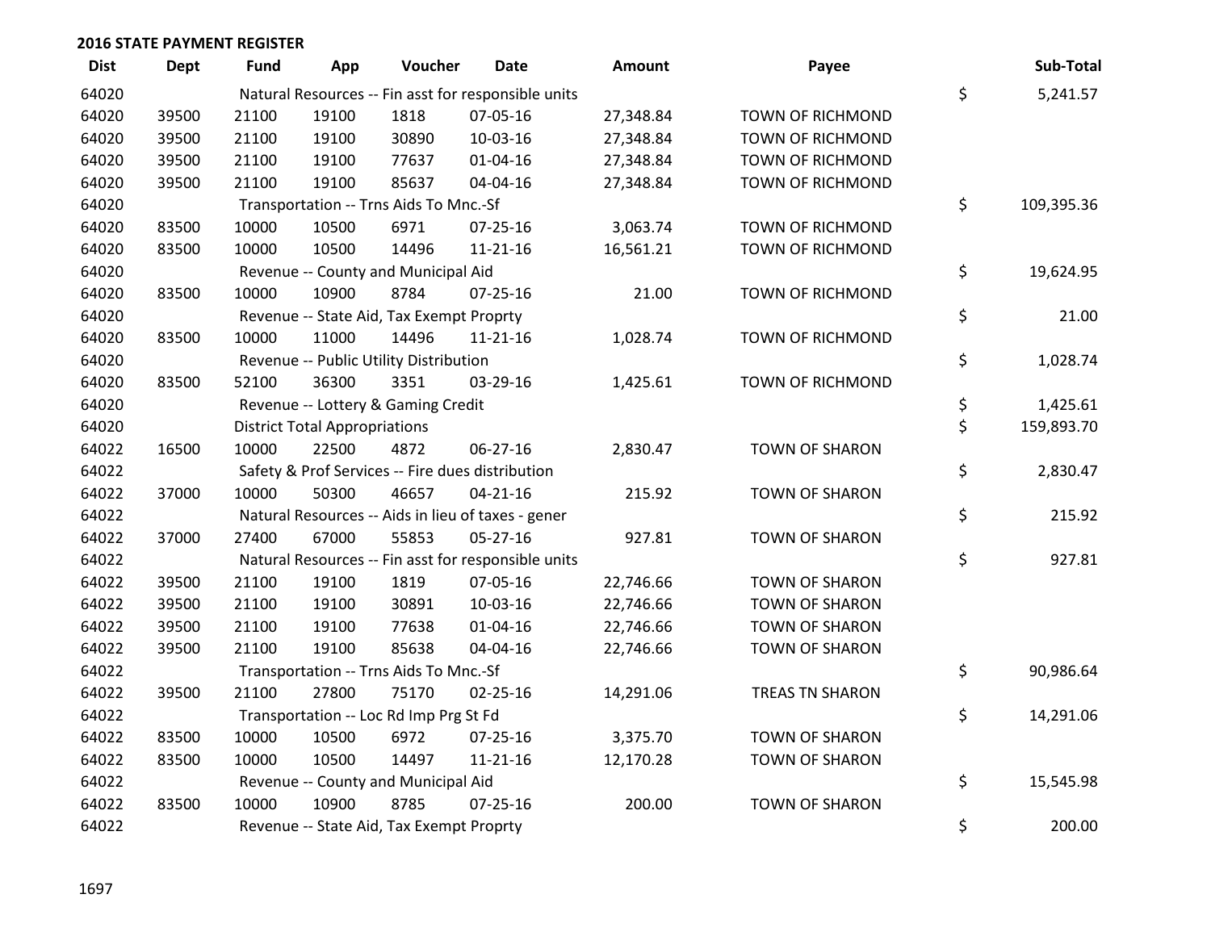**2016 STATE PAYMENT REGISTER**

| Dist | Dept | Fund | App | Voucher | Date | Amount | Payee | | Sub-Total |
|---|---|---|---|---|---|---|---|---|---|
| 64020 | | Natural Resources -- Fin asst for responsible units | | | | | | $ | 5,241.57 |
| 64020 | 39500 | 21100 | 19100 | 1818 | 07-05-16 | 27,348.84 | TOWN OF RICHMOND | | |
| 64020 | 39500 | 21100 | 19100 | 30890 | 10-03-16 | 27,348.84 | TOWN OF RICHMOND | | |
| 64020 | 39500 | 21100 | 19100 | 77637 | 01-04-16 | 27,348.84 | TOWN OF RICHMOND | | |
| 64020 | 39500 | 21100 | 19100 | 85637 | 04-04-16 | 27,348.84 | TOWN OF RICHMOND | | |
| 64020 | | Transportation -- Trns Aids To Mnc.-Sf | | | | | | $ | 109,395.36 |
| 64020 | 83500 | 10000 | 10500 | 6971 | 07-25-16 | 3,063.74 | TOWN OF RICHMOND | | |
| 64020 | 83500 | 10000 | 10500 | 14496 | 11-21-16 | 16,561.21 | TOWN OF RICHMOND | | |
| 64020 | | Revenue -- County and Municipal Aid | | | | | | $ | 19,624.95 |
| 64020 | 83500 | 10000 | 10900 | 8784 | 07-25-16 | 21.00 | TOWN OF RICHMOND | | |
| 64020 | | Revenue -- State Aid, Tax Exempt Proprty | | | | | | $ | 21.00 |
| 64020 | 83500 | 10000 | 11000 | 14496 | 11-21-16 | 1,028.74 | TOWN OF RICHMOND | | |
| 64020 | | Revenue -- Public Utility Distribution | | | | | | $ | 1,028.74 |
| 64020 | 83500 | 52100 | 36300 | 3351 | 03-29-16 | 1,425.61 | TOWN OF RICHMOND | | |
| 64020 | | Revenue -- Lottery & Gaming Credit | | | | | | $ | 1,425.61 |
| 64020 | | District Total Appropriations | | | | | | $ | 159,893.70 |
| 64022 | 16500 | 10000 | 22500 | 4872 | 06-27-16 | 2,830.47 | TOWN OF SHARON | | |
| 64022 | | Safety & Prof Services -- Fire dues distribution | | | | | | $ | 2,830.47 |
| 64022 | 37000 | 10000 | 50300 | 46657 | 04-21-16 | 215.92 | TOWN OF SHARON | | |
| 64022 | | Natural Resources -- Aids in lieu of taxes - gener | | | | | | $ | 215.92 |
| 64022 | 37000 | 27400 | 67000 | 55853 | 05-27-16 | 927.81 | TOWN OF SHARON | | |
| 64022 | | Natural Resources -- Fin asst for responsible units | | | | | | $ | 927.81 |
| 64022 | 39500 | 21100 | 19100 | 1819 | 07-05-16 | 22,746.66 | TOWN OF SHARON | | |
| 64022 | 39500 | 21100 | 19100 | 30891 | 10-03-16 | 22,746.66 | TOWN OF SHARON | | |
| 64022 | 39500 | 21100 | 19100 | 77638 | 01-04-16 | 22,746.66 | TOWN OF SHARON | | |
| 64022 | 39500 | 21100 | 19100 | 85638 | 04-04-16 | 22,746.66 | TOWN OF SHARON | | |
| 64022 | | Transportation -- Trns Aids To Mnc.-Sf | | | | | | $ | 90,986.64 |
| 64022 | 39500 | 21100 | 27800 | 75170 | 02-25-16 | 14,291.06 | TREAS TN SHARON | | |
| 64022 | | Transportation -- Loc Rd Imp Prg St Fd | | | | | | $ | 14,291.06 |
| 64022 | 83500 | 10000 | 10500 | 6972 | 07-25-16 | 3,375.70 | TOWN OF SHARON | | |
| 64022 | 83500 | 10000 | 10500 | 14497 | 11-21-16 | 12,170.28 | TOWN OF SHARON | | |
| 64022 | | Revenue -- County and Municipal Aid | | | | | | $ | 15,545.98 |
| 64022 | 83500 | 10000 | 10900 | 8785 | 07-25-16 | 200.00 | TOWN OF SHARON | | |
| 64022 | | Revenue -- State Aid, Tax Exempt Proprty | | | | | | $ | 200.00 |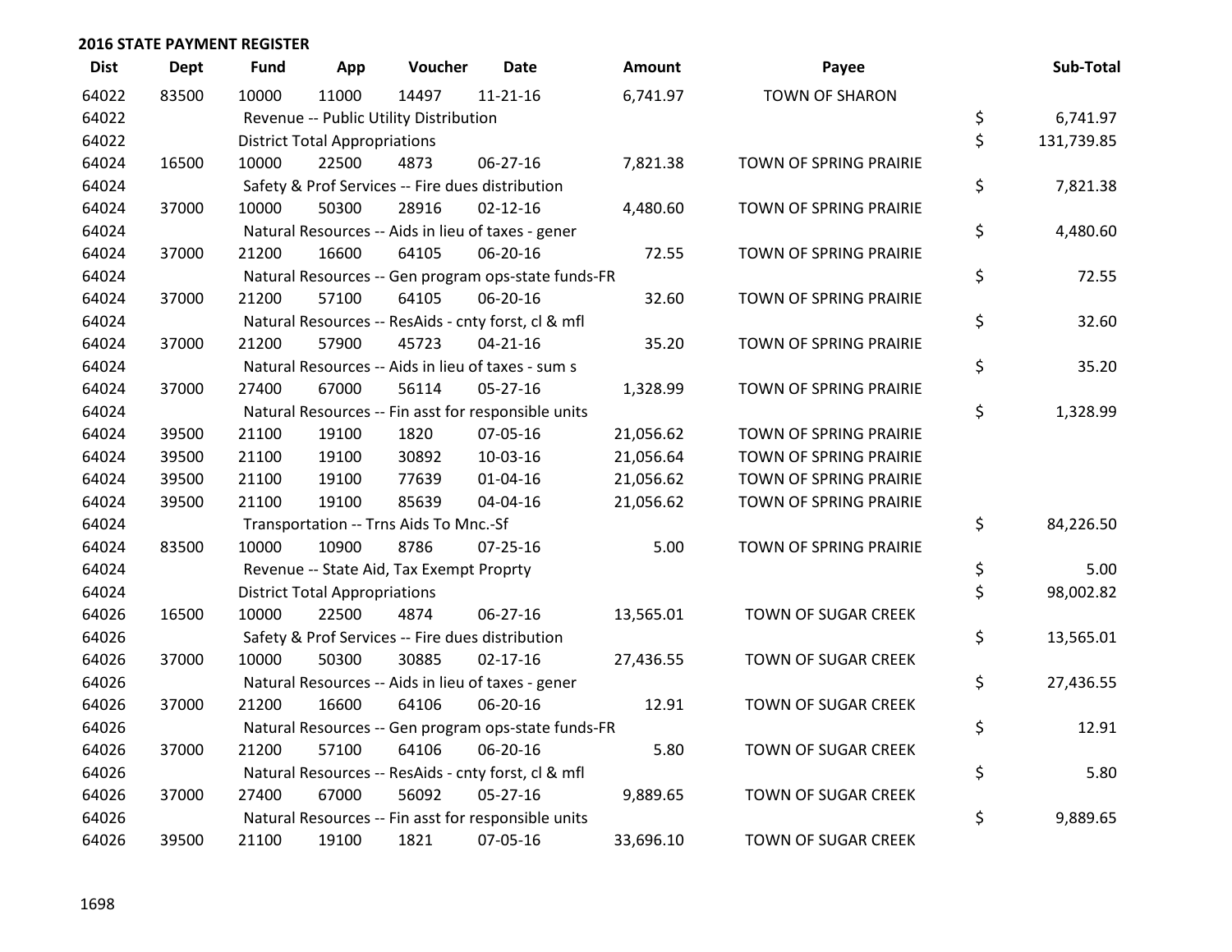**2016 STATE PAYMENT REGISTER**

| Dist | Dept | Fund | App | Voucher | Date | Amount | Payee | Sub-Total |
|---|---|---|---|---|---|---|---|---|
| 64022 | 83500 | 10000 | 11000 | 14497 | 11-21-16 | 6,741.97 | TOWN OF SHARON | |
| 64022 | | Revenue -- Public Utility Distribution | | | | | | $ 6,741.97 |
| 64022 | | District Total Appropriations | | | | | | $ 131,739.85 |
| 64024 | 16500 | 10000 | 22500 | 4873 | 06-27-16 | 7,821.38 | TOWN OF SPRING PRAIRIE | |
| 64024 | | Safety & Prof Services -- Fire dues distribution | | | | | | $ 7,821.38 |
| 64024 | 37000 | 10000 | 50300 | 28916 | 02-12-16 | 4,480.60 | TOWN OF SPRING PRAIRIE | |
| 64024 | | Natural Resources -- Aids in lieu of taxes - gener | | | | | | $ 4,480.60 |
| 64024 | 37000 | 21200 | 16600 | 64105 | 06-20-16 | 72.55 | TOWN OF SPRING PRAIRIE | |
| 64024 | | Natural Resources -- Gen program ops-state funds-FR | | | | | | $ 72.55 |
| 64024 | 37000 | 21200 | 57100 | 64105 | 06-20-16 | 32.60 | TOWN OF SPRING PRAIRIE | |
| 64024 | | Natural Resources -- ResAids - cnty forst, cl & mfl | | | | | | $ 32.60 |
| 64024 | 37000 | 21200 | 57900 | 45723 | 04-21-16 | 35.20 | TOWN OF SPRING PRAIRIE | |
| 64024 | | Natural Resources -- Aids in lieu of taxes - sum s | | | | | | $ 35.20 |
| 64024 | 37000 | 27400 | 67000 | 56114 | 05-27-16 | 1,328.99 | TOWN OF SPRING PRAIRIE | |
| 64024 | | Natural Resources -- Fin asst for responsible units | | | | | | $ 1,328.99 |
| 64024 | 39500 | 21100 | 19100 | 1820 | 07-05-16 | 21,056.62 | TOWN OF SPRING PRAIRIE | |
| 64024 | 39500 | 21100 | 19100 | 30892 | 10-03-16 | 21,056.64 | TOWN OF SPRING PRAIRIE | |
| 64024 | 39500 | 21100 | 19100 | 77639 | 01-04-16 | 21,056.62 | TOWN OF SPRING PRAIRIE | |
| 64024 | 39500 | 21100 | 19100 | 85639 | 04-04-16 | 21,056.62 | TOWN OF SPRING PRAIRIE | |
| 64024 | | Transportation -- Trns Aids To Mnc.-Sf | | | | | | $ 84,226.50 |
| 64024 | 83500 | 10000 | 10900 | 8786 | 07-25-16 | 5.00 | TOWN OF SPRING PRAIRIE | |
| 64024 | | Revenue -- State Aid, Tax Exempt Proprty | | | | | | $ 5.00 |
| 64024 | | District Total Appropriations | | | | | | $ 98,002.82 |
| 64026 | 16500 | 10000 | 22500 | 4874 | 06-27-16 | 13,565.01 | TOWN OF SUGAR CREEK | |
| 64026 | | Safety & Prof Services -- Fire dues distribution | | | | | | $ 13,565.01 |
| 64026 | 37000 | 10000 | 50300 | 30885 | 02-17-16 | 27,436.55 | TOWN OF SUGAR CREEK | |
| 64026 | | Natural Resources -- Aids in lieu of taxes - gener | | | | | | $ 27,436.55 |
| 64026 | 37000 | 21200 | 16600 | 64106 | 06-20-16 | 12.91 | TOWN OF SUGAR CREEK | |
| 64026 | | Natural Resources -- Gen program ops-state funds-FR | | | | | | $ 12.91 |
| 64026 | 37000 | 21200 | 57100 | 64106 | 06-20-16 | 5.80 | TOWN OF SUGAR CREEK | |
| 64026 | | Natural Resources -- ResAids - cnty forst, cl & mfl | | | | | | $ 5.80 |
| 64026 | 37000 | 27400 | 67000 | 56092 | 05-27-16 | 9,889.65 | TOWN OF SUGAR CREEK | |
| 64026 | | Natural Resources -- Fin asst for responsible units | | | | | | $ 9,889.65 |
| 64026 | 39500 | 21100 | 19100 | 1821 | 07-05-16 | 33,696.10 | TOWN OF SUGAR CREEK | |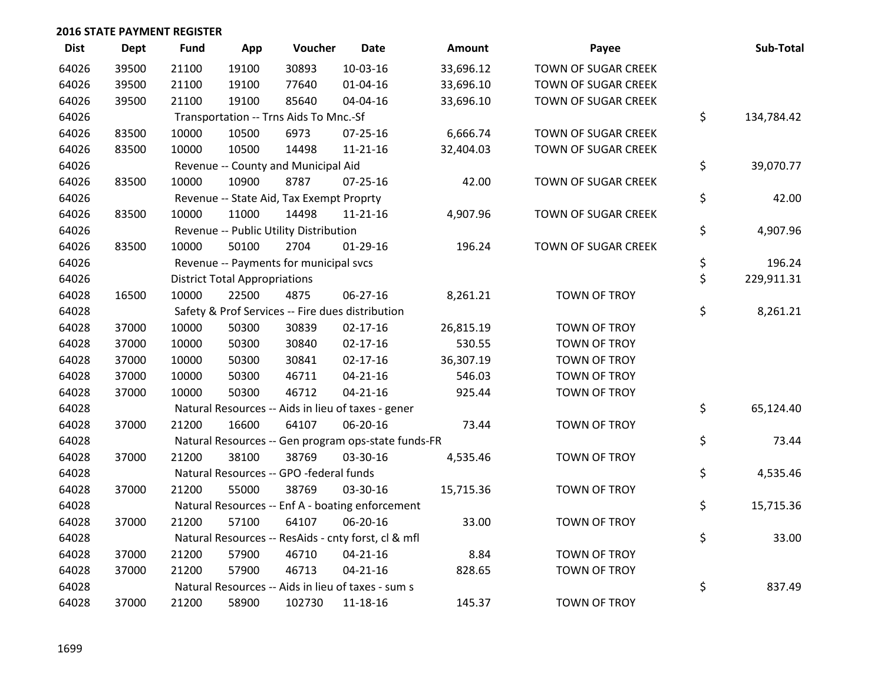## 2016 STATE PAYMENT REGISTER

| Dist | Dept | Fund | App | Voucher | Date | Amount | Payee | Sub-Total |
|---|---|---|---|---|---|---|---|---|
| 64026 | 39500 | 21100 | 19100 | 30893 | 10-03-16 | 33,696.12 | TOWN OF SUGAR CREEK | |
| 64026 | 39500 | 21100 | 19100 | 77640 | 01-04-16 | 33,696.10 | TOWN OF SUGAR CREEK | |
| 64026 | 39500 | 21100 | 19100 | 85640 | 04-04-16 | 33,696.10 | TOWN OF SUGAR CREEK | |
| 64026 | | Transportation -- Trns Aids To Mnc.-Sf | | | | | | $ 134,784.42 |
| 64026 | 83500 | 10000 | 10500 | 6973 | 07-25-16 | 6,666.74 | TOWN OF SUGAR CREEK | |
| 64026 | 83500 | 10000 | 10500 | 14498 | 11-21-16 | 32,404.03 | TOWN OF SUGAR CREEK | |
| 64026 | | Revenue -- County and Municipal Aid | | | | | | $ 39,070.77 |
| 64026 | 83500 | 10000 | 10900 | 8787 | 07-25-16 | 42.00 | TOWN OF SUGAR CREEK | |
| 64026 | | Revenue -- State Aid, Tax Exempt Proprty | | | | | | $ 42.00 |
| 64026 | 83500 | 10000 | 11000 | 14498 | 11-21-16 | 4,907.96 | TOWN OF SUGAR CREEK | |
| 64026 | | Revenue -- Public Utility Distribution | | | | | | $ 4,907.96 |
| 64026 | 83500 | 10000 | 50100 | 2704 | 01-29-16 | 196.24 | TOWN OF SUGAR CREEK | |
| 64026 | | Revenue -- Payments for municipal svcs | | | | | | $ 196.24 |
| 64026 | | District Total Appropriations | | | | | | $ 229,911.31 |
| 64028 | 16500 | 10000 | 22500 | 4875 | 06-27-16 | 8,261.21 | TOWN OF TROY | |
| 64028 | | Safety & Prof Services -- Fire dues distribution | | | | | | $ 8,261.21 |
| 64028 | 37000 | 10000 | 50300 | 30839 | 02-17-16 | 26,815.19 | TOWN OF TROY | |
| 64028 | 37000 | 10000 | 50300 | 30840 | 02-17-16 | 530.55 | TOWN OF TROY | |
| 64028 | 37000 | 10000 | 50300 | 30841 | 02-17-16 | 36,307.19 | TOWN OF TROY | |
| 64028 | 37000 | 10000 | 50300 | 46711 | 04-21-16 | 546.03 | TOWN OF TROY | |
| 64028 | 37000 | 10000 | 50300 | 46712 | 04-21-16 | 925.44 | TOWN OF TROY | |
| 64028 | | Natural Resources -- Aids in lieu of taxes - gener | | | | | | $ 65,124.40 |
| 64028 | 37000 | 21200 | 16600 | 64107 | 06-20-16 | 73.44 | TOWN OF TROY | |
| 64028 | | Natural Resources -- Gen program ops-state funds-FR | | | | | | $ 73.44 |
| 64028 | 37000 | 21200 | 38100 | 38769 | 03-30-16 | 4,535.46 | TOWN OF TROY | |
| 64028 | | Natural Resources -- GPO -federal funds | | | | | | $ 4,535.46 |
| 64028 | 37000 | 21200 | 55000 | 38769 | 03-30-16 | 15,715.36 | TOWN OF TROY | |
| 64028 | | Natural Resources -- Enf A - boating enforcement | | | | | | $ 15,715.36 |
| 64028 | 37000 | 21200 | 57100 | 64107 | 06-20-16 | 33.00 | TOWN OF TROY | |
| 64028 | | Natural Resources -- ResAids - cnty forst, cl & mfl | | | | | | $ 33.00 |
| 64028 | 37000 | 21200 | 57900 | 46710 | 04-21-16 | 8.84 | TOWN OF TROY | |
| 64028 | 37000 | 21200 | 57900 | 46713 | 04-21-16 | 828.65 | TOWN OF TROY | |
| 64028 | | Natural Resources -- Aids in lieu of taxes - sum s | | | | | | $ 837.49 |
| 64028 | 37000 | 21200 | 58900 | 102730 | 11-18-16 | 145.37 | TOWN OF TROY | |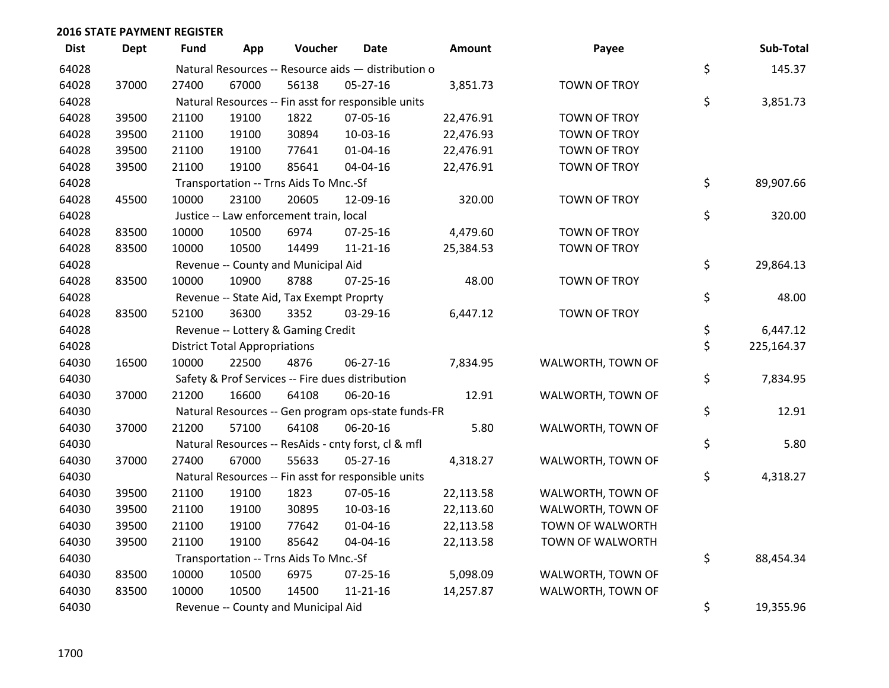## 2016 STATE PAYMENT REGISTER

| Dist | Dept | Fund | App | Voucher | Date | Amount | Payee | Sub-Total |
|---|---|---|---|---|---|---|---|---|
| 64028 | | Natural Resources -- Resource aids — distribution o | | | | | | $ 145.37 |
| 64028 | 37000 | 27400 | 67000 | 56138 | 05-27-16 | 3,851.73 | TOWN OF TROY | |
| 64028 | | Natural Resources -- Fin asst for responsible units | | | | | | $ 3,851.73 |
| 64028 | 39500 | 21100 | 19100 | 1822 | 07-05-16 | 22,476.91 | TOWN OF TROY | |
| 64028 | 39500 | 21100 | 19100 | 30894 | 10-03-16 | 22,476.93 | TOWN OF TROY | |
| 64028 | 39500 | 21100 | 19100 | 77641 | 01-04-16 | 22,476.91 | TOWN OF TROY | |
| 64028 | 39500 | 21100 | 19100 | 85641 | 04-04-16 | 22,476.91 | TOWN OF TROY | |
| 64028 | | Transportation -- Trns Aids To Mnc.-Sf | | | | | | $ 89,907.66 |
| 64028 | 45500 | 10000 | 23100 | 20605 | 12-09-16 | 320.00 | TOWN OF TROY | |
| 64028 | | Justice -- Law enforcement train, local | | | | | | $ 320.00 |
| 64028 | 83500 | 10000 | 10500 | 6974 | 07-25-16 | 4,479.60 | TOWN OF TROY | |
| 64028 | 83500 | 10000 | 10500 | 14499 | 11-21-16 | 25,384.53 | TOWN OF TROY | |
| 64028 | | Revenue -- County and Municipal Aid | | | | | | $ 29,864.13 |
| 64028 | 83500 | 10000 | 10900 | 8788 | 07-25-16 | 48.00 | TOWN OF TROY | |
| 64028 | | Revenue -- State Aid, Tax Exempt Proprty | | | | | | $ 48.00 |
| 64028 | 83500 | 52100 | 36300 | 3352 | 03-29-16 | 6,447.12 | TOWN OF TROY | |
| 64028 | | Revenue -- Lottery & Gaming Credit | | | | | | $ 6,447.12 |
| 64028 | | District Total Appropriations | | | | | | $ 225,164.37 |
| 64030 | 16500 | 10000 | 22500 | 4876 | 06-27-16 | 7,834.95 | WALWORTH, TOWN OF | |
| 64030 | | Safety & Prof Services -- Fire dues distribution | | | | | | $ 7,834.95 |
| 64030 | 37000 | 21200 | 16600 | 64108 | 06-20-16 | 12.91 | WALWORTH, TOWN OF | |
| 64030 | | Natural Resources -- Gen program ops-state funds-FR | | | | | | $ 12.91 |
| 64030 | 37000 | 21200 | 57100 | 64108 | 06-20-16 | 5.80 | WALWORTH, TOWN OF | |
| 64030 | | Natural Resources -- ResAids - cnty forst, cl & mfl | | | | | | $ 5.80 |
| 64030 | 37000 | 27400 | 67000 | 55633 | 05-27-16 | 4,318.27 | WALWORTH, TOWN OF | |
| 64030 | | Natural Resources -- Fin asst for responsible units | | | | | | $ 4,318.27 |
| 64030 | 39500 | 21100 | 19100 | 1823 | 07-05-16 | 22,113.58 | WALWORTH, TOWN OF | |
| 64030 | 39500 | 21100 | 19100 | 30895 | 10-03-16 | 22,113.60 | WALWORTH, TOWN OF | |
| 64030 | 39500 | 21100 | 19100 | 77642 | 01-04-16 | 22,113.58 | TOWN OF WALWORTH | |
| 64030 | 39500 | 21100 | 19100 | 85642 | 04-04-16 | 22,113.58 | TOWN OF WALWORTH | |
| 64030 | | Transportation -- Trns Aids To Mnc.-Sf | | | | | | $ 88,454.34 |
| 64030 | 83500 | 10000 | 10500 | 6975 | 07-25-16 | 5,098.09 | WALWORTH, TOWN OF | |
| 64030 | 83500 | 10000 | 10500 | 14500 | 11-21-16 | 14,257.87 | WALWORTH, TOWN OF | |
| 64030 | | Revenue -- County and Municipal Aid | | | | | | $ 19,355.96 |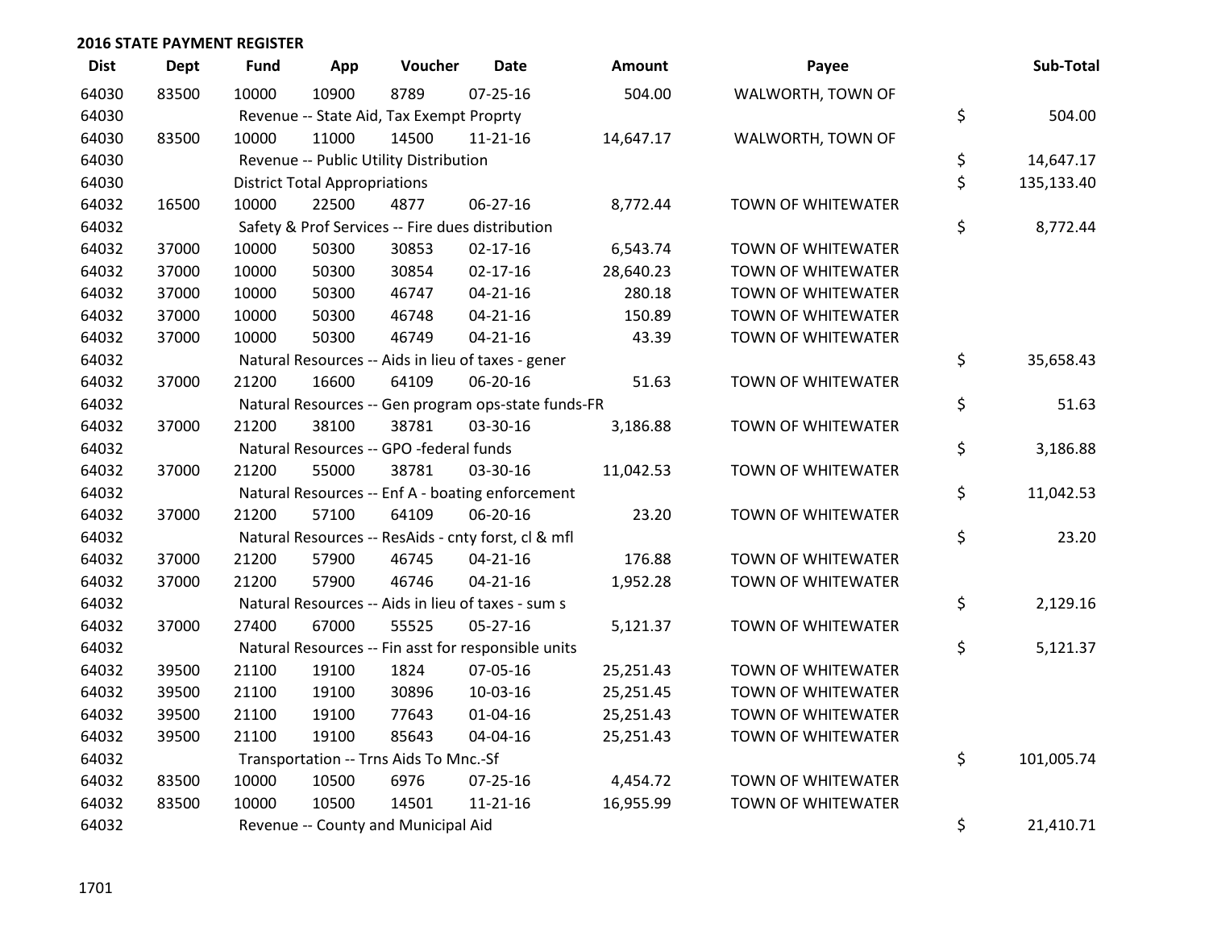## 2016 STATE PAYMENT REGISTER

| Dist | Dept | Fund | App | Voucher | Date | Amount | Payee | | Sub-Total |
|---|---|---|---|---|---|---|---|---|---|
| 64030 | 83500 | 10000 | 10900 | 8789 | 07-25-16 | 504.00 | WALWORTH, TOWN OF | | |
| 64030 | | Revenue -- State Aid, Tax Exempt Proprty | | | | | | $ | 504.00 |
| 64030 | 83500 | 10000 | 11000 | 14500 | 11-21-16 | 14,647.17 | WALWORTH, TOWN OF | | |
| 64030 | | Revenue -- Public Utility Distribution | | | | | | $ | 14,647.17 |
| 64030 | | District Total Appropriations | | | | | | $ | 135,133.40 |
| 64032 | 16500 | 10000 | 22500 | 4877 | 06-27-16 | 8,772.44 | TOWN OF WHITEWATER | | |
| 64032 | | Safety & Prof Services -- Fire dues distribution | | | | | | $ | 8,772.44 |
| 64032 | 37000 | 10000 | 50300 | 30853 | 02-17-16 | 6,543.74 | TOWN OF WHITEWATER | | |
| 64032 | 37000 | 10000 | 50300 | 30854 | 02-17-16 | 28,640.23 | TOWN OF WHITEWATER | | |
| 64032 | 37000 | 10000 | 50300 | 46747 | 04-21-16 | 280.18 | TOWN OF WHITEWATER | | |
| 64032 | 37000 | 10000 | 50300 | 46748 | 04-21-16 | 150.89 | TOWN OF WHITEWATER | | |
| 64032 | 37000 | 10000 | 50300 | 46749 | 04-21-16 | 43.39 | TOWN OF WHITEWATER | | |
| 64032 | | Natural Resources -- Aids in lieu of taxes - gener | | | | | | $ | 35,658.43 |
| 64032 | 37000 | 21200 | 16600 | 64109 | 06-20-16 | 51.63 | TOWN OF WHITEWATER | | |
| 64032 | | Natural Resources -- Gen program ops-state funds-FR | | | | | | $ | 51.63 |
| 64032 | 37000 | 21200 | 38100 | 38781 | 03-30-16 | 3,186.88 | TOWN OF WHITEWATER | | |
| 64032 | | Natural Resources -- GPO -federal funds | | | | | | $ | 3,186.88 |
| 64032 | 37000 | 21200 | 55000 | 38781 | 03-30-16 | 11,042.53 | TOWN OF WHITEWATER | | |
| 64032 | | Natural Resources -- Enf A - boating enforcement | | | | | | $ | 11,042.53 |
| 64032 | 37000 | 21200 | 57100 | 64109 | 06-20-16 | 23.20 | TOWN OF WHITEWATER | | |
| 64032 | | Natural Resources -- ResAids - cnty forst, cl & mfl | | | | | | $ | 23.20 |
| 64032 | 37000 | 21200 | 57900 | 46745 | 04-21-16 | 176.88 | TOWN OF WHITEWATER | | |
| 64032 | 37000 | 21200 | 57900 | 46746 | 04-21-16 | 1,952.28 | TOWN OF WHITEWATER | | |
| 64032 | | Natural Resources -- Aids in lieu of taxes - sum s | | | | | | $ | 2,129.16 |
| 64032 | 37000 | 27400 | 67000 | 55525 | 05-27-16 | 5,121.37 | TOWN OF WHITEWATER | | |
| 64032 | | Natural Resources -- Fin asst for responsible units | | | | | | $ | 5,121.37 |
| 64032 | 39500 | 21100 | 19100 | 1824 | 07-05-16 | 25,251.43 | TOWN OF WHITEWATER | | |
| 64032 | 39500 | 21100 | 19100 | 30896 | 10-03-16 | 25,251.45 | TOWN OF WHITEWATER | | |
| 64032 | 39500 | 21100 | 19100 | 77643 | 01-04-16 | 25,251.43 | TOWN OF WHITEWATER | | |
| 64032 | 39500 | 21100 | 19100 | 85643 | 04-04-16 | 25,251.43 | TOWN OF WHITEWATER | | |
| 64032 | | Transportation -- Trns Aids To Mnc.-Sf | | | | | | $ | 101,005.74 |
| 64032 | 83500 | 10000 | 10500 | 6976 | 07-25-16 | 4,454.72 | TOWN OF WHITEWATER | | |
| 64032 | 83500 | 10000 | 10500 | 14501 | 11-21-16 | 16,955.99 | TOWN OF WHITEWATER | | |
| 64032 | | Revenue -- County and Municipal Aid | | | | | | $ | 21,410.71 |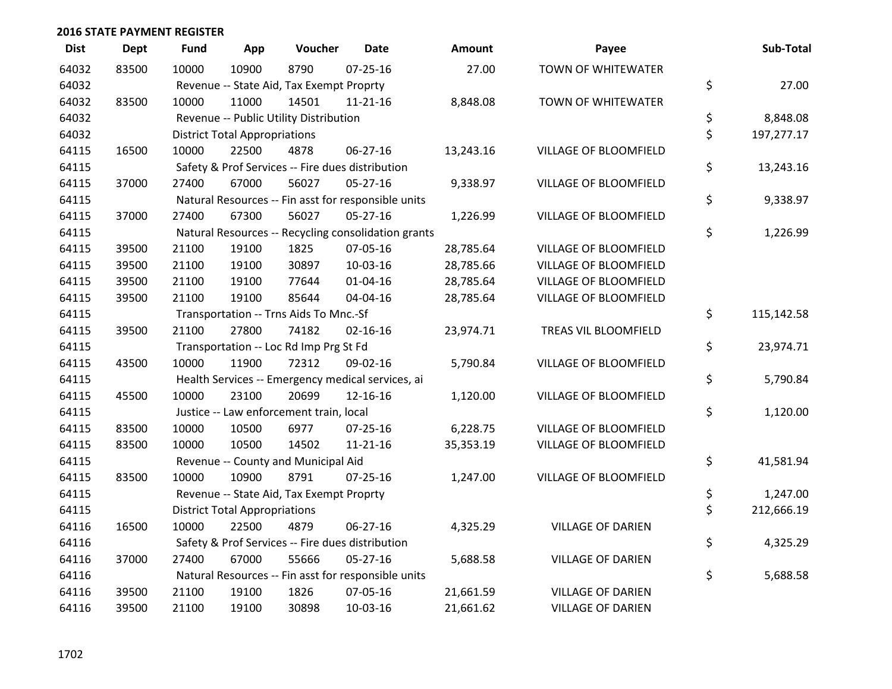## 2016 STATE PAYMENT REGISTER

| Dist | Dept | Fund | App | Voucher | Date | Amount | Payee | Sub-Total |
|---|---|---|---|---|---|---|---|---|
| 64032 | 83500 | 10000 | 10900 | 8790 | 07-25-16 | 27.00 | TOWN OF WHITEWATER | |
| 64032 | | Revenue -- State Aid, Tax Exempt Proprty | | | | | | $ 27.00 |
| 64032 | 83500 | 10000 | 11000 | 14501 | 11-21-16 | 8,848.08 | TOWN OF WHITEWATER | |
| 64032 | | Revenue -- Public Utility Distribution | | | | | | $ 8,848.08 |
| 64032 | | District Total Appropriations | | | | | | $ 197,277.17 |
| 64115 | 16500 | 10000 | 22500 | 4878 | 06-27-16 | 13,243.16 | VILLAGE OF BLOOMFIELD | |
| 64115 | | Safety & Prof Services -- Fire dues distribution | | | | | | $ 13,243.16 |
| 64115 | 37000 | 27400 | 67000 | 56027 | 05-27-16 | 9,338.97 | VILLAGE OF BLOOMFIELD | |
| 64115 | | Natural Resources -- Fin asst for responsible units | | | | | | $ 9,338.97 |
| 64115 | 37000 | 27400 | 67300 | 56027 | 05-27-16 | 1,226.99 | VILLAGE OF BLOOMFIELD | |
| 64115 | | Natural Resources -- Recycling consolidation grants | | | | | | $ 1,226.99 |
| 64115 | 39500 | 21100 | 19100 | 1825 | 07-05-16 | 28,785.64 | VILLAGE OF BLOOMFIELD | |
| 64115 | 39500 | 21100 | 19100 | 30897 | 10-03-16 | 28,785.66 | VILLAGE OF BLOOMFIELD | |
| 64115 | 39500 | 21100 | 19100 | 77644 | 01-04-16 | 28,785.64 | VILLAGE OF BLOOMFIELD | |
| 64115 | 39500 | 21100 | 19100 | 85644 | 04-04-16 | 28,785.64 | VILLAGE OF BLOOMFIELD | |
| 64115 | | Transportation -- Trns Aids To Mnc.-Sf | | | | | | $ 115,142.58 |
| 64115 | 39500 | 21100 | 27800 | 74182 | 02-16-16 | 23,974.71 | TREAS VIL BLOOMFIELD | |
| 64115 | | Transportation -- Loc Rd Imp Prg St Fd | | | | | | $ 23,974.71 |
| 64115 | 43500 | 10000 | 11900 | 72312 | 09-02-16 | 5,790.84 | VILLAGE OF BLOOMFIELD | |
| 64115 | | Health Services -- Emergency medical services, ai | | | | | | $ 5,790.84 |
| 64115 | 45500 | 10000 | 23100 | 20699 | 12-16-16 | 1,120.00 | VILLAGE OF BLOOMFIELD | |
| 64115 | | Justice -- Law enforcement train, local | | | | | | $ 1,120.00 |
| 64115 | 83500 | 10000 | 10500 | 6977 | 07-25-16 | 6,228.75 | VILLAGE OF BLOOMFIELD | |
| 64115 | 83500 | 10000 | 10500 | 14502 | 11-21-16 | 35,353.19 | VILLAGE OF BLOOMFIELD | |
| 64115 | | Revenue -- County and Municipal Aid | | | | | | $ 41,581.94 |
| 64115 | 83500 | 10000 | 10900 | 8791 | 07-25-16 | 1,247.00 | VILLAGE OF BLOOMFIELD | |
| 64115 | | Revenue -- State Aid, Tax Exempt Proprty | | | | | | $ 1,247.00 |
| 64115 | | District Total Appropriations | | | | | | $ 212,666.19 |
| 64116 | 16500 | 10000 | 22500 | 4879 | 06-27-16 | 4,325.29 | VILLAGE OF DARIEN | |
| 64116 | | Safety & Prof Services -- Fire dues distribution | | | | | | $ 4,325.29 |
| 64116 | 37000 | 27400 | 67000 | 55666 | 05-27-16 | 5,688.58 | VILLAGE OF DARIEN | |
| 64116 | | Natural Resources -- Fin asst for responsible units | | | | | | $ 5,688.58 |
| 64116 | 39500 | 21100 | 19100 | 1826 | 07-05-16 | 21,661.59 | VILLAGE OF DARIEN | |
| 64116 | 39500 | 21100 | 19100 | 30898 | 10-03-16 | 21,661.62 | VILLAGE OF DARIEN | |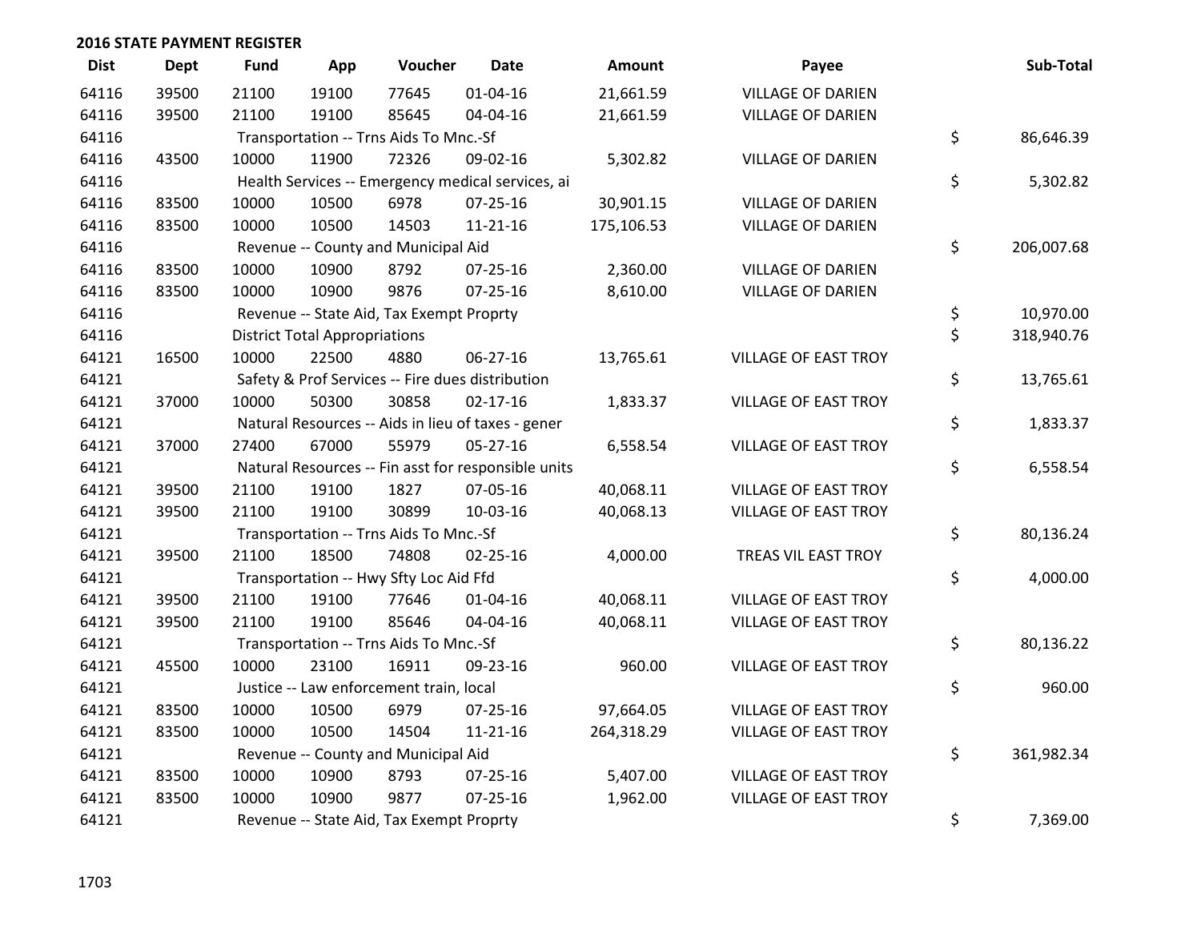## 2016 STATE PAYMENT REGISTER

| Dist | Dept | Fund | App | Voucher | Date | Amount | Payee | Sub-Total |
|---|---|---|---|---|---|---|---|---|
| 64116 | 39500 | 21100 | 19100 | 77645 | 01-04-16 | 21,661.59 | VILLAGE OF DARIEN | |
| 64116 | 39500 | 21100 | 19100 | 85645 | 04-04-16 | 21,661.59 | VILLAGE OF DARIEN | |
| 64116 | | Transportation -- Trns Aids To Mnc.-Sf | | | | | | $ 86,646.39 |
| 64116 | 43500 | 10000 | 11900 | 72326 | 09-02-16 | 5,302.82 | VILLAGE OF DARIEN | |
| 64116 | | Health Services -- Emergency medical services, ai | | | | | | $ 5,302.82 |
| 64116 | 83500 | 10000 | 10500 | 6978 | 07-25-16 | 30,901.15 | VILLAGE OF DARIEN | |
| 64116 | 83500 | 10000 | 10500 | 14503 | 11-21-16 | 175,106.53 | VILLAGE OF DARIEN | |
| 64116 | | Revenue -- County and Municipal Aid | | | | | | $ 206,007.68 |
| 64116 | 83500 | 10000 | 10900 | 8792 | 07-25-16 | 2,360.00 | VILLAGE OF DARIEN | |
| 64116 | 83500 | 10000 | 10900 | 9876 | 07-25-16 | 8,610.00 | VILLAGE OF DARIEN | |
| 64116 | | Revenue -- State Aid, Tax Exempt Proprty | | | | | | $ 10,970.00 |
| 64116 | | District Total Appropriations | | | | | | $ 318,940.76 |
| 64121 | 16500 | 10000 | 22500 | 4880 | 06-27-16 | 13,765.61 | VILLAGE OF EAST TROY | |
| 64121 | | Safety & Prof Services -- Fire dues distribution | | | | | | $ 13,765.61 |
| 64121 | 37000 | 10000 | 50300 | 30858 | 02-17-16 | 1,833.37 | VILLAGE OF EAST TROY | |
| 64121 | | Natural Resources -- Aids in lieu of taxes - gener | | | | | | $ 1,833.37 |
| 64121 | 37000 | 27400 | 67000 | 55979 | 05-27-16 | 6,558.54 | VILLAGE OF EAST TROY | |
| 64121 | | Natural Resources -- Fin asst for responsible units | | | | | | $ 6,558.54 |
| 64121 | 39500 | 21100 | 19100 | 1827 | 07-05-16 | 40,068.11 | VILLAGE OF EAST TROY | |
| 64121 | 39500 | 21100 | 19100 | 30899 | 10-03-16 | 40,068.13 | VILLAGE OF EAST TROY | |
| 64121 | | Transportation -- Trns Aids To Mnc.-Sf | | | | | | $ 80,136.24 |
| 64121 | 39500 | 21100 | 18500 | 74808 | 02-25-16 | 4,000.00 | TREAS VIL EAST TROY | |
| 64121 | | Transportation -- Hwy Sfty Loc Aid Ffd | | | | | | $ 4,000.00 |
| 64121 | 39500 | 21100 | 19100 | 77646 | 01-04-16 | 40,068.11 | VILLAGE OF EAST TROY | |
| 64121 | 39500 | 21100 | 19100 | 85646 | 04-04-16 | 40,068.11 | VILLAGE OF EAST TROY | |
| 64121 | | Transportation -- Trns Aids To Mnc.-Sf | | | | | | $ 80,136.22 |
| 64121 | 45500 | 10000 | 23100 | 16911 | 09-23-16 | 960.00 | VILLAGE OF EAST TROY | |
| 64121 | | Justice -- Law enforcement train, local | | | | | | $ 960.00 |
| 64121 | 83500 | 10000 | 10500 | 6979 | 07-25-16 | 97,664.05 | VILLAGE OF EAST TROY | |
| 64121 | 83500 | 10000 | 10500 | 14504 | 11-21-16 | 264,318.29 | VILLAGE OF EAST TROY | |
| 64121 | | Revenue -- County and Municipal Aid | | | | | | $ 361,982.34 |
| 64121 | 83500 | 10000 | 10900 | 8793 | 07-25-16 | 5,407.00 | VILLAGE OF EAST TROY | |
| 64121 | 83500 | 10000 | 10900 | 9877 | 07-25-16 | 1,962.00 | VILLAGE OF EAST TROY | |
| 64121 | | Revenue -- State Aid, Tax Exempt Proprty | | | | | | $ 7,369.00 |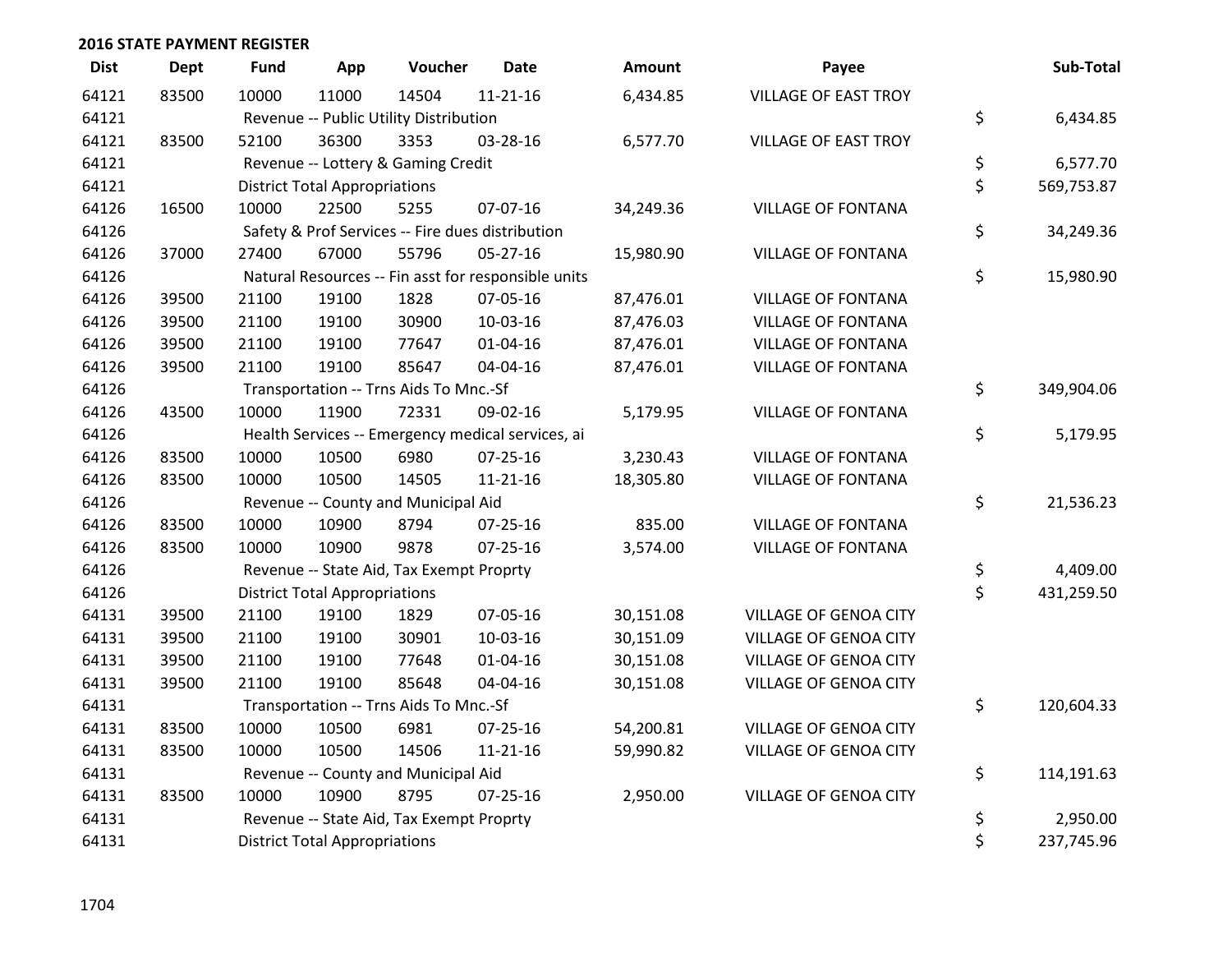## 2016 STATE PAYMENT REGISTER

| Dist | Dept | Fund | App | Voucher | Date | Amount | Payee | Sub-Total |
|---|---|---|---|---|---|---|---|---|
| 64121 | 83500 | 10000 | 11000 | 14504 | 11-21-16 | 6,434.85 | VILLAGE OF EAST TROY | |
| 64121 | | Revenue -- Public Utility Distribution | | | | | | $ 6,434.85 |
| 64121 | 83500 | 52100 | 36300 | 3353 | 03-28-16 | 6,577.70 | VILLAGE OF EAST TROY | |
| 64121 | | Revenue -- Lottery & Gaming Credit | | | | | | $ 6,577.70 |
| 64121 | | District Total Appropriations | | | | | | $ 569,753.87 |
| 64126 | 16500 | 10000 | 22500 | 5255 | 07-07-16 | 34,249.36 | VILLAGE OF FONTANA | |
| 64126 | | Safety & Prof Services -- Fire dues distribution | | | | | | $ 34,249.36 |
| 64126 | 37000 | 27400 | 67000 | 55796 | 05-27-16 | 15,980.90 | VILLAGE OF FONTANA | |
| 64126 | | Natural Resources -- Fin asst for responsible units | | | | | | $ 15,980.90 |
| 64126 | 39500 | 21100 | 19100 | 1828 | 07-05-16 | 87,476.01 | VILLAGE OF FONTANA | |
| 64126 | 39500 | 21100 | 19100 | 30900 | 10-03-16 | 87,476.03 | VILLAGE OF FONTANA | |
| 64126 | 39500 | 21100 | 19100 | 77647 | 01-04-16 | 87,476.01 | VILLAGE OF FONTANA | |
| 64126 | 39500 | 21100 | 19100 | 85647 | 04-04-16 | 87,476.01 | VILLAGE OF FONTANA | |
| 64126 | | Transportation -- Trns Aids To Mnc.-Sf | | | | | | $ 349,904.06 |
| 64126 | 43500 | 10000 | 11900 | 72331 | 09-02-16 | 5,179.95 | VILLAGE OF FONTANA | |
| 64126 | | Health Services -- Emergency medical services, ai | | | | | | $ 5,179.95 |
| 64126 | 83500 | 10000 | 10500 | 6980 | 07-25-16 | 3,230.43 | VILLAGE OF FONTANA | |
| 64126 | 83500 | 10000 | 10500 | 14505 | 11-21-16 | 18,305.80 | VILLAGE OF FONTANA | |
| 64126 | | Revenue -- County and Municipal Aid | | | | | | $ 21,536.23 |
| 64126 | 83500 | 10000 | 10900 | 8794 | 07-25-16 | 835.00 | VILLAGE OF FONTANA | |
| 64126 | 83500 | 10000 | 10900 | 9878 | 07-25-16 | 3,574.00 | VILLAGE OF FONTANA | |
| 64126 | | Revenue -- State Aid, Tax Exempt Proprty | | | | | | $ 4,409.00 |
| 64126 | | District Total Appropriations | | | | | | $ 431,259.50 |
| 64131 | 39500 | 21100 | 19100 | 1829 | 07-05-16 | 30,151.08 | VILLAGE OF GENOA CITY | |
| 64131 | 39500 | 21100 | 19100 | 30901 | 10-03-16 | 30,151.09 | VILLAGE OF GENOA CITY | |
| 64131 | 39500 | 21100 | 19100 | 77648 | 01-04-16 | 30,151.08 | VILLAGE OF GENOA CITY | |
| 64131 | 39500 | 21100 | 19100 | 85648 | 04-04-16 | 30,151.08 | VILLAGE OF GENOA CITY | |
| 64131 | | Transportation -- Trns Aids To Mnc.-Sf | | | | | | $ 120,604.33 |
| 64131 | 83500 | 10000 | 10500 | 6981 | 07-25-16 | 54,200.81 | VILLAGE OF GENOA CITY | |
| 64131 | 83500 | 10000 | 10500 | 14506 | 11-21-16 | 59,990.82 | VILLAGE OF GENOA CITY | |
| 64131 | | Revenue -- County and Municipal Aid | | | | | | $ 114,191.63 |
| 64131 | 83500 | 10000 | 10900 | 8795 | 07-25-16 | 2,950.00 | VILLAGE OF GENOA CITY | |
| 64131 | | Revenue -- State Aid, Tax Exempt Proprty | | | | | | $ 2,950.00 |
| 64131 | | District Total Appropriations | | | | | | $ 237,745.96 |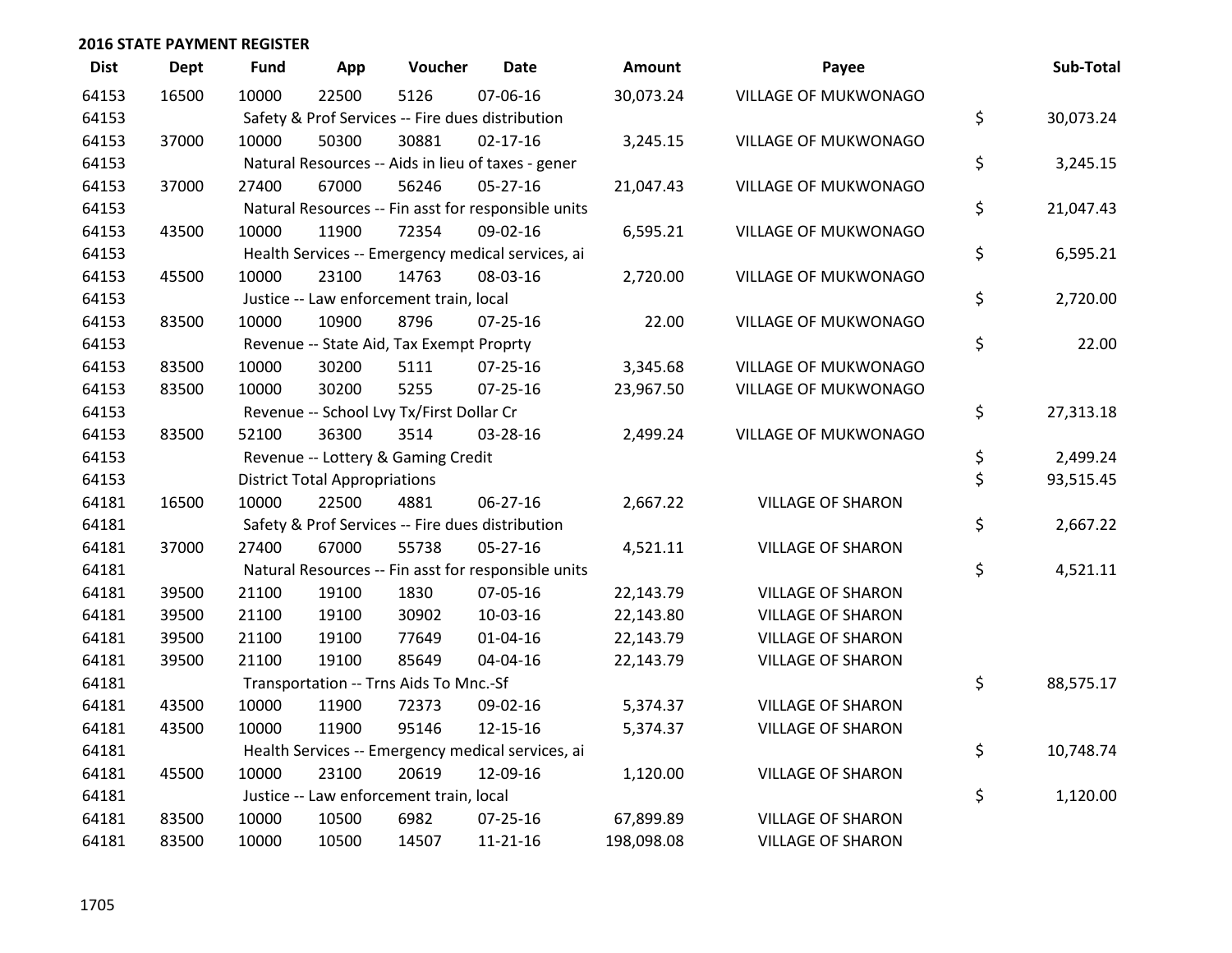## 2016 STATE PAYMENT REGISTER

| Dist | Dept | Fund | App | Voucher | Date | Amount | Payee | Sub-Total |
|---|---|---|---|---|---|---|---|---|
| 64153 | 16500 | 10000 | 22500 | 5126 | 07-06-16 | 30,073.24 | VILLAGE OF MUKWONAGO | |
| 64153 | | Safety & Prof Services -- Fire dues distribution | | | | | | $ 30,073.24 |
| 64153 | 37000 | 10000 | 50300 | 30881 | 02-17-16 | 3,245.15 | VILLAGE OF MUKWONAGO | |
| 64153 | | Natural Resources -- Aids in lieu of taxes - gener | | | | | | $ 3,245.15 |
| 64153 | 37000 | 27400 | 67000 | 56246 | 05-27-16 | 21,047.43 | VILLAGE OF MUKWONAGO | |
| 64153 | | Natural Resources -- Fin asst for responsible units | | | | | | $ 21,047.43 |
| 64153 | 43500 | 10000 | 11900 | 72354 | 09-02-16 | 6,595.21 | VILLAGE OF MUKWONAGO | |
| 64153 | | Health Services -- Emergency medical services, ai | | | | | | $ 6,595.21 |
| 64153 | 45500 | 10000 | 23100 | 14763 | 08-03-16 | 2,720.00 | VILLAGE OF MUKWONAGO | |
| 64153 | | Justice -- Law enforcement train, local | | | | | | $ 2,720.00 |
| 64153 | 83500 | 10000 | 10900 | 8796 | 07-25-16 | 22.00 | VILLAGE OF MUKWONAGO | |
| 64153 | | Revenue -- State Aid, Tax Exempt Proprty | | | | | | $ 22.00 |
| 64153 | 83500 | 10000 | 30200 | 5111 | 07-25-16 | 3,345.68 | VILLAGE OF MUKWONAGO | |
| 64153 | 83500 | 10000 | 30200 | 5255 | 07-25-16 | 23,967.50 | VILLAGE OF MUKWONAGO | |
| 64153 | | Revenue -- School Lvy Tx/First Dollar Cr | | | | | | $ 27,313.18 |
| 64153 | 83500 | 52100 | 36300 | 3514 | 03-28-16 | 2,499.24 | VILLAGE OF MUKWONAGO | |
| 64153 | | Revenue -- Lottery & Gaming Credit | | | | | | $ 2,499.24 |
| 64153 | | District Total Appropriations | | | | | | $ 93,515.45 |
| 64181 | 16500 | 10000 | 22500 | 4881 | 06-27-16 | 2,667.22 | VILLAGE OF SHARON | |
| 64181 | | Safety & Prof Services -- Fire dues distribution | | | | | | $ 2,667.22 |
| 64181 | 37000 | 27400 | 67000 | 55738 | 05-27-16 | 4,521.11 | VILLAGE OF SHARON | |
| 64181 | | Natural Resources -- Fin asst for responsible units | | | | | | $ 4,521.11 |
| 64181 | 39500 | 21100 | 19100 | 1830 | 07-05-16 | 22,143.79 | VILLAGE OF SHARON | |
| 64181 | 39500 | 21100 | 19100 | 30902 | 10-03-16 | 22,143.80 | VILLAGE OF SHARON | |
| 64181 | 39500 | 21100 | 19100 | 77649 | 01-04-16 | 22,143.79 | VILLAGE OF SHARON | |
| 64181 | 39500 | 21100 | 19100 | 85649 | 04-04-16 | 22,143.79 | VILLAGE OF SHARON | |
| 64181 | | Transportation -- Trns Aids To Mnc.-Sf | | | | | | $ 88,575.17 |
| 64181 | 43500 | 10000 | 11900 | 72373 | 09-02-16 | 5,374.37 | VILLAGE OF SHARON | |
| 64181 | 43500 | 10000 | 11900 | 95146 | 12-15-16 | 5,374.37 | VILLAGE OF SHARON | |
| 64181 | | Health Services -- Emergency medical services, ai | | | | | | $ 10,748.74 |
| 64181 | 45500 | 10000 | 23100 | 20619 | 12-09-16 | 1,120.00 | VILLAGE OF SHARON | |
| 64181 | | Justice -- Law enforcement train, local | | | | | | $ 1,120.00 |
| 64181 | 83500 | 10000 | 10500 | 6982 | 07-25-16 | 67,899.89 | VILLAGE OF SHARON | |
| 64181 | 83500 | 10000 | 10500 | 14507 | 11-21-16 | 198,098.08 | VILLAGE OF SHARON | |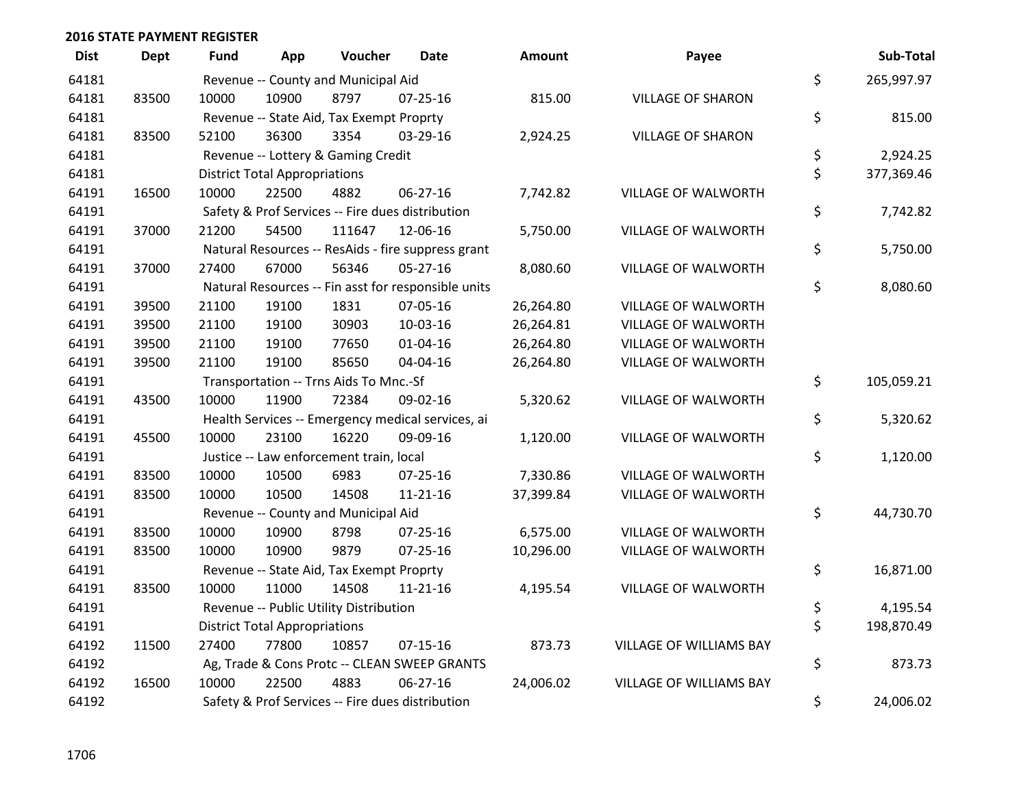## 2016 STATE PAYMENT REGISTER

| Dist | Dept | Fund | App | Voucher | Date | Amount | Payee | | Sub-Total |
|---|---|---|---|---|---|---|---|---|---|
| 64181 | | Revenue -- County and Municipal Aid | | | | | | $ | 265,997.97 |
| 64181 | 83500 | 10000 | 10900 | 8797 | 07-25-16 | 815.00 | VILLAGE OF SHARON | | |
| 64181 | | Revenue -- State Aid, Tax Exempt Proprty | | | | | | $ | 815.00 |
| 64181 | 83500 | 52100 | 36300 | 3354 | 03-29-16 | 2,924.25 | VILLAGE OF SHARON | | |
| 64181 | | Revenue -- Lottery & Gaming Credit | | | | | | $ | 2,924.25 |
| 64181 | | District Total Appropriations | | | | | | $ | 377,369.46 |
| 64191 | 16500 | 10000 | 22500 | 4882 | 06-27-16 | 7,742.82 | VILLAGE OF WALWORTH | | |
| 64191 | | Safety & Prof Services -- Fire dues distribution | | | | | | $ | 7,742.82 |
| 64191 | 37000 | 21200 | 54500 | 111647 | 12-06-16 | 5,750.00 | VILLAGE OF WALWORTH | | |
| 64191 | | Natural Resources -- ResAids - fire suppress grant | | | | | | $ | 5,750.00 |
| 64191 | 37000 | 27400 | 67000 | 56346 | 05-27-16 | 8,080.60 | VILLAGE OF WALWORTH | | |
| 64191 | | Natural Resources -- Fin asst for responsible units | | | | | | $ | 8,080.60 |
| 64191 | 39500 | 21100 | 19100 | 1831 | 07-05-16 | 26,264.80 | VILLAGE OF WALWORTH | | |
| 64191 | 39500 | 21100 | 19100 | 30903 | 10-03-16 | 26,264.81 | VILLAGE OF WALWORTH | | |
| 64191 | 39500 | 21100 | 19100 | 77650 | 01-04-16 | 26,264.80 | VILLAGE OF WALWORTH | | |
| 64191 | 39500 | 21100 | 19100 | 85650 | 04-04-16 | 26,264.80 | VILLAGE OF WALWORTH | | |
| 64191 | | Transportation -- Trns Aids To Mnc.-Sf | | | | | | $ | 105,059.21 |
| 64191 | 43500 | 10000 | 11900 | 72384 | 09-02-16 | 5,320.62 | VILLAGE OF WALWORTH | | |
| 64191 | | Health Services -- Emergency medical services, ai | | | | | | $ | 5,320.62 |
| 64191 | 45500 | 10000 | 23100 | 16220 | 09-09-16 | 1,120.00 | VILLAGE OF WALWORTH | | |
| 64191 | | Justice -- Law enforcement train, local | | | | | | $ | 1,120.00 |
| 64191 | 83500 | 10000 | 10500 | 6983 | 07-25-16 | 7,330.86 | VILLAGE OF WALWORTH | | |
| 64191 | 83500 | 10000 | 10500 | 14508 | 11-21-16 | 37,399.84 | VILLAGE OF WALWORTH | | |
| 64191 | | Revenue -- County and Municipal Aid | | | | | | $ | 44,730.70 |
| 64191 | 83500 | 10000 | 10900 | 8798 | 07-25-16 | 6,575.00 | VILLAGE OF WALWORTH | | |
| 64191 | 83500 | 10000 | 10900 | 9879 | 07-25-16 | 10,296.00 | VILLAGE OF WALWORTH | | |
| 64191 | | Revenue -- State Aid, Tax Exempt Proprty | | | | | | $ | 16,871.00 |
| 64191 | 83500 | 10000 | 11000 | 14508 | 11-21-16 | 4,195.54 | VILLAGE OF WALWORTH | | |
| 64191 | | Revenue -- Public Utility Distribution | | | | | | $ | 4,195.54 |
| 64191 | | District Total Appropriations | | | | | | $ | 198,870.49 |
| 64192 | 11500 | 27400 | 77800 | 10857 | 07-15-16 | 873.73 | VILLAGE OF WILLIAMS BAY | | |
| 64192 | | Ag, Trade & Cons Protc -- CLEAN SWEEP GRANTS | | | | | | $ | 873.73 |
| 64192 | 16500 | 10000 | 22500 | 4883 | 06-27-16 | 24,006.02 | VILLAGE OF WILLIAMS BAY | | |
| 64192 | | Safety & Prof Services -- Fire dues distribution | | | | | | $ | 24,006.02 |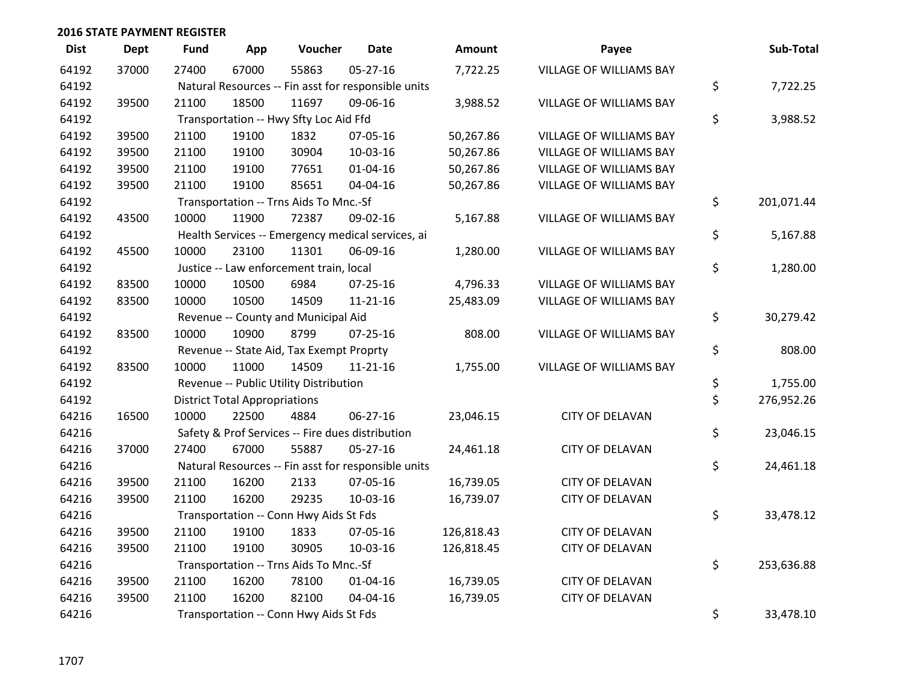## 2016 STATE PAYMENT REGISTER

| Dist | Dept | Fund | App | Voucher | Date | Amount | Payee | Sub-Total |
|---|---|---|---|---|---|---|---|---|
| 64192 | 37000 | 27400 | 67000 | 55863 | 05-27-16 | 7,722.25 | VILLAGE OF WILLIAMS BAY | |
| 64192 | | Natural Resources -- Fin asst for responsible units | | | | | | $ 7,722.25 |
| 64192 | 39500 | 21100 | 18500 | 11697 | 09-06-16 | 3,988.52 | VILLAGE OF WILLIAMS BAY | |
| 64192 | | Transportation -- Hwy Sfty Loc Aid Ffd | | | | | | $ 3,988.52 |
| 64192 | 39500 | 21100 | 19100 | 1832 | 07-05-16 | 50,267.86 | VILLAGE OF WILLIAMS BAY | |
| 64192 | 39500 | 21100 | 19100 | 30904 | 10-03-16 | 50,267.86 | VILLAGE OF WILLIAMS BAY | |
| 64192 | 39500 | 21100 | 19100 | 77651 | 01-04-16 | 50,267.86 | VILLAGE OF WILLIAMS BAY | |
| 64192 | 39500 | 21100 | 19100 | 85651 | 04-04-16 | 50,267.86 | VILLAGE OF WILLIAMS BAY | |
| 64192 | | Transportation -- Trns Aids To Mnc.-Sf | | | | | | $ 201,071.44 |
| 64192 | 43500 | 10000 | 11900 | 72387 | 09-02-16 | 5,167.88 | VILLAGE OF WILLIAMS BAY | |
| 64192 | | Health Services -- Emergency medical services, ai | | | | | | $ 5,167.88 |
| 64192 | 45500 | 10000 | 23100 | 11301 | 06-09-16 | 1,280.00 | VILLAGE OF WILLIAMS BAY | |
| 64192 | | Justice -- Law enforcement train, local | | | | | | $ 1,280.00 |
| 64192 | 83500 | 10000 | 10500 | 6984 | 07-25-16 | 4,796.33 | VILLAGE OF WILLIAMS BAY | |
| 64192 | 83500 | 10000 | 10500 | 14509 | 11-21-16 | 25,483.09 | VILLAGE OF WILLIAMS BAY | |
| 64192 | | Revenue -- County and Municipal Aid | | | | | | $ 30,279.42 |
| 64192 | 83500 | 10000 | 10900 | 8799 | 07-25-16 | 808.00 | VILLAGE OF WILLIAMS BAY | |
| 64192 | | Revenue -- State Aid, Tax Exempt Proprty | | | | | | $ 808.00 |
| 64192 | 83500 | 10000 | 11000 | 14509 | 11-21-16 | 1,755.00 | VILLAGE OF WILLIAMS BAY | |
| 64192 | | Revenue -- Public Utility Distribution | | | | | | $ 1,755.00 |
| 64192 | | District Total Appropriations | | | | | | $ 276,952.26 |
| 64216 | 16500 | 10000 | 22500 | 4884 | 06-27-16 | 23,046.15 | CITY OF DELAVAN | |
| 64216 | | Safety & Prof Services -- Fire dues distribution | | | | | | $ 23,046.15 |
| 64216 | 37000 | 27400 | 67000 | 55887 | 05-27-16 | 24,461.18 | CITY OF DELAVAN | |
| 64216 | | Natural Resources -- Fin asst for responsible units | | | | | | $ 24,461.18 |
| 64216 | 39500 | 21100 | 16200 | 2133 | 07-05-16 | 16,739.05 | CITY OF DELAVAN | |
| 64216 | 39500 | 21100 | 16200 | 29235 | 10-03-16 | 16,739.07 | CITY OF DELAVAN | |
| 64216 | | Transportation -- Conn Hwy Aids St Fds | | | | | | $ 33,478.12 |
| 64216 | 39500 | 21100 | 19100 | 1833 | 07-05-16 | 126,818.43 | CITY OF DELAVAN | |
| 64216 | 39500 | 21100 | 19100 | 30905 | 10-03-16 | 126,818.45 | CITY OF DELAVAN | |
| 64216 | | Transportation -- Trns Aids To Mnc.-Sf | | | | | | $ 253,636.88 |
| 64216 | 39500 | 21100 | 16200 | 78100 | 01-04-16 | 16,739.05 | CITY OF DELAVAN | |
| 64216 | 39500 | 21100 | 16200 | 82100 | 04-04-16 | 16,739.05 | CITY OF DELAVAN | |
| 64216 | | Transportation -- Conn Hwy Aids St Fds | | | | | | $ 33,478.10 |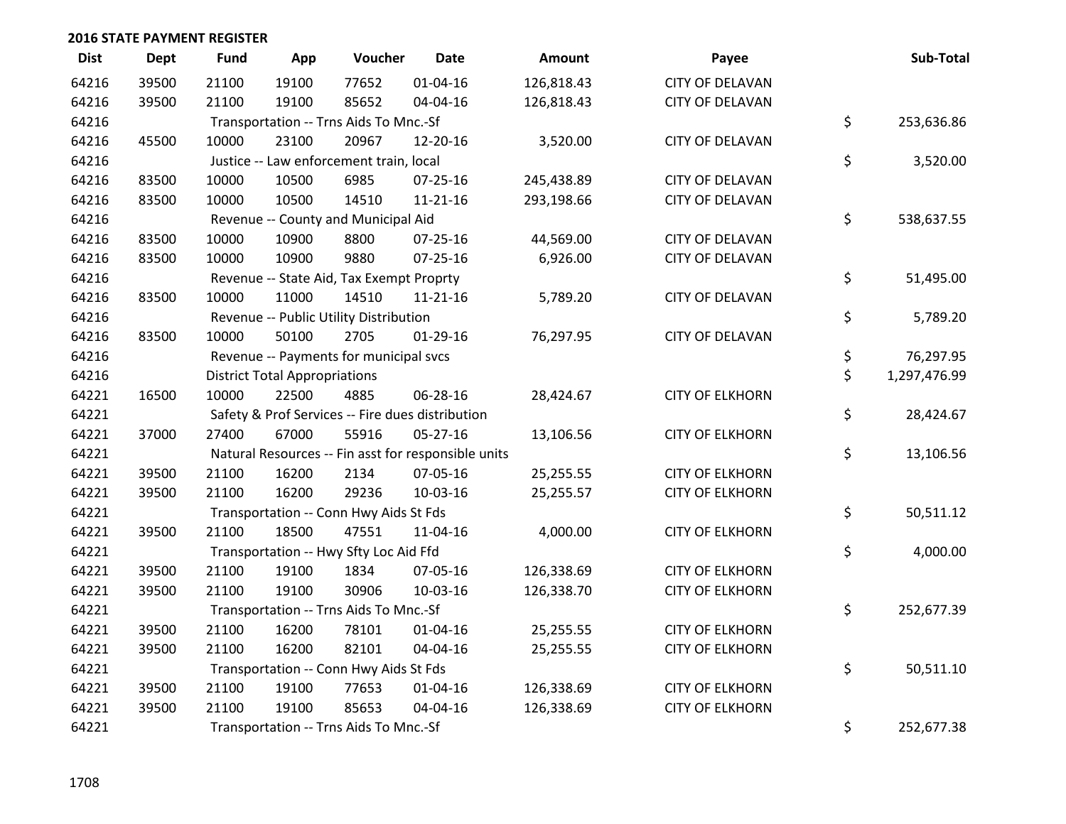**2016 STATE PAYMENT REGISTER**

| Dist | Dept | Fund | App | Voucher | Date | Amount | Payee | | Sub-Total |
|---|---|---|---|---|---|---|---|---|---|
| 64216 | 39500 | 21100 | 19100 | 77652 | 01-04-16 | 126,818.43 | CITY OF DELAVAN | | |
| 64216 | 39500 | 21100 | 19100 | 85652 | 04-04-16 | 126,818.43 | CITY OF DELAVAN | | |
| 64216 | | Transportation -- Trns Aids To Mnc.-Sf | | | | | | $ | 253,636.86 |
| 64216 | 45500 | 10000 | 23100 | 20967 | 12-20-16 | 3,520.00 | CITY OF DELAVAN | | |
| 64216 | | Justice -- Law enforcement train, local | | | | | | $ | 3,520.00 |
| 64216 | 83500 | 10000 | 10500 | 6985 | 07-25-16 | 245,438.89 | CITY OF DELAVAN | | |
| 64216 | 83500 | 10000 | 10500 | 14510 | 11-21-16 | 293,198.66 | CITY OF DELAVAN | | |
| 64216 | | Revenue -- County and Municipal Aid | | | | | | $ | 538,637.55 |
| 64216 | 83500 | 10000 | 10900 | 8800 | 07-25-16 | 44,569.00 | CITY OF DELAVAN | | |
| 64216 | 83500 | 10000 | 10900 | 9880 | 07-25-16 | 6,926.00 | CITY OF DELAVAN | | |
| 64216 | | Revenue -- State Aid, Tax Exempt Proprty | | | | | | $ | 51,495.00 |
| 64216 | 83500 | 10000 | 11000 | 14510 | 11-21-16 | 5,789.20 | CITY OF DELAVAN | | |
| 64216 | | Revenue -- Public Utility Distribution | | | | | | $ | 5,789.20 |
| 64216 | 83500 | 10000 | 50100 | 2705 | 01-29-16 | 76,297.95 | CITY OF DELAVAN | | |
| 64216 | | Revenue -- Payments for municipal svcs | | | | | | $ | 76,297.95 |
| 64216 | | District Total Appropriations | | | | | | $ | 1,297,476.99 |
| 64221 | 16500 | 10000 | 22500 | 4885 | 06-28-16 | 28,424.67 | CITY OF ELKHORN | | |
| 64221 | | Safety & Prof Services -- Fire dues distribution | | | | | | $ | 28,424.67 |
| 64221 | 37000 | 27400 | 67000 | 55916 | 05-27-16 | 13,106.56 | CITY OF ELKHORN | | |
| 64221 | | Natural Resources -- Fin asst for responsible units | | | | | | $ | 13,106.56 |
| 64221 | 39500 | 21100 | 16200 | 2134 | 07-05-16 | 25,255.55 | CITY OF ELKHORN | | |
| 64221 | 39500 | 21100 | 16200 | 29236 | 10-03-16 | 25,255.57 | CITY OF ELKHORN | | |
| 64221 | | Transportation -- Conn Hwy Aids St Fds | | | | | | $ | 50,511.12 |
| 64221 | 39500 | 21100 | 18500 | 47551 | 11-04-16 | 4,000.00 | CITY OF ELKHORN | | |
| 64221 | | Transportation -- Hwy Sfty Loc Aid Ffd | | | | | | $ | 4,000.00 |
| 64221 | 39500 | 21100 | 19100 | 1834 | 07-05-16 | 126,338.69 | CITY OF ELKHORN | | |
| 64221 | 39500 | 21100 | 19100 | 30906 | 10-03-16 | 126,338.70 | CITY OF ELKHORN | | |
| 64221 | | Transportation -- Trns Aids To Mnc.-Sf | | | | | | $ | 252,677.39 |
| 64221 | 39500 | 21100 | 16200 | 78101 | 01-04-16 | 25,255.55 | CITY OF ELKHORN | | |
| 64221 | 39500 | 21100 | 16200 | 82101 | 04-04-16 | 25,255.55 | CITY OF ELKHORN | | |
| 64221 | | Transportation -- Conn Hwy Aids St Fds | | | | | | $ | 50,511.10 |
| 64221 | 39500 | 21100 | 19100 | 77653 | 01-04-16 | 126,338.69 | CITY OF ELKHORN | | |
| 64221 | 39500 | 21100 | 19100 | 85653 | 04-04-16 | 126,338.69 | CITY OF ELKHORN | | |
| 64221 | | Transportation -- Trns Aids To Mnc.-Sf | | | | | | $ | 252,677.38 |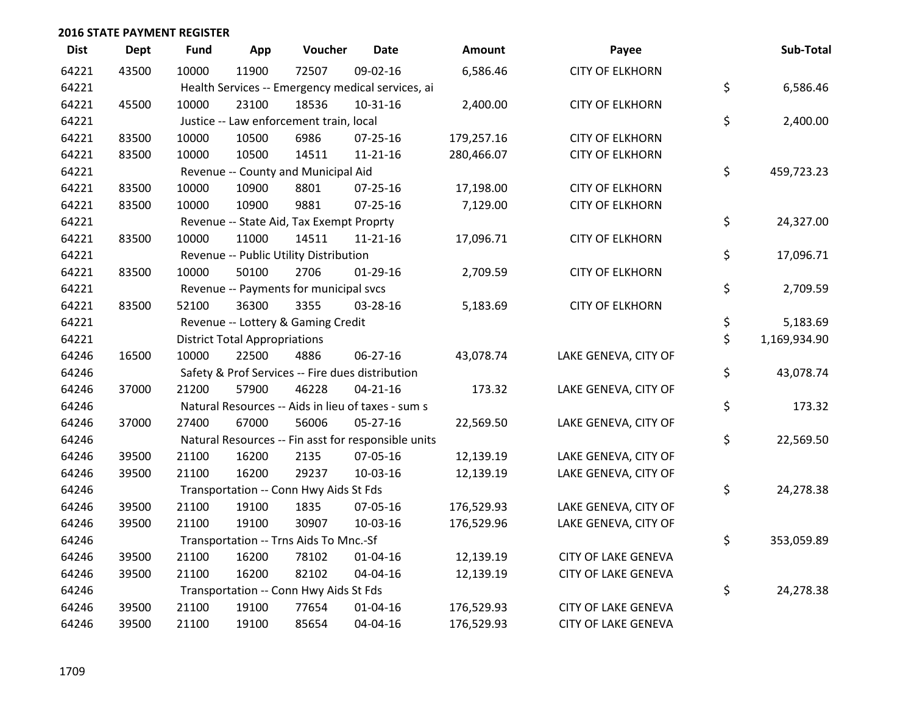## 2016 STATE PAYMENT REGISTER

| Dist | Dept | Fund | App | Voucher | Date | Amount | Payee | Sub-Total |
|---|---|---|---|---|---|---|---|---|
| 64221 | 43500 | 10000 | 11900 | 72507 | 09-02-16 | 6,586.46 | CITY OF ELKHORN | |
| 64221 | | Health Services -- Emergency medical services, ai | | | | | | $ 6,586.46 |
| 64221 | 45500 | 10000 | 23100 | 18536 | 10-31-16 | 2,400.00 | CITY OF ELKHORN | |
| 64221 | | Justice -- Law enforcement train, local | | | | | | $ 2,400.00 |
| 64221 | 83500 | 10000 | 10500 | 6986 | 07-25-16 | 179,257.16 | CITY OF ELKHORN | |
| 64221 | 83500 | 10000 | 10500 | 14511 | 11-21-16 | 280,466.07 | CITY OF ELKHORN | |
| 64221 | | Revenue -- County and Municipal Aid | | | | | | $ 459,723.23 |
| 64221 | 83500 | 10000 | 10900 | 8801 | 07-25-16 | 17,198.00 | CITY OF ELKHORN | |
| 64221 | 83500 | 10000 | 10900 | 9881 | 07-25-16 | 7,129.00 | CITY OF ELKHORN | |
| 64221 | | Revenue -- State Aid, Tax Exempt Proprty | | | | | | $ 24,327.00 |
| 64221 | 83500 | 10000 | 11000 | 14511 | 11-21-16 | 17,096.71 | CITY OF ELKHORN | |
| 64221 | | Revenue -- Public Utility Distribution | | | | | | $ 17,096.71 |
| 64221 | 83500 | 10000 | 50100 | 2706 | 01-29-16 | 2,709.59 | CITY OF ELKHORN | |
| 64221 | | Revenue -- Payments for municipal svcs | | | | | | $ 2,709.59 |
| 64221 | 83500 | 52100 | 36300 | 3355 | 03-28-16 | 5,183.69 | CITY OF ELKHORN | |
| 64221 | | Revenue -- Lottery & Gaming Credit | | | | | | $ 5,183.69 |
| 64221 | | District Total Appropriations | | | | | | $ 1,169,934.90 |
| 64246 | 16500 | 10000 | 22500 | 4886 | 06-27-16 | 43,078.74 | LAKE GENEVA, CITY OF | |
| 64246 | | Safety & Prof Services -- Fire dues distribution | | | | | | $ 43,078.74 |
| 64246 | 37000 | 21200 | 57900 | 46228 | 04-21-16 | 173.32 | LAKE GENEVA, CITY OF | |
| 64246 | | Natural Resources -- Aids in lieu of taxes - sum s | | | | | | $ 173.32 |
| 64246 | 37000 | 27400 | 67000 | 56006 | 05-27-16 | 22,569.50 | LAKE GENEVA, CITY OF | |
| 64246 | | Natural Resources -- Fin asst for responsible units | | | | | | $ 22,569.50 |
| 64246 | 39500 | 21100 | 16200 | 2135 | 07-05-16 | 12,139.19 | LAKE GENEVA, CITY OF | |
| 64246 | 39500 | 21100 | 16200 | 29237 | 10-03-16 | 12,139.19 | LAKE GENEVA, CITY OF | |
| 64246 | | Transportation -- Conn Hwy Aids St Fds | | | | | | $ 24,278.38 |
| 64246 | 39500 | 21100 | 19100 | 1835 | 07-05-16 | 176,529.93 | LAKE GENEVA, CITY OF | |
| 64246 | 39500 | 21100 | 19100 | 30907 | 10-03-16 | 176,529.96 | LAKE GENEVA, CITY OF | |
| 64246 | | Transportation -- Trns Aids To Mnc.-Sf | | | | | | $ 353,059.89 |
| 64246 | 39500 | 21100 | 16200 | 78102 | 01-04-16 | 12,139.19 | CITY OF LAKE GENEVA | |
| 64246 | 39500 | 21100 | 16200 | 82102 | 04-04-16 | 12,139.19 | CITY OF LAKE GENEVA | |
| 64246 | | Transportation -- Conn Hwy Aids St Fds | | | | | | $ 24,278.38 |
| 64246 | 39500 | 21100 | 19100 | 77654 | 01-04-16 | 176,529.93 | CITY OF LAKE GENEVA | |
| 64246 | 39500 | 21100 | 19100 | 85654 | 04-04-16 | 176,529.93 | CITY OF LAKE GENEVA | |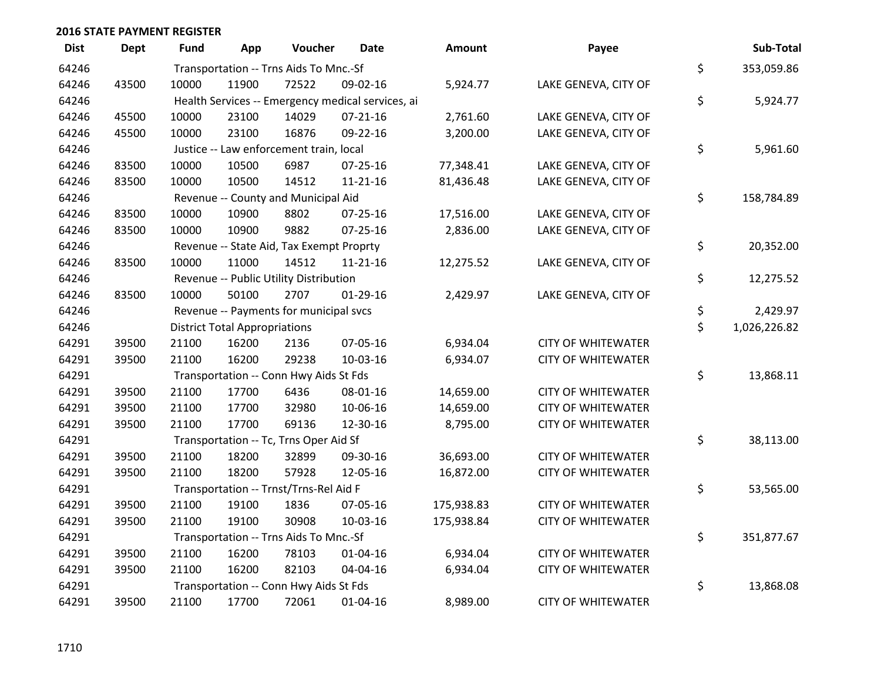## 2016 STATE PAYMENT REGISTER

| Dist | Dept | Fund | App | Voucher | Date | Amount | Payee | | Sub-Total |
|---|---|---|---|---|---|---|---|---|---|
| 64246 | | Transportation -- Trns Aids To Mnc.-Sf | | | | | | $ | 353,059.86 |
| 64246 | 43500 | 10000 | 11900 | 72522 | 09-02-16 | 5,924.77 | LAKE GENEVA, CITY OF | | |
| 64246 | | Health Services -- Emergency medical services, ai | | | | | | $ | 5,924.77 |
| 64246 | 45500 | 10000 | 23100 | 14029 | 07-21-16 | 2,761.60 | LAKE GENEVA, CITY OF | | |
| 64246 | 45500 | 10000 | 23100 | 16876 | 09-22-16 | 3,200.00 | LAKE GENEVA, CITY OF | | |
| 64246 | | Justice -- Law enforcement train, local | | | | | | $ | 5,961.60 |
| 64246 | 83500 | 10000 | 10500 | 6987 | 07-25-16 | 77,348.41 | LAKE GENEVA, CITY OF | | |
| 64246 | 83500 | 10000 | 10500 | 14512 | 11-21-16 | 81,436.48 | LAKE GENEVA, CITY OF | | |
| 64246 | | Revenue -- County and Municipal Aid | | | | | | $ | 158,784.89 |
| 64246 | 83500 | 10000 | 10900 | 8802 | 07-25-16 | 17,516.00 | LAKE GENEVA, CITY OF | | |
| 64246 | 83500 | 10000 | 10900 | 9882 | 07-25-16 | 2,836.00 | LAKE GENEVA, CITY OF | | |
| 64246 | | Revenue -- State Aid, Tax Exempt Proprty | | | | | | $ | 20,352.00 |
| 64246 | 83500 | 10000 | 11000 | 14512 | 11-21-16 | 12,275.52 | LAKE GENEVA, CITY OF | | |
| 64246 | | Revenue -- Public Utility Distribution | | | | | | $ | 12,275.52 |
| 64246 | 83500 | 10000 | 50100 | 2707 | 01-29-16 | 2,429.97 | LAKE GENEVA, CITY OF | | |
| 64246 | | Revenue -- Payments for municipal svcs | | | | | | $ | 2,429.97 |
| 64246 | | District Total Appropriations | | | | | | $ | 1,026,226.82 |
| 64291 | 39500 | 21100 | 16200 | 2136 | 07-05-16 | 6,934.04 | CITY OF WHITEWATER | | |
| 64291 | 39500 | 21100 | 16200 | 29238 | 10-03-16 | 6,934.07 | CITY OF WHITEWATER | | |
| 64291 | | Transportation -- Conn Hwy Aids St Fds | | | | | | $ | 13,868.11 |
| 64291 | 39500 | 21100 | 17700 | 6436 | 08-01-16 | 14,659.00 | CITY OF WHITEWATER | | |
| 64291 | 39500 | 21100 | 17700 | 32980 | 10-06-16 | 14,659.00 | CITY OF WHITEWATER | | |
| 64291 | 39500 | 21100 | 17700 | 69136 | 12-30-16 | 8,795.00 | CITY OF WHITEWATER | | |
| 64291 | | Transportation -- Tc, Trns Oper Aid Sf | | | | | | $ | 38,113.00 |
| 64291 | 39500 | 21100 | 18200 | 32899 | 09-30-16 | 36,693.00 | CITY OF WHITEWATER | | |
| 64291 | 39500 | 21100 | 18200 | 57928 | 12-05-16 | 16,872.00 | CITY OF WHITEWATER | | |
| 64291 | | Transportation -- Trnst/Trns-Rel Aid F | | | | | | $ | 53,565.00 |
| 64291 | 39500 | 21100 | 19100 | 1836 | 07-05-16 | 175,938.83 | CITY OF WHITEWATER | | |
| 64291 | 39500 | 21100 | 19100 | 30908 | 10-03-16 | 175,938.84 | CITY OF WHITEWATER | | |
| 64291 | | Transportation -- Trns Aids To Mnc.-Sf | | | | | | $ | 351,877.67 |
| 64291 | 39500 | 21100 | 16200 | 78103 | 01-04-16 | 6,934.04 | CITY OF WHITEWATER | | |
| 64291 | 39500 | 21100 | 16200 | 82103 | 04-04-16 | 6,934.04 | CITY OF WHITEWATER | | |
| 64291 | | Transportation -- Conn Hwy Aids St Fds | | | | | | $ | 13,868.08 |
| 64291 | 39500 | 21100 | 17700 | 72061 | 01-04-16 | 8,989.00 | CITY OF WHITEWATER | | |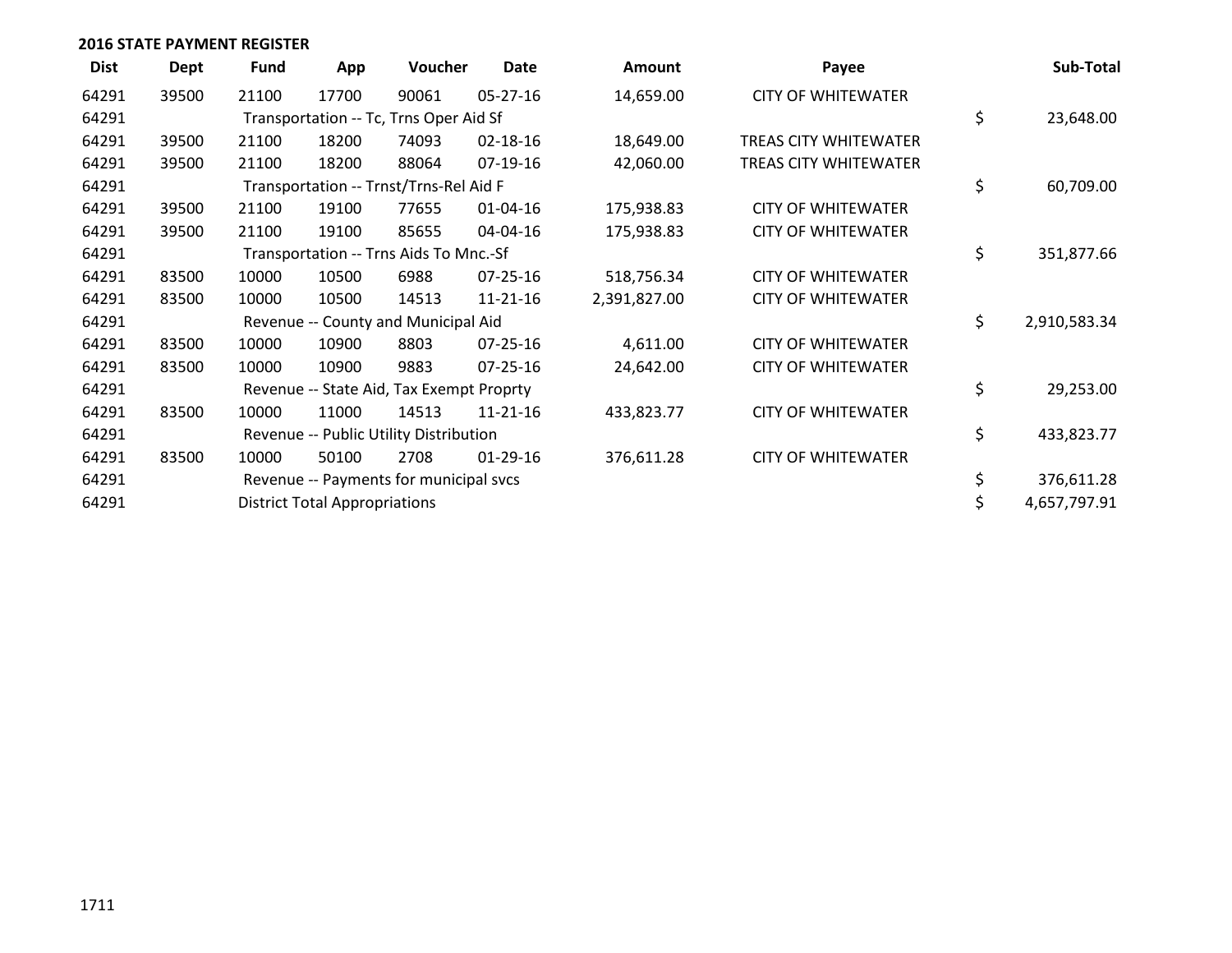**2016 STATE PAYMENT REGISTER**

| Dist | Dept | Fund | App | Voucher | Date | Amount | Payee | Sub-Total |
|---|---|---|---|---|---|---|---|---|
| 64291 | 39500 | 21100 | 17700 | 90061 | 05-27-16 | 14,659.00 | CITY OF WHITEWATER | |
| 64291 | | Transportation -- Tc, Trns Oper Aid Sf | | | | | | $ 23,648.00 |
| 64291 | 39500 | 21100 | 18200 | 74093 | 02-18-16 | 18,649.00 | TREAS CITY WHITEWATER | |
| 64291 | 39500 | 21100 | 18200 | 88064 | 07-19-16 | 42,060.00 | TREAS CITY WHITEWATER | |
| 64291 | | Transportation -- Trnst/Trns-Rel Aid F | | | | | | $ 60,709.00 |
| 64291 | 39500 | 21100 | 19100 | 77655 | 01-04-16 | 175,938.83 | CITY OF WHITEWATER | |
| 64291 | 39500 | 21100 | 19100 | 85655 | 04-04-16 | 175,938.83 | CITY OF WHITEWATER | |
| 64291 | | Transportation -- Trns Aids To Mnc.-Sf | | | | | | $ 351,877.66 |
| 64291 | 83500 | 10000 | 10500 | 6988 | 07-25-16 | 518,756.34 | CITY OF WHITEWATER | |
| 64291 | 83500 | 10000 | 10500 | 14513 | 11-21-16 | 2,391,827.00 | CITY OF WHITEWATER | |
| 64291 | | Revenue -- County and Municipal Aid | | | | | | $ 2,910,583.34 |
| 64291 | 83500 | 10000 | 10900 | 8803 | 07-25-16 | 4,611.00 | CITY OF WHITEWATER | |
| 64291 | 83500 | 10000 | 10900 | 9883 | 07-25-16 | 24,642.00 | CITY OF WHITEWATER | |
| 64291 | | Revenue -- State Aid, Tax Exempt Proprty | | | | | | $ 29,253.00 |
| 64291 | 83500 | 10000 | 11000 | 14513 | 11-21-16 | 433,823.77 | CITY OF WHITEWATER | |
| 64291 | | Revenue -- Public Utility Distribution | | | | | | $ 433,823.77 |
| 64291 | 83500 | 10000 | 50100 | 2708 | 01-29-16 | 376,611.28 | CITY OF WHITEWATER | |
| 64291 | | Revenue -- Payments for municipal svcs | | | | | | $ 376,611.28 |
| 64291 | | District Total Appropriations | | | | | | $ 4,657,797.91 |